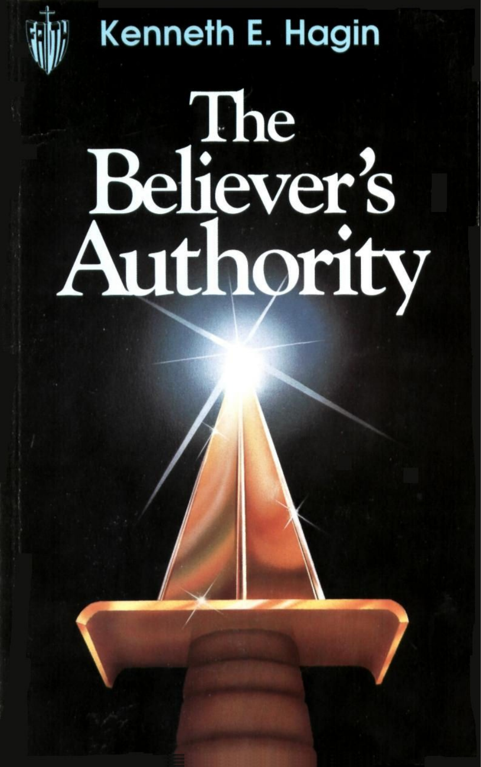Kenneth E. Hagin

# The Believer's Authority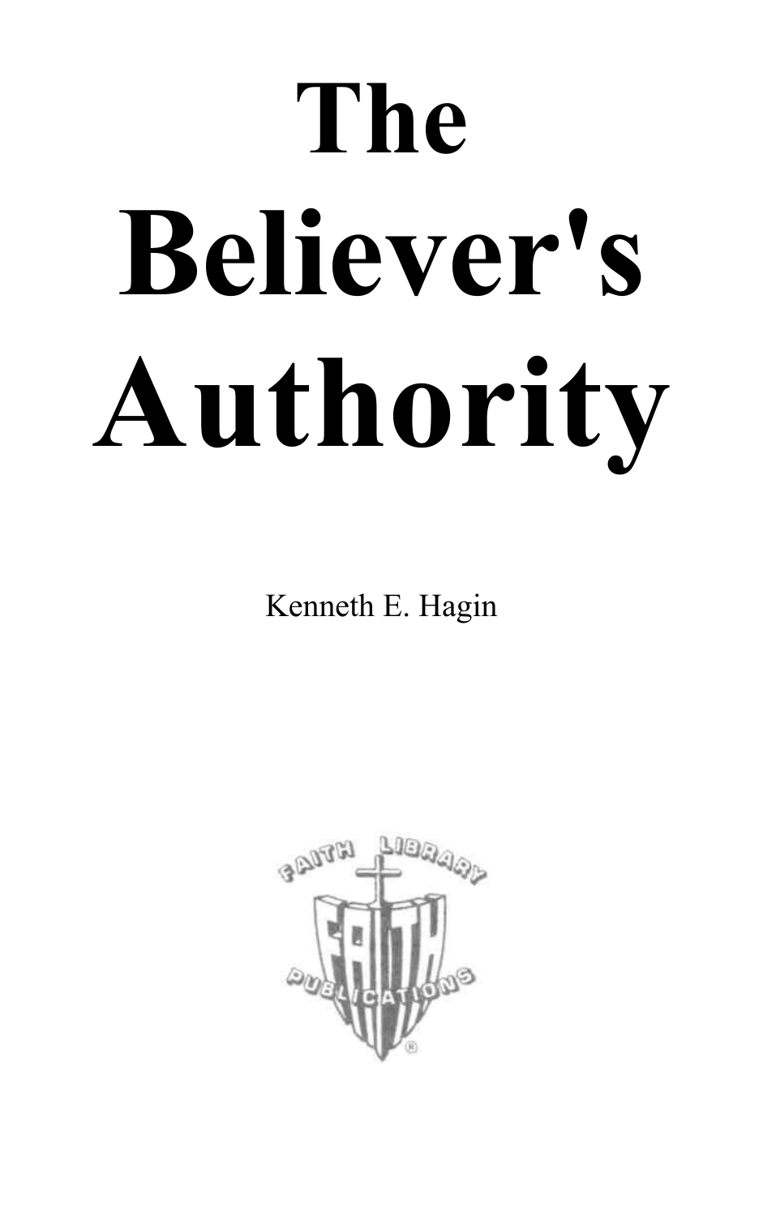# The Believer's Authority

Kenneth E. Hagin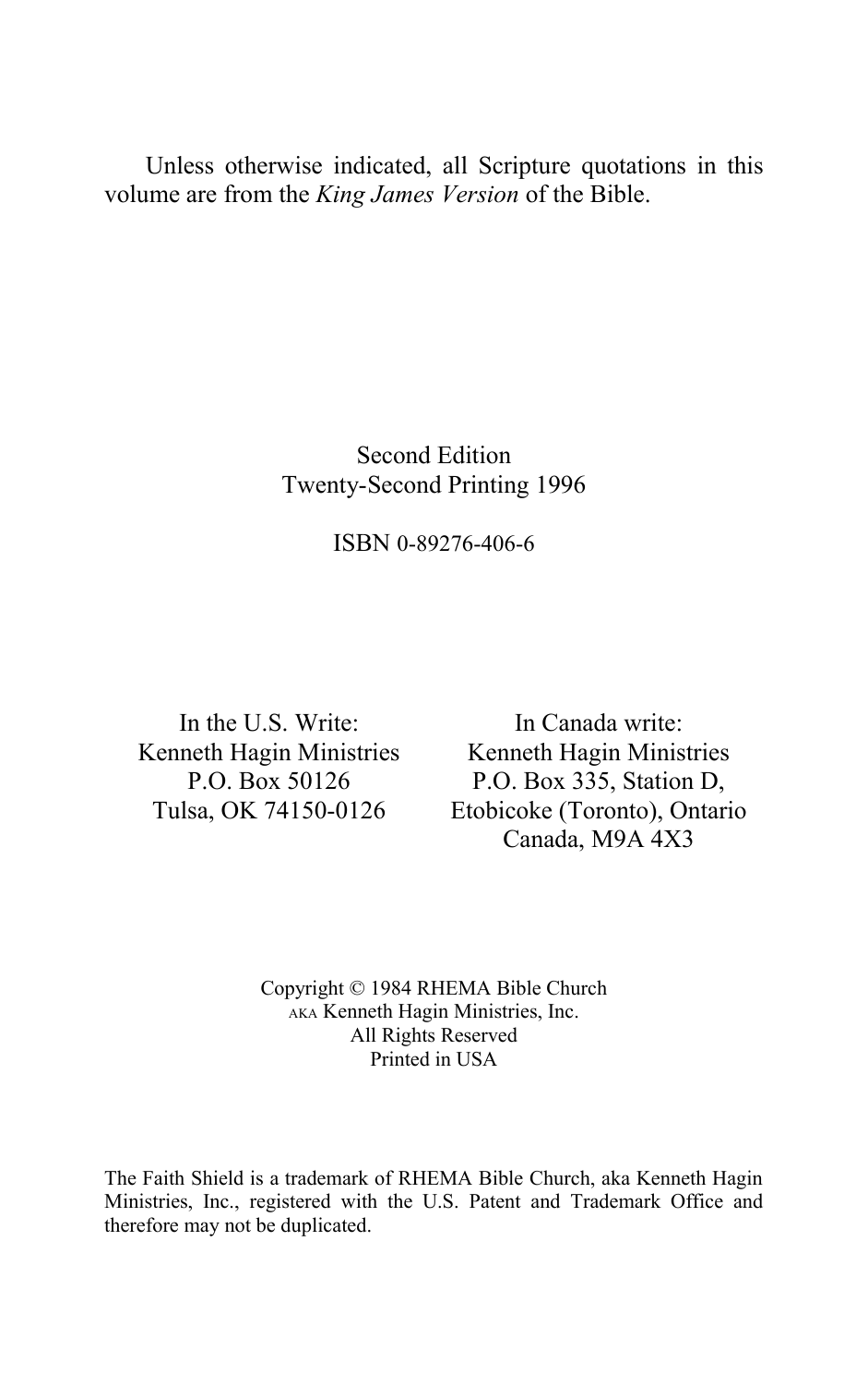Unless otherwise indicated, all Scripture quotations in this volume are from the *King James Version* of the Bible.

Second Edition
Twenty-Second Printing 1996

ISBN 0-89276-406-6

In the U.S. Write:
Kenneth Hagin Ministries
P.O. Box 50126
Tulsa, OK 74150-0126

In Canada write:
Kenneth Hagin Ministries
P.O. Box 335, Station D,
Etobicoke (Toronto), Ontario
Canada, M9A 4X3

Copyright © 1984 RHEMA Bible Church
AKA Kenneth Hagin Ministries, Inc.
All Rights Reserved
Printed in USA

The Faith Shield is a trademark of RHEMA Bible Church, aka Kenneth Hagin Ministries, Inc., registered with the U.S. Patent and Trademark Office and therefore may not be duplicated.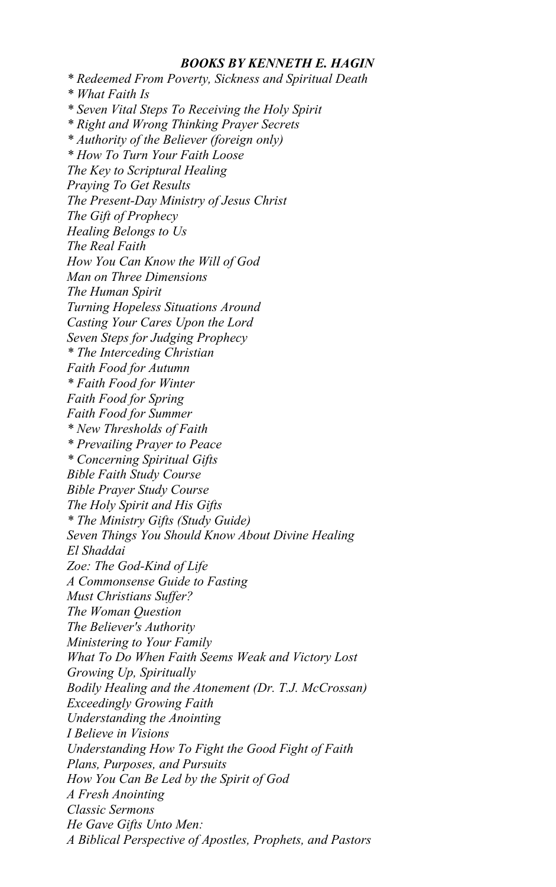***BOOKS BY KENNETH E. HAGIN***

*\* Redeemed From Poverty, Sickness and Spiritual Death*
*\* What Faith Is*
*\* Seven Vital Steps To Receiving the Holy Spirit*
*\* Right and Wrong Thinking Prayer Secrets*
*\* Authority of the Believer (foreign only)*
*\* How To Turn Your Faith Loose*
*The Key to Scriptural Healing*
*Praying To Get Results*
*The Present-Day Ministry of Jesus Christ*
*The Gift of Prophecy*
*Healing Belongs to Us*
*The Real Faith*
*How You Can Know the Will of God*
*Man on Three Dimensions*
*The Human Spirit*
*Turning Hopeless Situations Around*
*Casting Your Cares Upon the Lord*
*Seven Steps for Judging Prophecy*
*\* The Interceding Christian*
*Faith Food for Autumn*
*\* Faith Food for Winter*
*Faith Food for Spring*
*Faith Food for Summer*
*\* New Thresholds of Faith*
*\* Prevailing Prayer to Peace*
*\* Concerning Spiritual Gifts*
*Bible Faith Study Course*
*Bible Prayer Study Course*
*The Holy Spirit and His Gifts*
*\* The Ministry Gifts (Study Guide)*
*Seven Things You Should Know About Divine Healing*
*El Shaddai*
*Zoe: The God-Kind of Life*
*A Commonsense Guide to Fasting*
*Must Christians Suffer?*
*The Woman Question*
*The Believer's Authority*
*Ministering to Your Family*
*What To Do When Faith Seems Weak and Victory Lost*
*Growing Up, Spiritually*
*Bodily Healing and the Atonement (Dr. T.J. McCrossan)*
*Exceedingly Growing Faith*
*Understanding the Anointing*
*I Believe in Visions*
*Understanding How To Fight the Good Fight of Faith*
*Plans, Purposes, and Pursuits*
*How You Can Be Led by the Spirit of God*
*A Fresh Anointing*
*Classic Sermons*
*He Gave Gifts Unto Men:*
*A Biblical Perspective of Apostles, Prophets, and Pastors*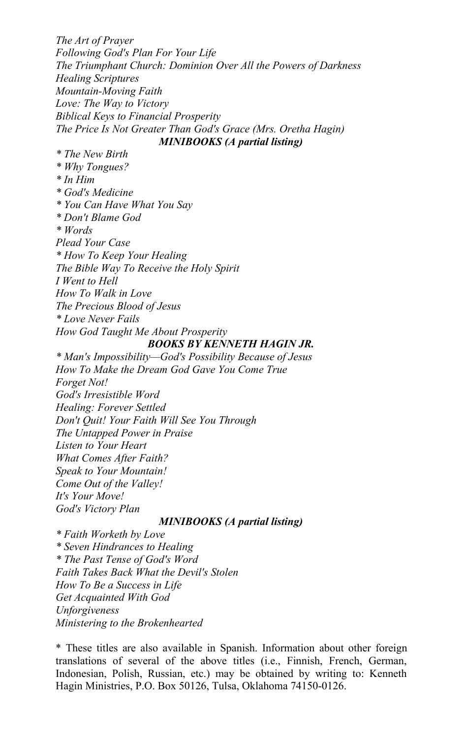*The Art of Prayer*
*Following God's Plan For Your Life*
*The Triumphant Church: Dominion Over All the Powers of Darkness*
*Healing Scriptures*
*Mountain-Moving Faith*
*Love: The Way to Victory*
*Biblical Keys to Financial Prosperity*
*The Price Is Not Greater Than God's Grace (Mrs. Oretha Hagin)*

### ***MINIBOOKS (A partial listing)***

*\* The New Birth*
*\* Why Tongues?*
*\* In Him*
*\* God's Medicine*
*\* You Can Have What You Say*
*\* Don't Blame God*
*\* Words*
*Plead Your Case*
*\* How To Keep Your Healing*
*The Bible Way To Receive the Holy Spirit*
*I Went to Hell*
*How To Walk in Love*
*The Precious Blood of Jesus*
*\* Love Never Fails*
*How God Taught Me About Prosperity*

### ***BOOKS BY KENNETH HAGIN JR.***

*\* Man's Impossibility—God's Possibility Because of Jesus*
*How To Make the Dream God Gave You Come True*
*Forget Not!*
*God's Irresistible Word*
*Healing: Forever Settled*
*Don't Quit! Your Faith Will See You Through*
*The Untapped Power in Praise*
*Listen to Your Heart*
*What Comes After Faith?*
*Speak to Your Mountain!*
*Come Out of the Valley!*
*It's Your Move!*
*God's Victory Plan*

### ***MINIBOOKS (A partial listing)***

*\* Faith Worketh by Love*
*\* Seven Hindrances to Healing*
*\* The Past Tense of God's Word*
*Faith Takes Back What the Devil's Stolen*
*How To Be a Success in Life*
*Get Acquainted With God*
*Unforgiveness*
*Ministering to the Brokenhearted*

\* These titles are also available in Spanish. Information about other foreign translations of several of the above titles (i.e., Finnish, French, German, Indonesian, Polish, Russian, etc.) may be obtained by writing to: Kenneth Hagin Ministries, P.O. Box 50126, Tulsa, Oklahoma 74150-0126.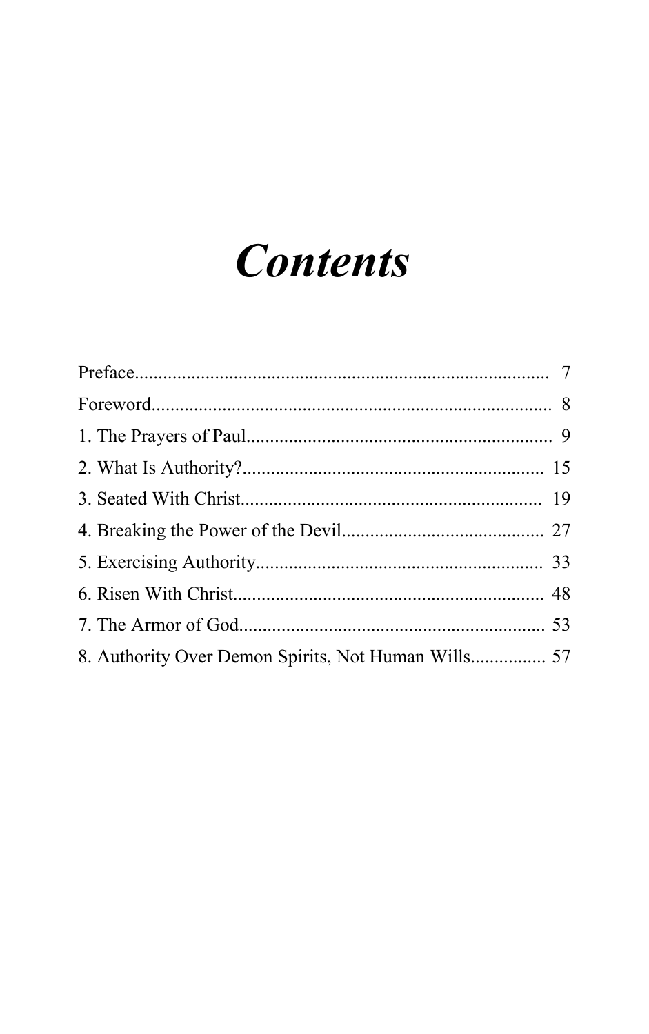# *Contents*

Preface........................................................................................ 7

Foreword..................................................................................... 8

1. The Prayers of Paul................................................................. 9

2. What Is Authority?................................................................ 15

3. Seated With Christ................................................................ 19

4. Breaking the Power of the Devil........................................... 27

5. Exercising Authority............................................................. 33

6. Risen With Christ.................................................................. 48

7. The Armor of God................................................................. 53

8. Authority Over Demon Spirits, Not Human Wills................ 57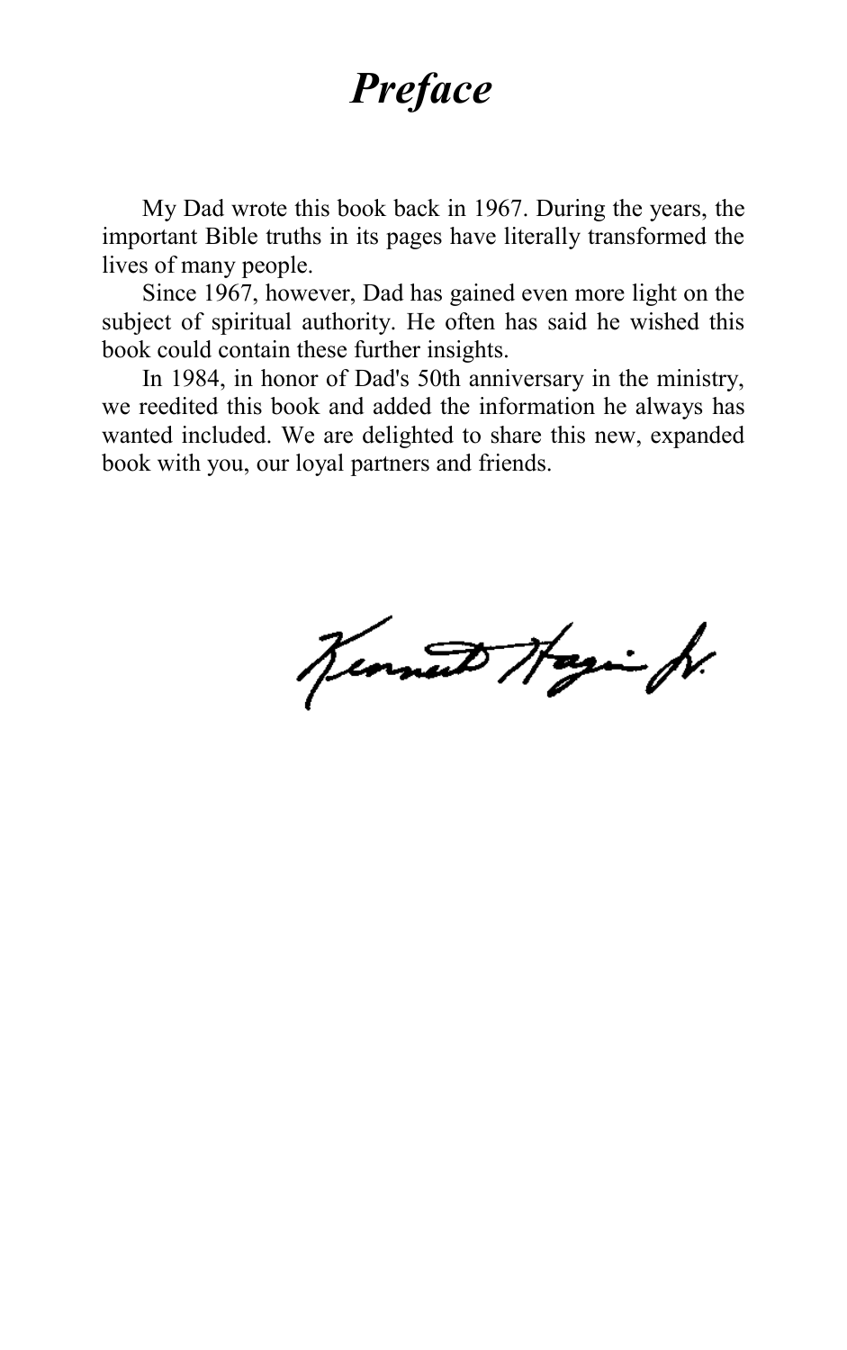# *Preface*

My Dad wrote this book back in 1967. During the years, the important Bible truths in its pages have literally transformed the lives of many people.

Since 1967, however, Dad has gained even more light on the subject of spiritual authority. He often has said he wished this book could contain these further insights.

In 1984, in honor of Dad's 50th anniversary in the ministry, we reedited this book and added the information he always has wanted included. We are delighted to share this new, expanded book with you, our loyal partners and friends.

Kenneth Hagin Jr.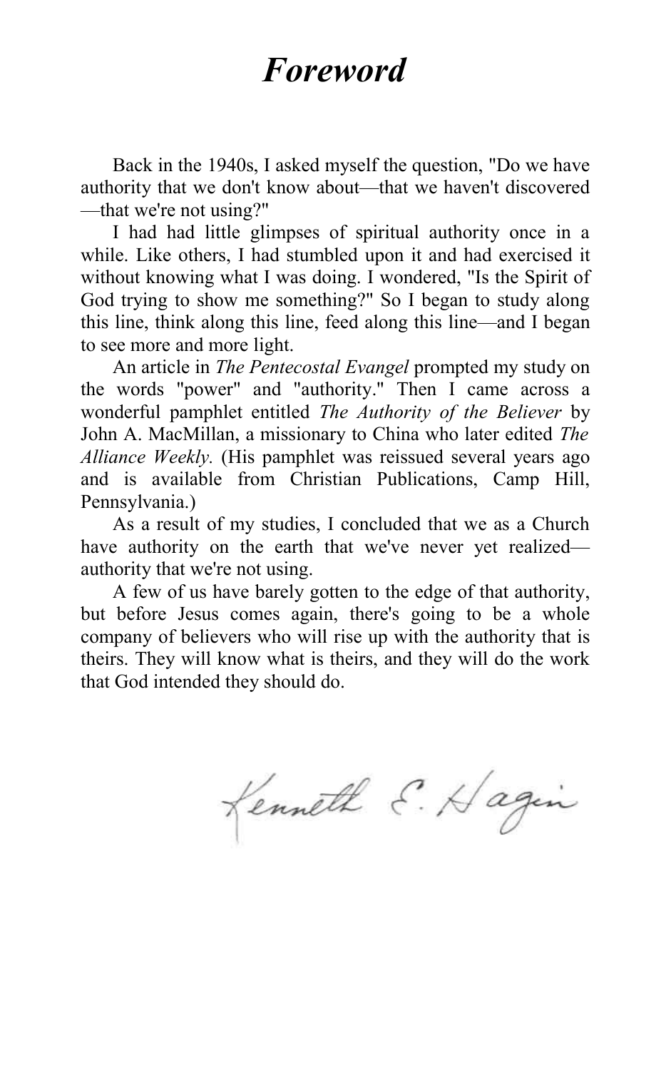# *Foreword*

Back in the 1940s, I asked myself the question, "Do we have authority that we don't know about—that we haven't discovered—that we're not using?"

I had had little glimpses of spiritual authority once in a while. Like others, I had stumbled upon it and had exercised it without knowing what I was doing. I wondered, "Is the Spirit of God trying to show me something?" So I began to study along this line, think along this line, feed along this line—and I began to see more and more light.

An article in *The Pentecostal Evangel* prompted my study on the words "power" and "authority." Then I came across a wonderful pamphlet entitled *The Authority of the Believer* by John A. MacMillan, a missionary to China who later edited *The Alliance Weekly.* (His pamphlet was reissued several years ago and is available from Christian Publications, Camp Hill, Pennsylvania.)

As a result of my studies, I concluded that we as a Church have authority on the earth that we've never yet realized—authority that we're not using.

A few of us have barely gotten to the edge of that authority, but before Jesus comes again, there's going to be a whole company of believers who will rise up with the authority that is theirs. They will know what is theirs, and they will do the work that God intended they should do.

Kenneth E. Hagin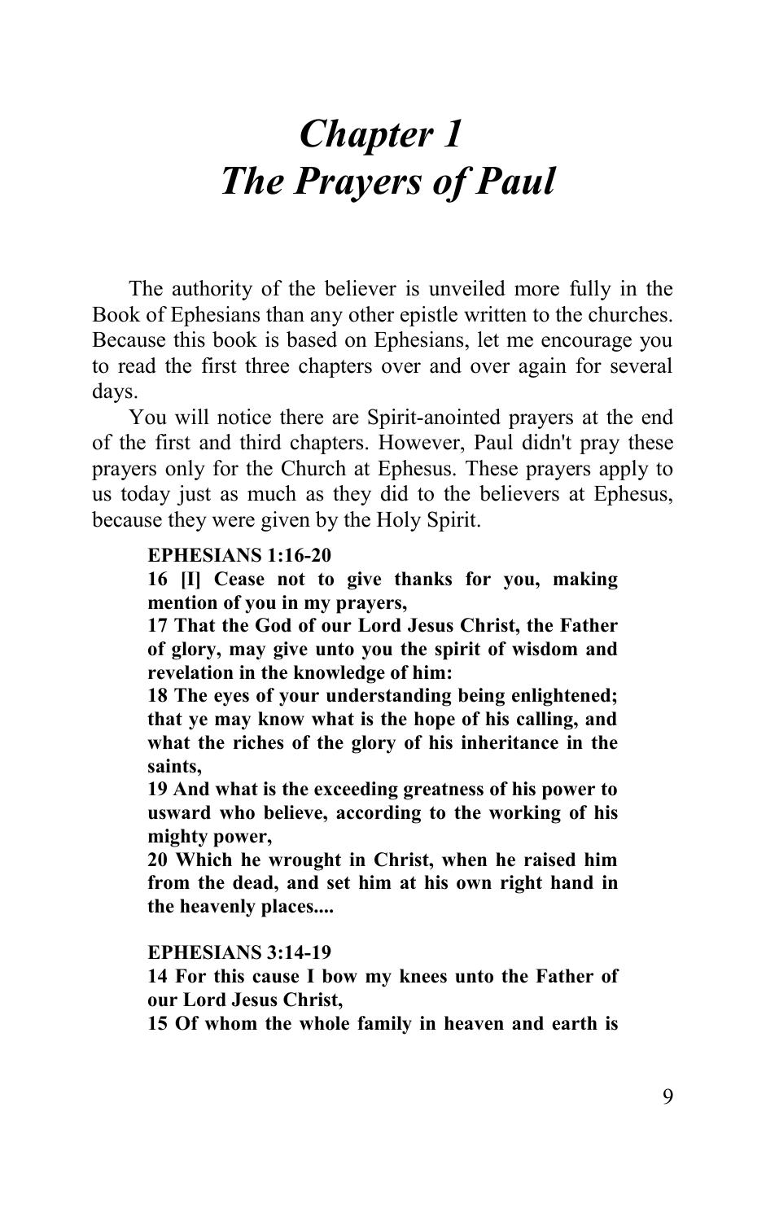# *Chapter 1*
# *The Prayers of Paul*

The authority of the believer is unveiled more fully in the Book of Ephesians than any other epistle written to the churches. Because this book is based on Ephesians, let me encourage you to read the first three chapters over and over again for several days.

You will notice there are Spirit-anointed prayers at the end of the first and third chapters. However, Paul didn't pray these prayers only for the Church at Ephesus. These prayers apply to us today just as much as they did to the believers at Ephesus, because they were given by the Holy Spirit.

> **EPHESIANS 1:16-20**
> **16 [I] Cease not to give thanks for you, making mention of you in my prayers,**
> **17 That the God of our Lord Jesus Christ, the Father of glory, may give unto you the spirit of wisdom and revelation in the knowledge of him:**
> **18 The eyes of your understanding being enlightened; that ye may know what is the hope of his calling, and what the riches of the glory of his inheritance in the saints,**
> **19 And what is the exceeding greatness of his power to usward who believe, according to the working of his mighty power,**
> **20 Which he wrought in Christ, when he raised him from the dead, and set him at his own right hand in the heavenly places....**

> **EPHESIANS 3:14-19**
> **14 For this cause I bow my knees unto the Father of our Lord Jesus Christ,**
> **15 Of whom the whole family in heaven and earth is**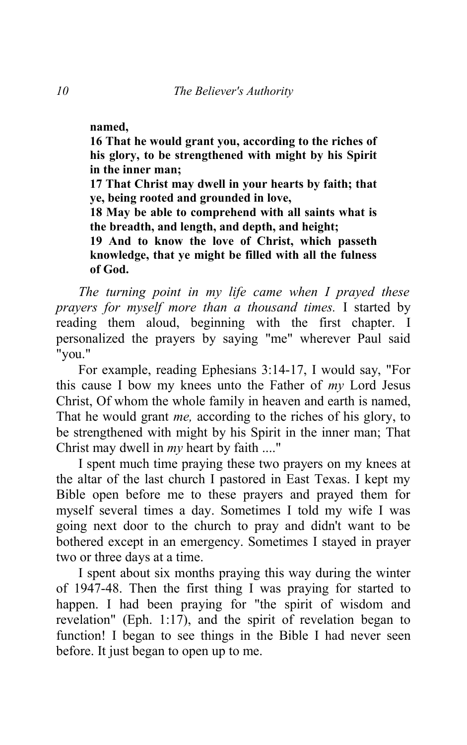**named,**

**16 That he would grant you, according to the riches of his glory, to be strengthened with might by his Spirit in the inner man;**

**17 That Christ may dwell in your hearts by faith; that ye, being rooted and grounded in love,**

**18 May be able to comprehend with all saints what is the breadth, and length, and depth, and height;**

**19 And to know the love of Christ, which passeth knowledge, that ye might be filled with all the fulness of God.**

*The turning point in my life came when I prayed these prayers for myself more than a thousand times.* I started by reading them aloud, beginning with the first chapter. I personalized the prayers by saying "me" wherever Paul said "you."

For example, reading Ephesians 3:14-17, I would say, "For this cause I bow my knees unto the Father of *my* Lord Jesus Christ, Of whom the whole family in heaven and earth is named, That he would grant *me,* according to the riches of his glory, to be strengthened with might by his Spirit in the inner man; That Christ may dwell in *my* heart by faith ...."

I spent much time praying these two prayers on my knees at the altar of the last church I pastored in East Texas. I kept my Bible open before me to these prayers and prayed them for myself several times a day. Sometimes I told my wife I was going next door to the church to pray and didn't want to be bothered except in an emergency. Sometimes I stayed in prayer two or three days at a time.

I spent about six months praying this way during the winter of 1947-48. Then the first thing I was praying for started to happen. I had been praying for "the spirit of wisdom and revelation" (Eph. 1:17), and the spirit of revelation began to function! I began to see things in the Bible I had never seen before. It just began to open up to me.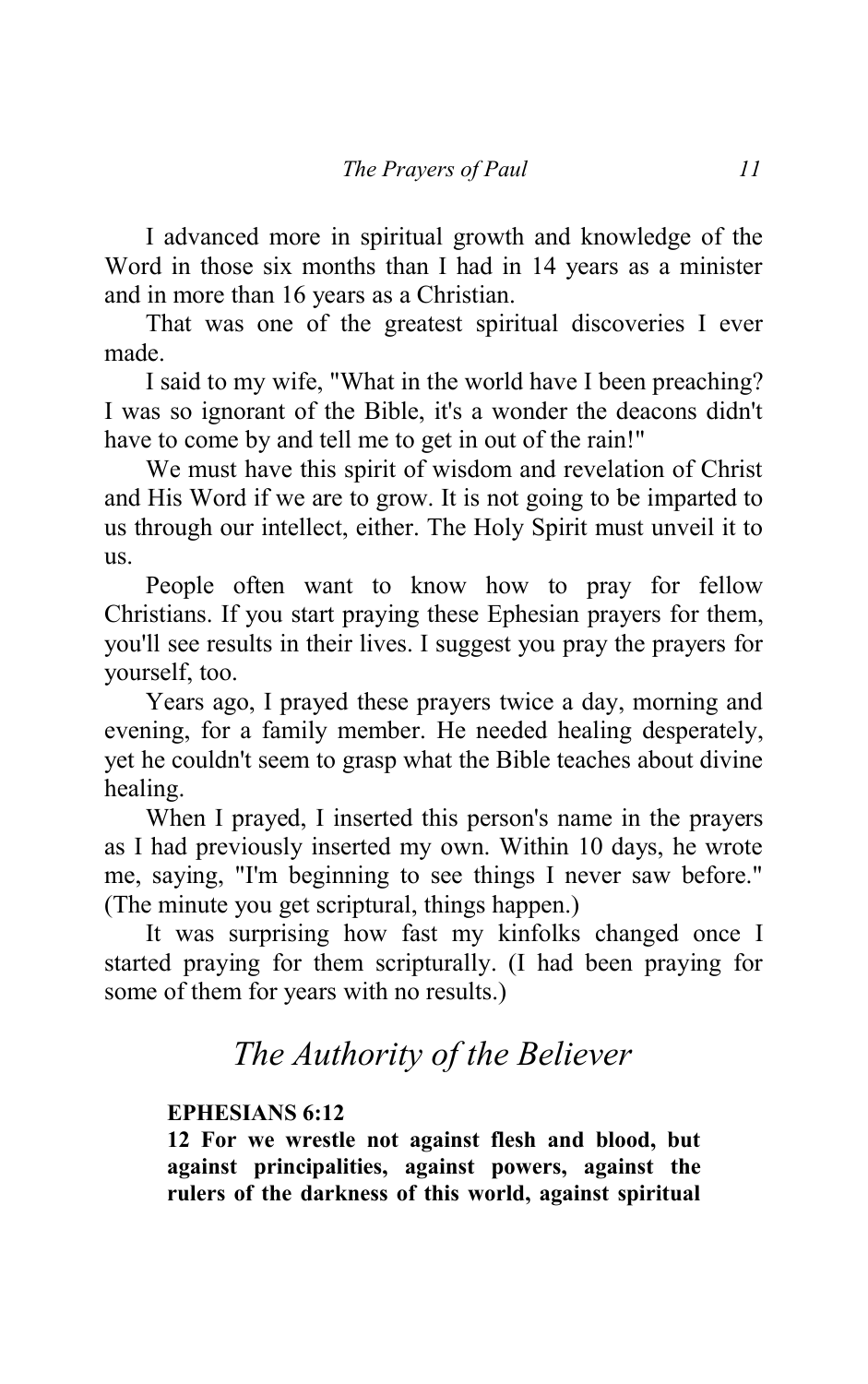I advanced more in spiritual growth and knowledge of the Word in those six months than I had in 14 years as a minister and in more than 16 years as a Christian.

That was one of the greatest spiritual discoveries I ever made.

I said to my wife, "What in the world have I been preaching? I was so ignorant of the Bible, it's a wonder the deacons didn't have to come by and tell me to get in out of the rain!"

We must have this spirit of wisdom and revelation of Christ and His Word if we are to grow. It is not going to be imparted to us through our intellect, either. The Holy Spirit must unveil it to us.

People often want to know how to pray for fellow Christians. If you start praying these Ephesian prayers for them, you'll see results in their lives. I suggest you pray the prayers for yourself, too.

Years ago, I prayed these prayers twice a day, morning and evening, for a family member. He needed healing desperately, yet he couldn't seem to grasp what the Bible teaches about divine healing.

When I prayed, I inserted this person's name in the prayers as I had previously inserted my own. Within 10 days, he wrote me, saying, "I'm beginning to see things I never saw before." (The minute you get scriptural, things happen.)

It was surprising how fast my kinfolks changed once I started praying for them scripturally. (I had been praying for some of them for years with no results.)

## *The Authority of the Believer*

**EPHESIANS 6:12**
**12 For we wrestle not against flesh and blood, but against principalities, against powers, against the rulers of the darkness of this world, against spiritual**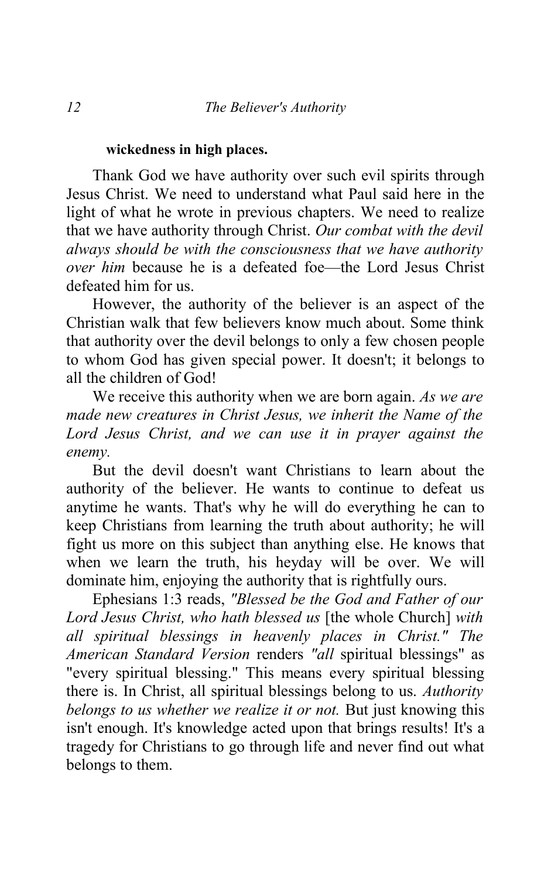**wickedness in high places.**

Thank God we have authority over such evil spirits through Jesus Christ. We need to understand what Paul said here in the light of what he wrote in previous chapters. We need to realize that we have authority through Christ. *Our combat with the devil always should be with the consciousness that we have authority over him* because he is a defeated foe—the Lord Jesus Christ defeated him for us.

However, the authority of the believer is an aspect of the Christian walk that few believers know much about. Some think that authority over the devil belongs to only a few chosen people to whom God has given special power. It doesn't; it belongs to all the children of God!

We receive this authority when we are born again. *As we are made new creatures in Christ Jesus, we inherit the Name of the Lord Jesus Christ, and we can use it in prayer against the enemy.*

But the devil doesn't want Christians to learn about the authority of the believer. He wants to continue to defeat us anytime he wants. That's why he will do everything he can to keep Christians from learning the truth about authority; he will fight us more on this subject than anything else. He knows that when we learn the truth, his heyday will be over. We will dominate him, enjoying the authority that is rightfully ours.

Ephesians 1:3 reads, *"Blessed be the God and Father of our Lord Jesus Christ, who hath blessed us* [the whole Church] *with all spiritual blessings in heavenly places in Christ." The American Standard Version* renders *"all* spiritual blessings" as "every spiritual blessing." This means every spiritual blessing there is. In Christ, all spiritual blessings belong to us. *Authority belongs to us whether we realize it or not.* But just knowing this isn't enough. It's knowledge acted upon that brings results! It's a tragedy for Christians to go through life and never find out what belongs to them.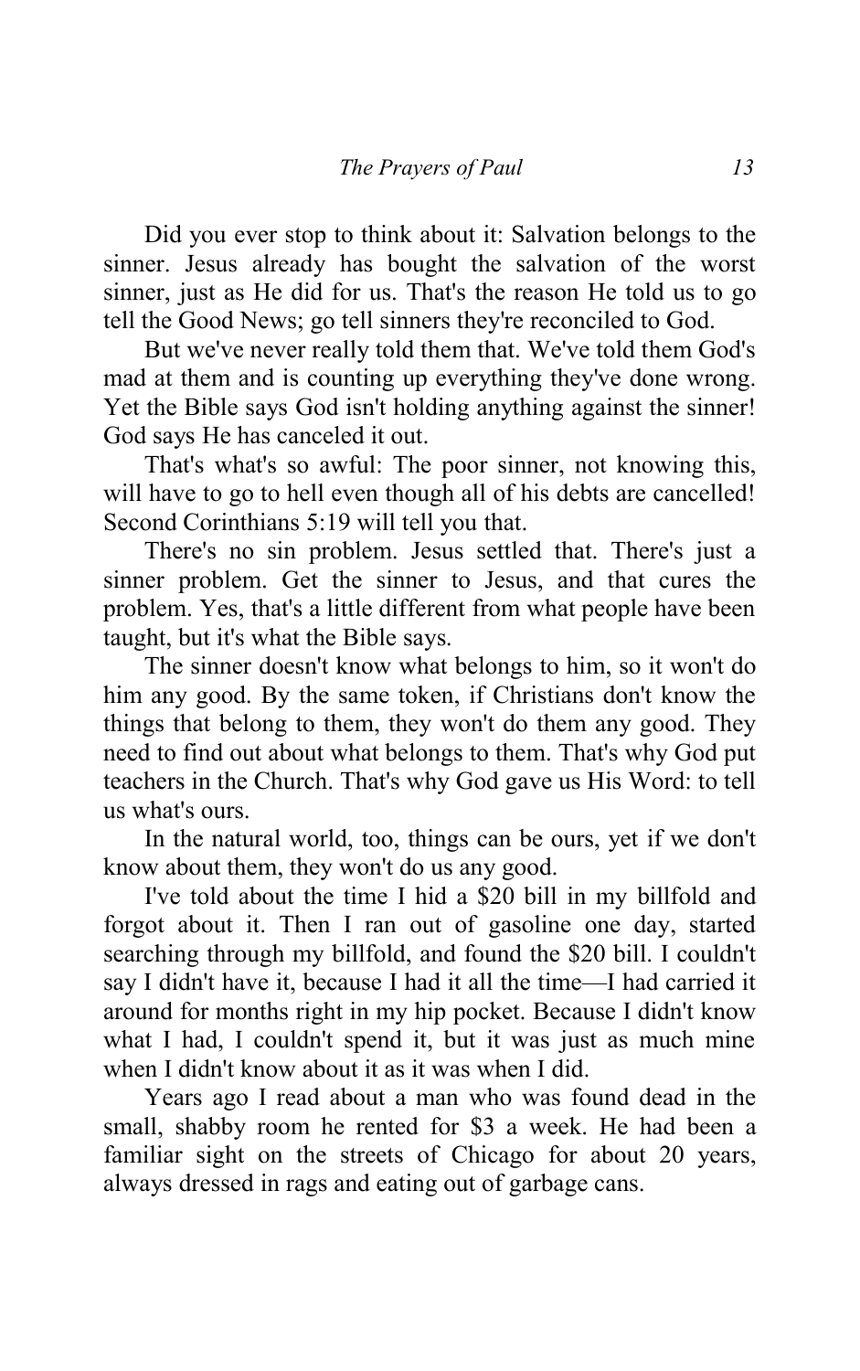Did you ever stop to think about it: Salvation belongs to the sinner. Jesus already has bought the salvation of the worst sinner, just as He did for us. That's the reason He told us to go tell the Good News; go tell sinners they're reconciled to God.

But we've never really told them that. We've told them God's mad at them and is counting up everything they've done wrong. Yet the Bible says God isn't holding anything against the sinner! God says He has canceled it out.

That's what's so awful: The poor sinner, not knowing this, will have to go to hell even though all of his debts are cancelled! Second Corinthians 5:19 will tell you that.

There's no sin problem. Jesus settled that. There's just a sinner problem. Get the sinner to Jesus, and that cures the problem. Yes, that's a little different from what people have been taught, but it's what the Bible says.

The sinner doesn't know what belongs to him, so it won't do him any good. By the same token, if Christians don't know the things that belong to them, they won't do them any good. They need to find out about what belongs to them. That's why God put teachers in the Church. That's why God gave us His Word: to tell us what's ours.

In the natural world, too, things can be ours, yet if we don't know about them, they won't do us any good.

I've told about the time I hid a $20 bill in my billfold and forgot about it. Then I ran out of gasoline one day, started searching through my billfold, and found the $20 bill. I couldn't say I didn't have it, because I had it all the time—I had carried it around for months right in my hip pocket. Because I didn't know what I had, I couldn't spend it, but it was just as much mine when I didn't know about it as it was when I did.

Years ago I read about a man who was found dead in the small, shabby room he rented for $3 a week. He had been a familiar sight on the streets of Chicago for about 20 years, always dressed in rags and eating out of garbage cans.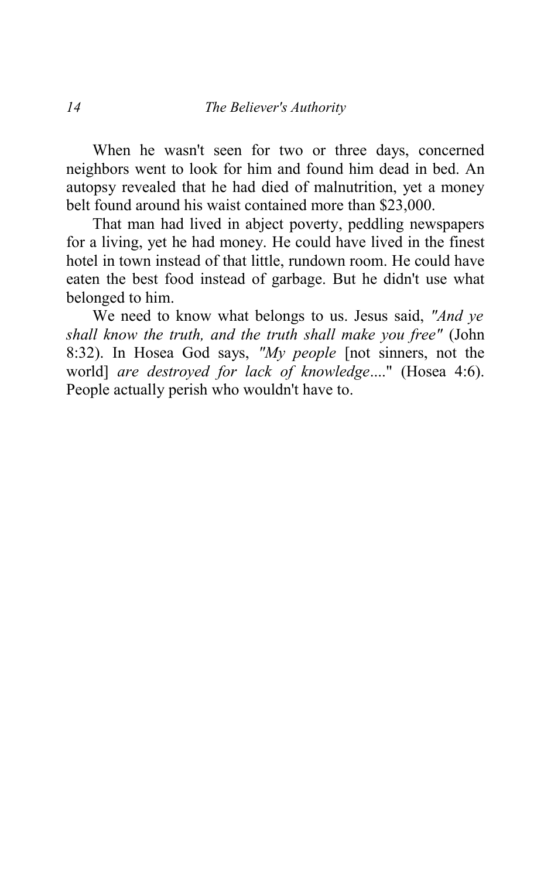When he wasn't seen for two or three days, concerned neighbors went to look for him and found him dead in bed. An autopsy revealed that he had died of malnutrition, yet a money belt found around his waist contained more than $23,000.

That man had lived in abject poverty, peddling newspapers for a living, yet he had money. He could have lived in the finest hotel in town instead of that little, rundown room. He could have eaten the best food instead of garbage. But he didn't use what belonged to him.

We need to know what belongs to us. Jesus said, *"And ye shall know the truth, and the truth shall make you free"* (John 8:32). In Hosea God says, *"My people* [not sinners, not the world] *are destroyed for lack of knowledge*...." (Hosea 4:6). People actually perish who wouldn't have to.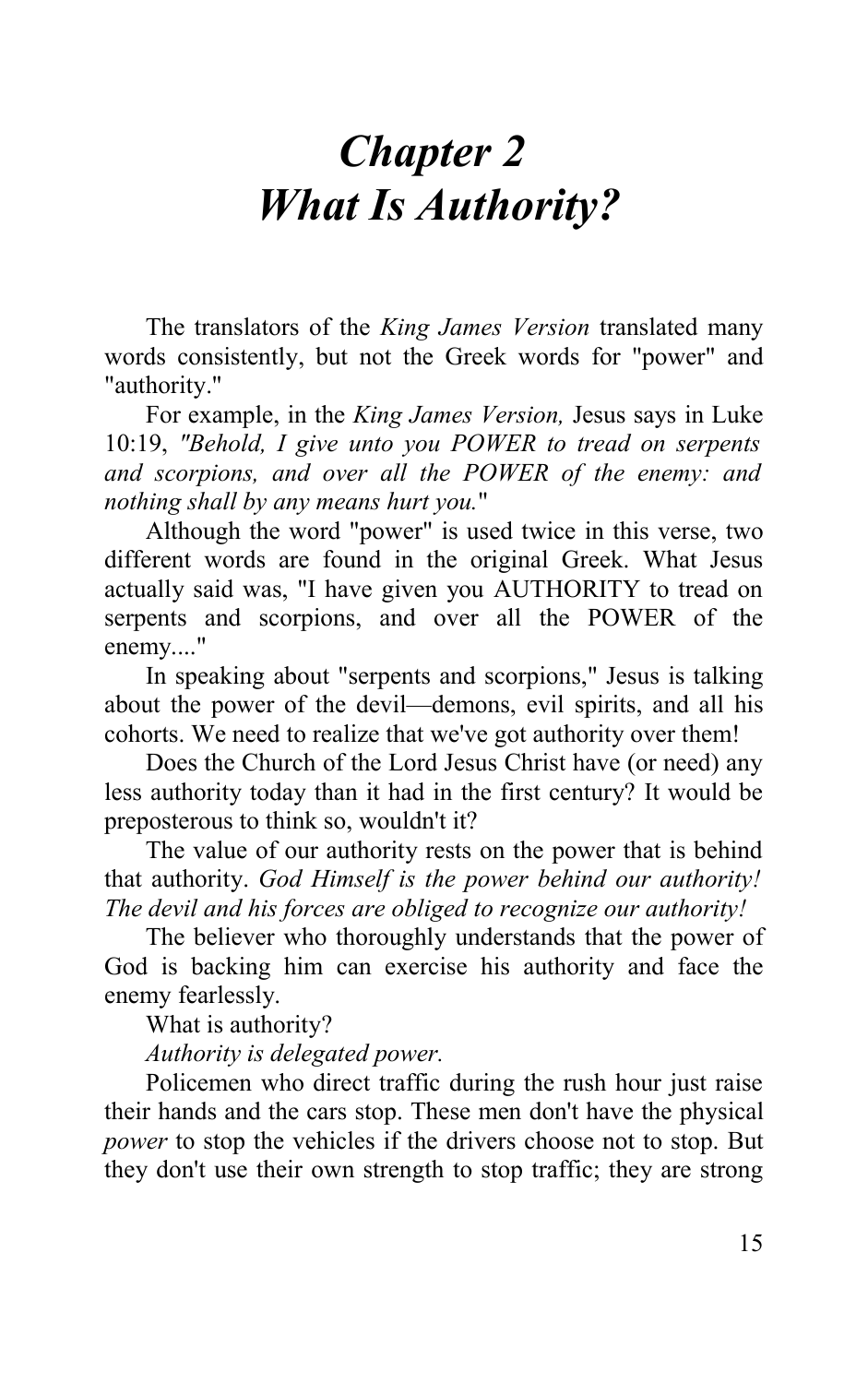# *Chapter 2*
# *What Is Authority?*

The translators of the *King James Version* translated many words consistently, but not the Greek words for "power" and "authority."

For example, in the *King James Version,* Jesus says in Luke 10:19, *"Behold, I give unto you POWER to tread on serpents and scorpions, and over all the POWER of the enemy: and nothing shall by any means hurt you.*"

Although the word "power" is used twice in this verse, two different words are found in the original Greek. What Jesus actually said was, "I have given you AUTHORITY to tread on serpents and scorpions, and over all the POWER of the enemy...."

In speaking about "serpents and scorpions," Jesus is talking about the power of the devil—demons, evil spirits, and all his cohorts. We need to realize that we've got authority over them!

Does the Church of the Lord Jesus Christ have (or need) any less authority today than it had in the first century? It would be preposterous to think so, wouldn't it?

The value of our authority rests on the power that is behind that authority. *God Himself is the power behind our authority! The devil and his forces are obliged to recognize our authority!*

The believer who thoroughly understands that the power of God is backing him can exercise his authority and face the enemy fearlessly.

What is authority?

*Authority is delegated power.*

Policemen who direct traffic during the rush hour just raise their hands and the cars stop. These men don't have the physical *power* to stop the vehicles if the drivers choose not to stop. But they don't use their own strength to stop traffic; they are strong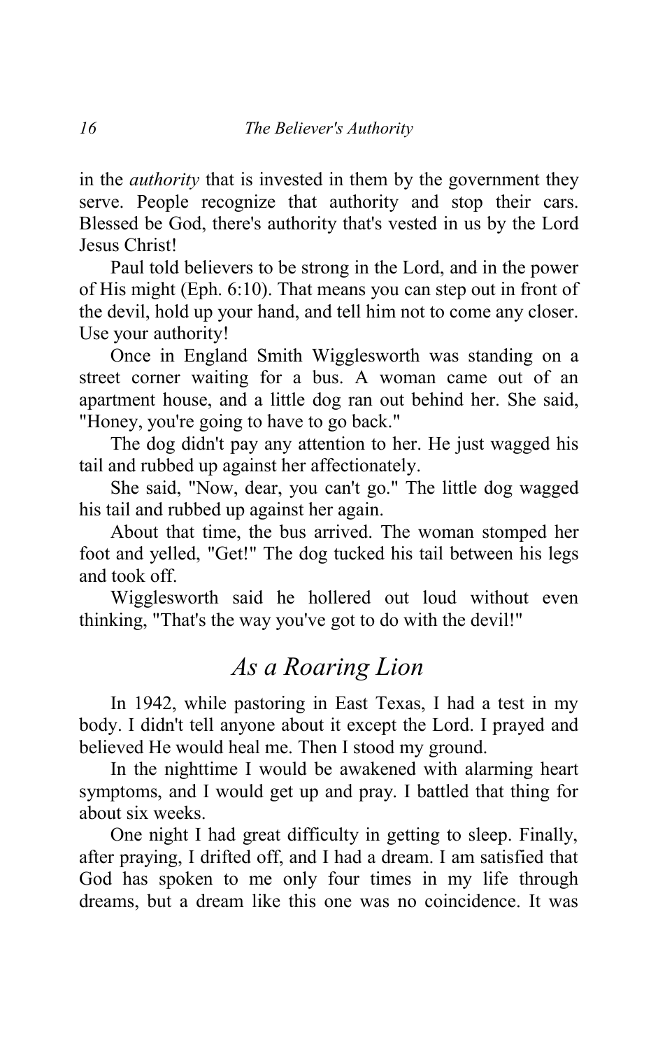in the *authority* that is invested in them by the government they serve. People recognize that authority and stop their cars. Blessed be God, there's authority that's vested in us by the Lord Jesus Christ!

Paul told believers to be strong in the Lord, and in the power of His might (Eph. 6:10). That means you can step out in front of the devil, hold up your hand, and tell him not to come any closer. Use your authority!

Once in England Smith Wigglesworth was standing on a street corner waiting for a bus. A woman came out of an apartment house, and a little dog ran out behind her. She said, "Honey, you're going to have to go back."

The dog didn't pay any attention to her. He just wagged his tail and rubbed up against her affectionately.

She said, "Now, dear, you can't go." The little dog wagged his tail and rubbed up against her again.

About that time, the bus arrived. The woman stomped her foot and yelled, "Get!" The dog tucked his tail between his legs and took off.

Wigglesworth said he hollered out loud without even thinking, "That's the way you've got to do with the devil!"

## *As a Roaring Lion*

In 1942, while pastoring in East Texas, I had a test in my body. I didn't tell anyone about it except the Lord. I prayed and believed He would heal me. Then I stood my ground.

In the nighttime I would be awakened with alarming heart symptoms, and I would get up and pray. I battled that thing for about six weeks.

One night I had great difficulty in getting to sleep. Finally, after praying, I drifted off, and I had a dream. I am satisfied that God has spoken to me only four times in my life through dreams, but a dream like this one was no coincidence. It was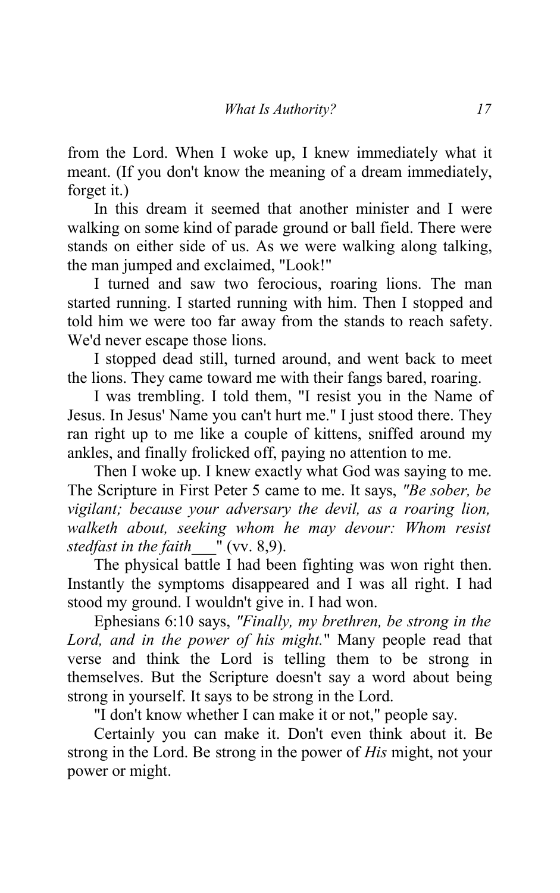from the Lord. When I woke up, I knew immediately what it meant. (If you don't know the meaning of a dream immediately, forget it.)

In this dream it seemed that another minister and I were walking on some kind of parade ground or ball field. There were stands on either side of us. As we were walking along talking, the man jumped and exclaimed, "Look!"

I turned and saw two ferocious, roaring lions. The man started running. I started running with him. Then I stopped and told him we were too far away from the stands to reach safety. We'd never escape those lions.

I stopped dead still, turned around, and went back to meet the lions. They came toward me with their fangs bared, roaring.

I was trembling. I told them, "I resist you in the Name of Jesus. In Jesus' Name you can't hurt me." I just stood there. They ran right up to me like a couple of kittens, sniffed around my ankles, and finally frolicked off, paying no attention to me.

Then I woke up. I knew exactly what God was saying to me. The Scripture in First Peter 5 came to me. It says, *"Be sober, be vigilant; because your adversary the devil, as a roaring lion, walketh about, seeking whom he may devour: Whom resist stedfast in the faith___"* (vv. 8,9).

The physical battle I had been fighting was won right then. Instantly the symptoms disappeared and I was all right. I had stood my ground. I wouldn't give in. I had won.

Ephesians 6:10 says, *"Finally, my brethren, be strong in the Lord, and in the power of his might."* Many people read that verse and think the Lord is telling them to be strong in themselves. But the Scripture doesn't say a word about being strong in yourself. It says to be strong in the Lord.

"I don't know whether I can make it or not," people say.

Certainly you can make it. Don't even think about it. Be strong in the Lord. Be strong in the power of *His* might, not your power or might.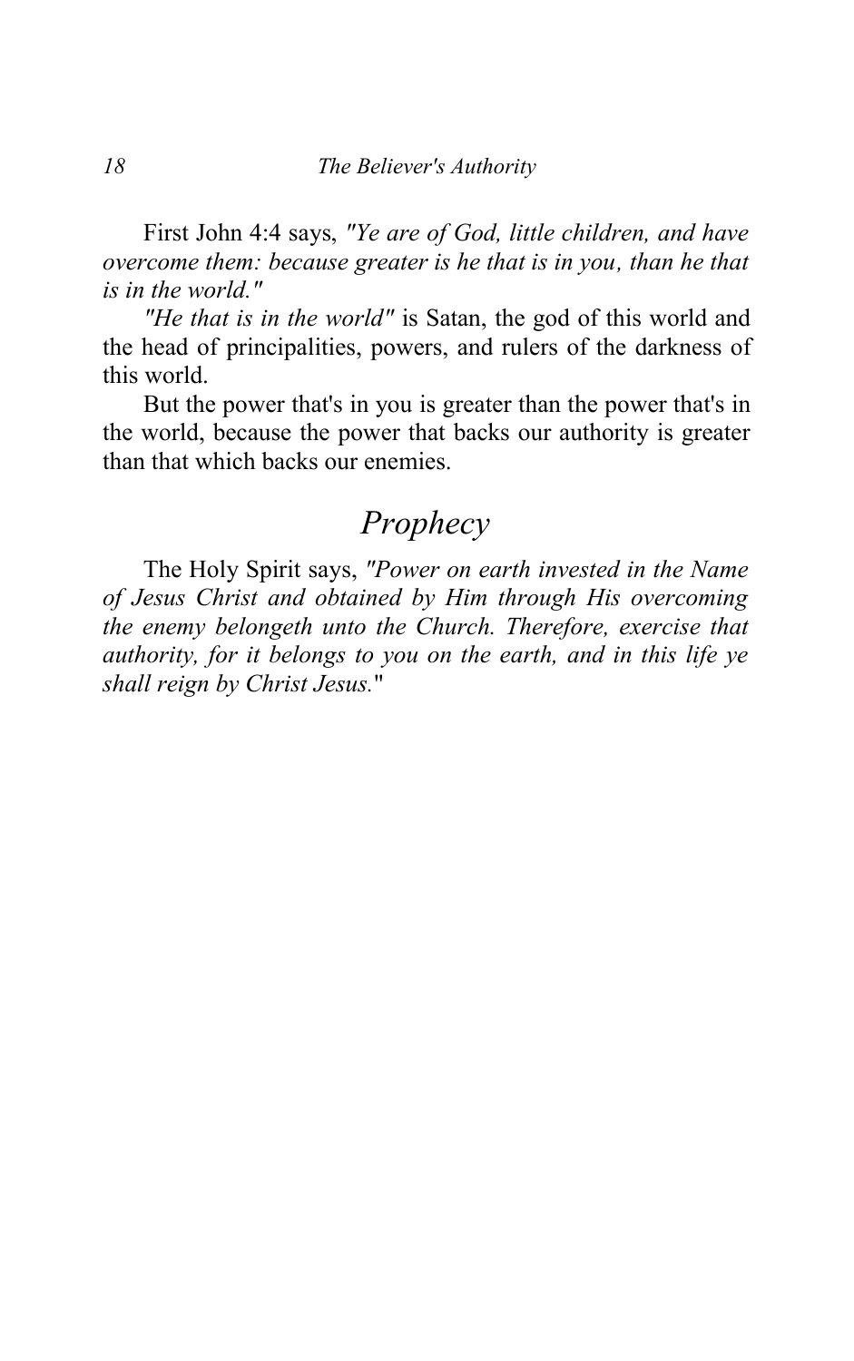First John 4:4 says, *"Ye are of God, little children, and have overcome them: because greater is he that is in you, than he that is in the world."*

*"He that is in the world"* is Satan, the god of this world and the head of principalities, powers, and rulers of the darkness of this world.

But the power that's in you is greater than the power that's in the world, because the power that backs our authority is greater than that which backs our enemies.

## *Prophecy*

The Holy Spirit says, *"Power on earth invested in the Name of Jesus Christ and obtained by Him through His overcoming the enemy belongeth unto the Church. Therefore, exercise that authority, for it belongs to you on the earth, and in this life ye shall reign by Christ Jesus."*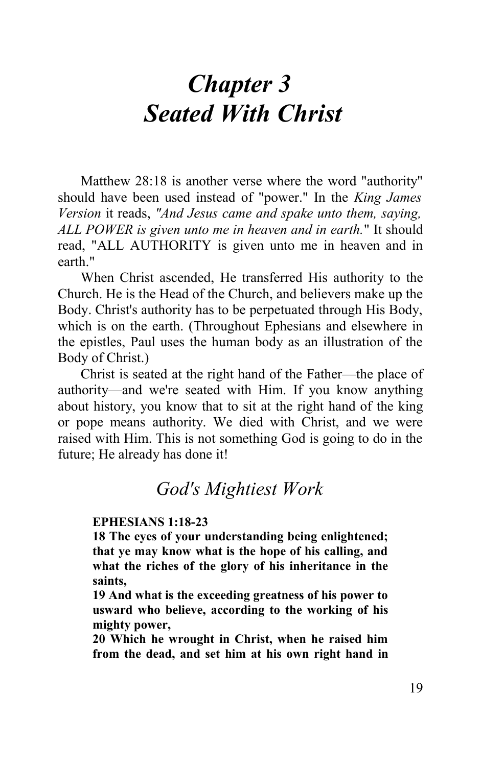# *Chapter 3*
# *Seated With Christ*

Matthew 28:18 is another verse where the word "authority" should have been used instead of "power." In the *King James Version* it reads, *"And Jesus came and spake unto them, saying, ALL POWER is given unto me in heaven and in earth."* It should read, "ALL AUTHORITY is given unto me in heaven and in earth."

When Christ ascended, He transferred His authority to the Church. He is the Head of the Church, and believers make up the Body. Christ's authority has to be perpetuated through His Body, which is on the earth. (Throughout Ephesians and elsewhere in the epistles, Paul uses the human body as an illustration of the Body of Christ.)

Christ is seated at the right hand of the Father—the place of authority—and we're seated with Him. If you know anything about history, you know that to sit at the right hand of the king or pope means authority. We died with Christ, and we were raised with Him. This is not something God is going to do in the future; He already has done it!

## *God's Mightiest Work*

**EPHESIANS 1:18-23**

**18 The eyes of your understanding being enlightened; that ye may know what is the hope of his calling, and what the riches of the glory of his inheritance in the saints,**

**19 And what is the exceeding greatness of his power to usward who believe, according to the working of his mighty power,**

**20 Which he wrought in Christ, when he raised him from the dead, and set him at his own right hand in**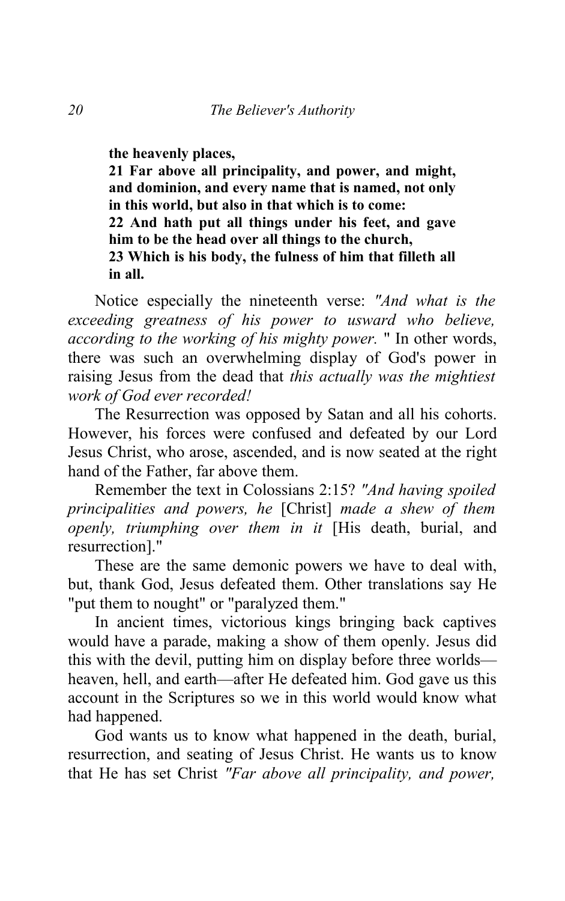**the heavenly places,**
**21 Far above all principality, and power, and might, and dominion, and every name that is named, not only in this world, but also in that which is to come:**
**22 And hath put all things under his feet, and gave him to be the head over all things to the church,**
**23 Which is his body, the fulness of him that filleth all in all.**

Notice especially the nineteenth verse: *"And what is the exceeding greatness of his power to usward who believe, according to the working of his mighty power.* " In other words, there was such an overwhelming display of God's power in raising Jesus from the dead that *this actually was the mightiest work of God ever recorded!*

The Resurrection was opposed by Satan and all his cohorts. However, his forces were confused and defeated by our Lord Jesus Christ, who arose, ascended, and is now seated at the right hand of the Father, far above them.

Remember the text in Colossians 2:15? *"And having spoiled principalities and powers, he* [Christ] *made a shew of them openly, triumphing over them in it* [His death, burial, and resurrection]."

These are the same demonic powers we have to deal with, but, thank God, Jesus defeated them. Other translations say He "put them to nought" or "paralyzed them."

In ancient times, victorious kings bringing back captives would have a parade, making a show of them openly. Jesus did this with the devil, putting him on display before three worlds—heaven, hell, and earth—after He defeated him. God gave us this account in the Scriptures so we in this world would know what had happened.

God wants us to know what happened in the death, burial, resurrection, and seating of Jesus Christ. He wants us to know that He has set Christ *"Far above all principality, and power,*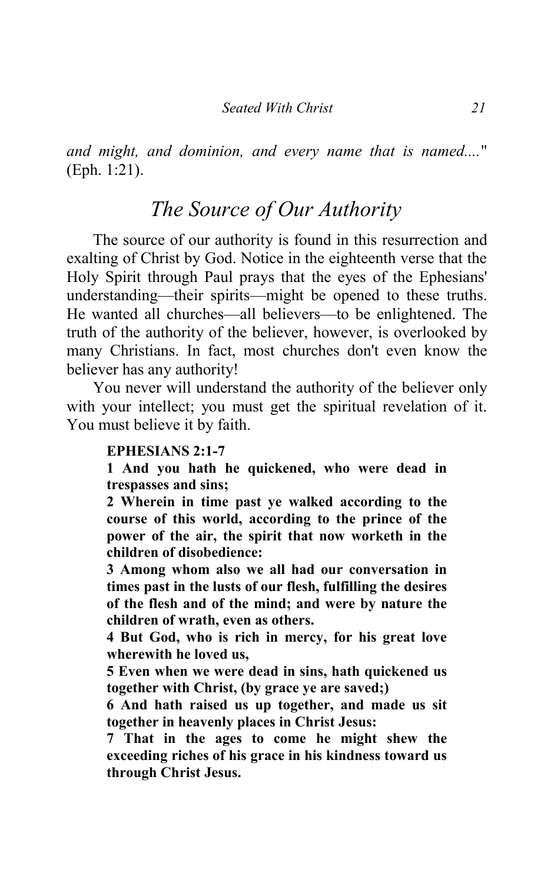*and might, and dominion, and every name that is named....*" (Eph. 1:21).

## *The Source of Our Authority*

The source of our authority is found in this resurrection and exalting of Christ by God. Notice in the eighteenth verse that the Holy Spirit through Paul prays that the eyes of the Ephesians' understanding—their spirits—might be opened to these truths. He wanted all churches—all believers—to be enlightened. The truth of the authority of the believer, however, is overlooked by many Christians. In fact, most churches don't even know the believer has any authority!

You never will understand the authority of the believer only with your intellect; you must get the spiritual revelation of it. You must believe it by faith.

**EPHESIANS 2:1-7**

**1 And you hath he quickened, who were dead in trespasses and sins;**

**2 Wherein in time past ye walked according to the course of this world, according to the prince of the power of the air, the spirit that now worketh in the children of disobedience:**

**3 Among whom also we all had our conversation in times past in the lusts of our flesh, fulfilling the desires of the flesh and of the mind; and were by nature the children of wrath, even as others.**

**4 But God, who is rich in mercy, for his great love wherewith he loved us,**

**5 Even when we were dead in sins, hath quickened us together with Christ, (by grace ye are saved;)**

**6 And hath raised us up together, and made us sit together in heavenly places in Christ Jesus:**

**7 That in the ages to come he might shew the exceeding riches of his grace in his kindness toward us through Christ Jesus.**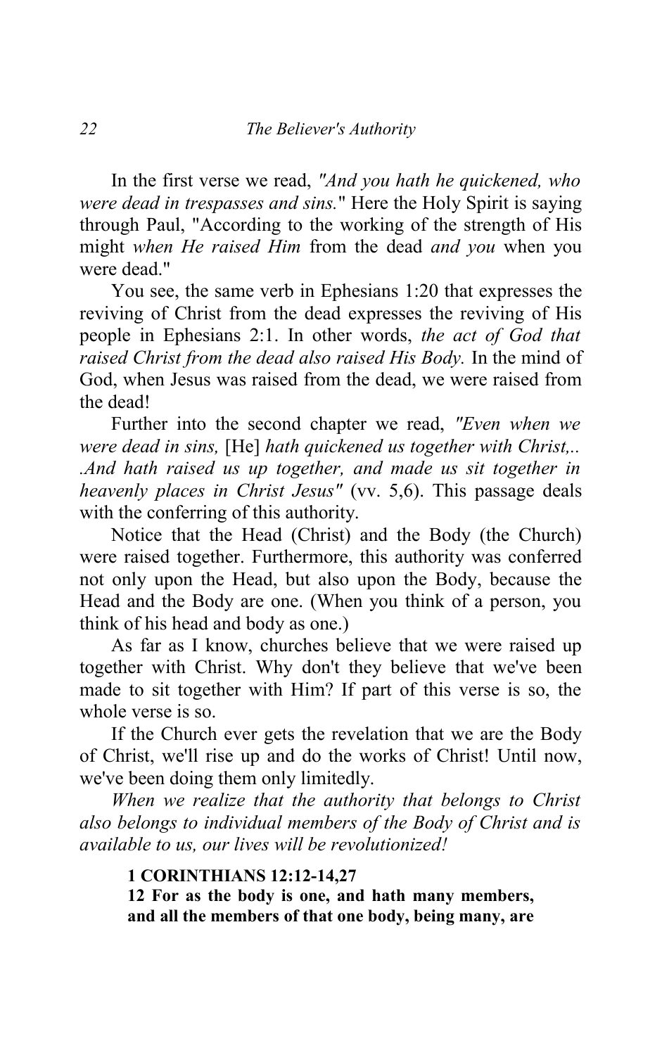In the first verse we read, *"And you hath he quickened, who were dead in trespasses and sins."* Here the Holy Spirit is saying through Paul, "According to the working of the strength of His might *when He raised Him* from the dead *and you* when you were dead."

You see, the same verb in Ephesians 1:20 that expresses the reviving of Christ from the dead expresses the reviving of His people in Ephesians 2:1. In other words, *the act of God that raised Christ from the dead also raised His Body.* In the mind of God, when Jesus was raised from the dead, we were raised from the dead!

Further into the second chapter we read, *"Even when we were dead in sins,* [He] *hath quickened us together with Christ,.. .And hath raised us up together, and made us sit together in heavenly places in Christ Jesus"* (vv. 5,6). This passage deals with the conferring of this authority.

Notice that the Head (Christ) and the Body (the Church) were raised together. Furthermore, this authority was conferred not only upon the Head, but also upon the Body, because the Head and the Body are one. (When you think of a person, you think of his head and body as one.)

As far as I know, churches believe that we were raised up together with Christ. Why don't they believe that we've been made to sit together with Him? If part of this verse is so, the whole verse is so.

If the Church ever gets the revelation that we are the Body of Christ, we'll rise up and do the works of Christ! Until now, we've been doing them only limitedly.

*When we realize that the authority that belongs to Christ also belongs to individual members of the Body of Christ and is available to us, our lives will be revolutionized!*

**1 CORINTHIANS 12:12-14,27**
**12 For as the body is one, and hath many members, and all the members of that one body, being many, are**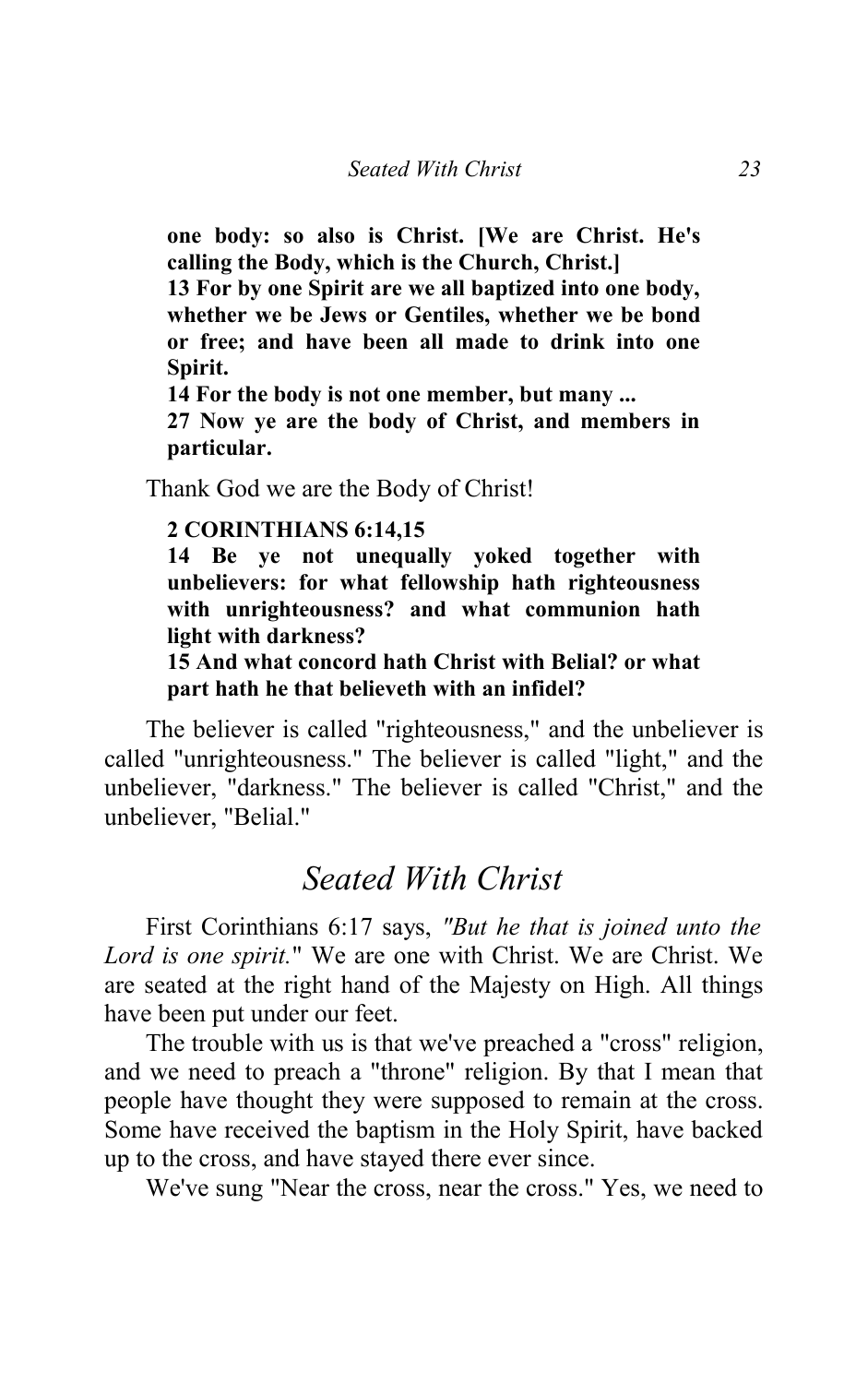**one body: so also is Christ. [We are Christ. He's calling the Body, which is the Church, Christ.]**
**13 For by one Spirit are we all baptized into one body, whether we be Jews or Gentiles, whether we be bond or free; and have been all made to drink into one Spirit.**
**14 For the body is not one member, but many ...**
**27 Now ye are the body of Christ, and members in particular.**

Thank God we are the Body of Christ!

**2 CORINTHIANS 6:14,15**
**14 Be ye not unequally yoked together with unbelievers: for what fellowship hath righteousness with unrighteousness? and what communion hath light with darkness?**
**15 And what concord hath Christ with Belial? or what part hath he that believeth with an infidel?**

The believer is called "righteousness," and the unbeliever is called "unrighteousness." The believer is called "light," and the unbeliever, "darkness." The believer is called "Christ," and the unbeliever, "Belial."

## *Seated With Christ*

First Corinthians 6:17 says, *"But he that is joined unto the Lord is one spirit."* We are one with Christ. We are Christ. We are seated at the right hand of the Majesty on High. All things have been put under our feet.

The trouble with us is that we've preached a "cross" religion, and we need to preach a "throne" religion. By that I mean that people have thought they were supposed to remain at the cross. Some have received the baptism in the Holy Spirit, have backed up to the cross, and have stayed there ever since.

We've sung "Near the cross, near the cross." Yes, we need to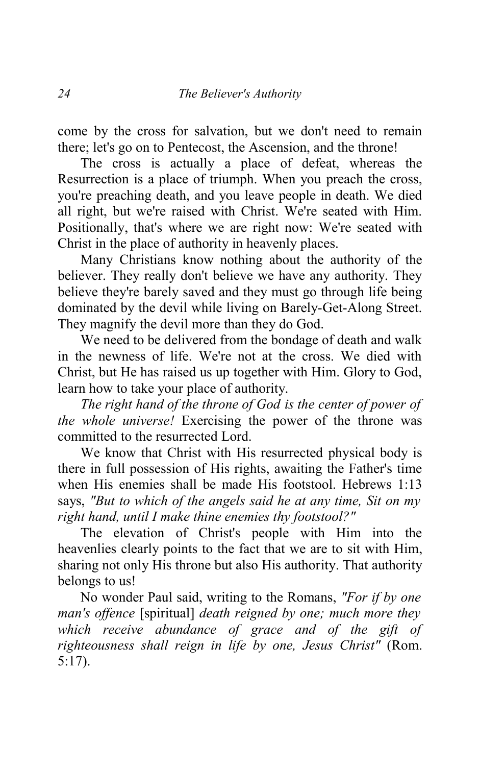come by the cross for salvation, but we don't need to remain there; let's go on to Pentecost, the Ascension, and the throne!

The cross is actually a place of defeat, whereas the Resurrection is a place of triumph. When you preach the cross, you're preaching death, and you leave people in death. We died all right, but we're raised with Christ. We're seated with Him. Positionally, that's where we are right now: We're seated with Christ in the place of authority in heavenly places.

Many Christians know nothing about the authority of the believer. They really don't believe we have any authority. They believe they're barely saved and they must go through life being dominated by the devil while living on Barely-Get-Along Street. They magnify the devil more than they do God.

We need to be delivered from the bondage of death and walk in the newness of life. We're not at the cross. We died with Christ, but He has raised us up together with Him. Glory to God, learn how to take your place of authority.

*The right hand of the throne of God is the center of power of the whole universe!* Exercising the power of the throne was committed to the resurrected Lord.

We know that Christ with His resurrected physical body is there in full possession of His rights, awaiting the Father's time when His enemies shall be made His footstool. Hebrews 1:13 says, *"But to which of the angels said he at any time, Sit on my right hand, until I make thine enemies thy footstool?"*

The elevation of Christ's people with Him into the heavenlies clearly points to the fact that we are to sit with Him, sharing not only His throne but also His authority. That authority belongs to us!

No wonder Paul said, writing to the Romans, *"For if by one man's offence* [spiritual] *death reigned by one; much more they which receive abundance of grace and of the gift of righteousness shall reign in life by one, Jesus Christ"* (Rom. 5:17).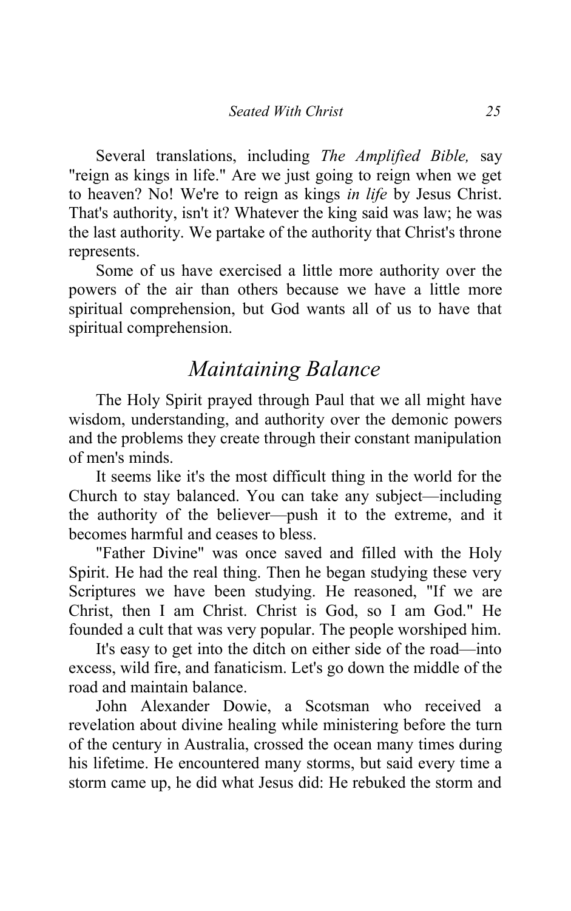Several translations, including *The Amplified Bible,* say "reign as kings in life." Are we just going to reign when we get to heaven? No! We're to reign as kings *in life* by Jesus Christ. That's authority, isn't it? Whatever the king said was law; he was the last authority. We partake of the authority that Christ's throne represents.

Some of us have exercised a little more authority over the powers of the air than others because we have a little more spiritual comprehension, but God wants all of us to have that spiritual comprehension.

## *Maintaining Balance*

The Holy Spirit prayed through Paul that we all might have wisdom, understanding, and authority over the demonic powers and the problems they create through their constant manipulation of men's minds.

It seems like it's the most difficult thing in the world for the Church to stay balanced. You can take any subject—including the authority of the believer—push it to the extreme, and it becomes harmful and ceases to bless.

"Father Divine" was once saved and filled with the Holy Spirit. He had the real thing. Then he began studying these very Scriptures we have been studying. He reasoned, "If we are Christ, then I am Christ. Christ is God, so I am God." He founded a cult that was very popular. The people worshiped him.

It's easy to get into the ditch on either side of the road—into excess, wild fire, and fanaticism. Let's go down the middle of the road and maintain balance.

John Alexander Dowie, a Scotsman who received a revelation about divine healing while ministering before the turn of the century in Australia, crossed the ocean many times during his lifetime. He encountered many storms, but said every time a storm came up, he did what Jesus did: He rebuked the storm and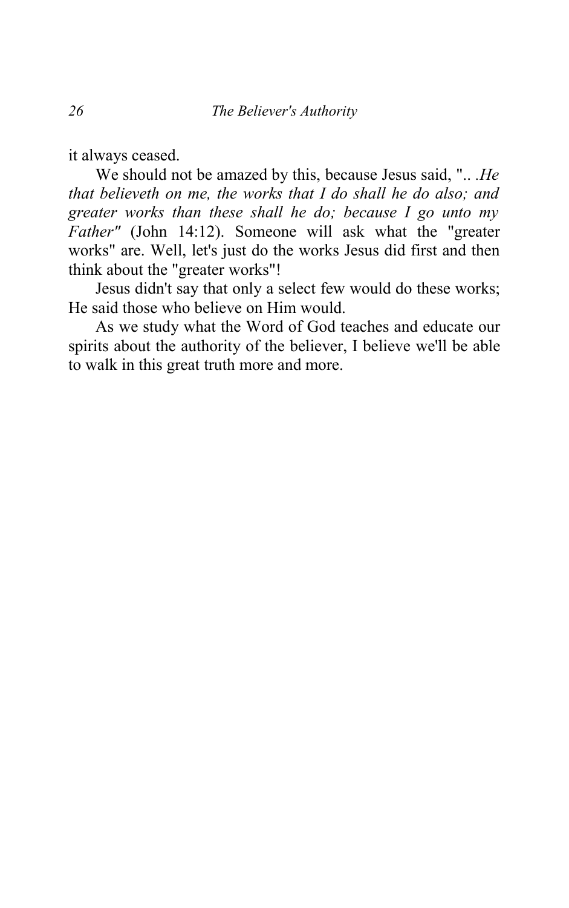it always ceased.

We should not be amazed by this, because Jesus said, ".. .*He that believeth on me, the works that I do shall he do also; and greater works than these shall he do; because I go unto my Father"* (John 14:12). Someone will ask what the "greater works" are. Well, let's just do the works Jesus did first and then think about the "greater works"!

Jesus didn't say that only a select few would do these works; He said those who believe on Him would.

As we study what the Word of God teaches and educate our spirits about the authority of the believer, I believe we'll be able to walk in this great truth more and more.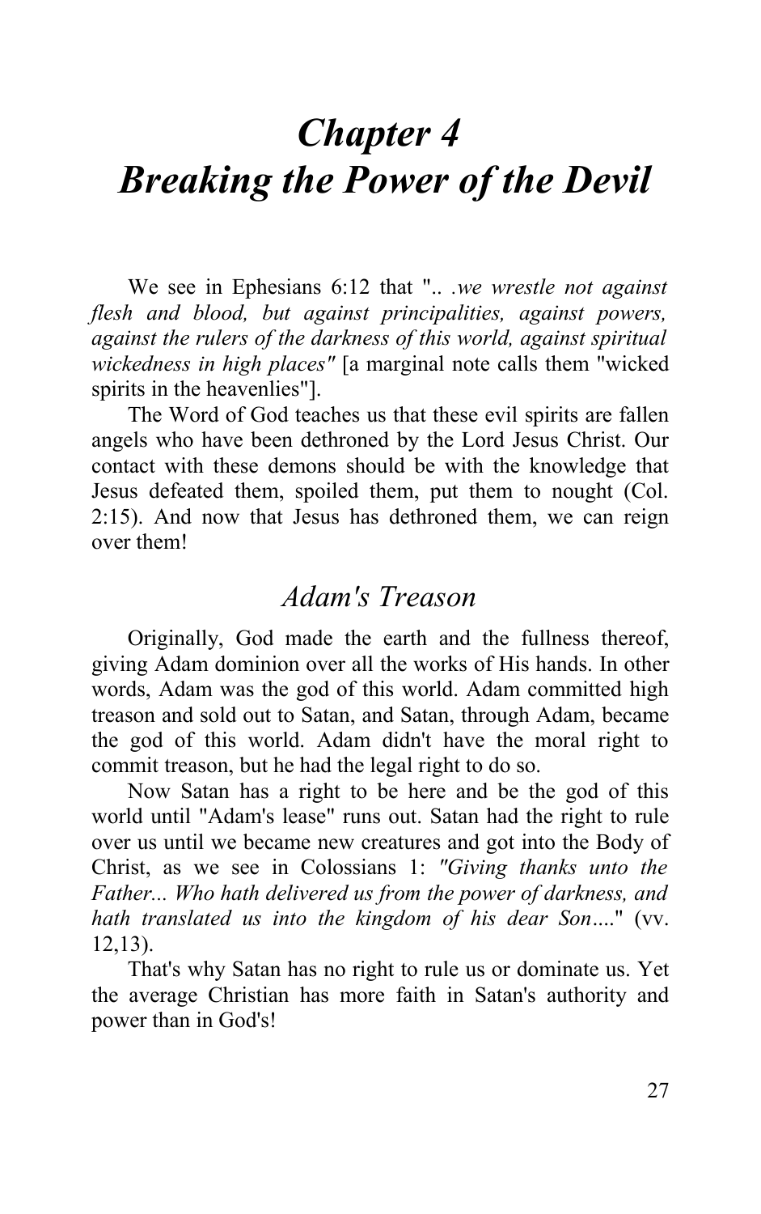# *Chapter 4*
# *Breaking the Power of the Devil*

We see in Ephesians 6:12 that "*.. .we wrestle not against flesh and blood, but against principalities, against powers, against the rulers of the darkness of this world, against spiritual wickedness in high places"* [a marginal note calls them "wicked spirits in the heavenlies"].

The Word of God teaches us that these evil spirits are fallen angels who have been dethroned by the Lord Jesus Christ. Our contact with these demons should be with the knowledge that Jesus defeated them, spoiled them, put them to nought (Col. 2:15). And now that Jesus has dethroned them, we can reign over them!

## *Adam's Treason*

Originally, God made the earth and the fullness thereof, giving Adam dominion over all the works of His hands. In other words, Adam was the god of this world. Adam committed high treason and sold out to Satan, and Satan, through Adam, became the god of this world. Adam didn't have the moral right to commit treason, but he had the legal right to do so.

Now Satan has a right to be here and be the god of this world until "Adam's lease" runs out. Satan had the right to rule over us until we became new creatures and got into the Body of Christ, as we see in Colossians 1: *"Giving thanks unto the Father... Who hath delivered us from the power of darkness, and hath translated us into the kingdom of his dear Son….*" (vv. 12,13).

That's why Satan has no right to rule us or dominate us. Yet the average Christian has more faith in Satan's authority and power than in God's!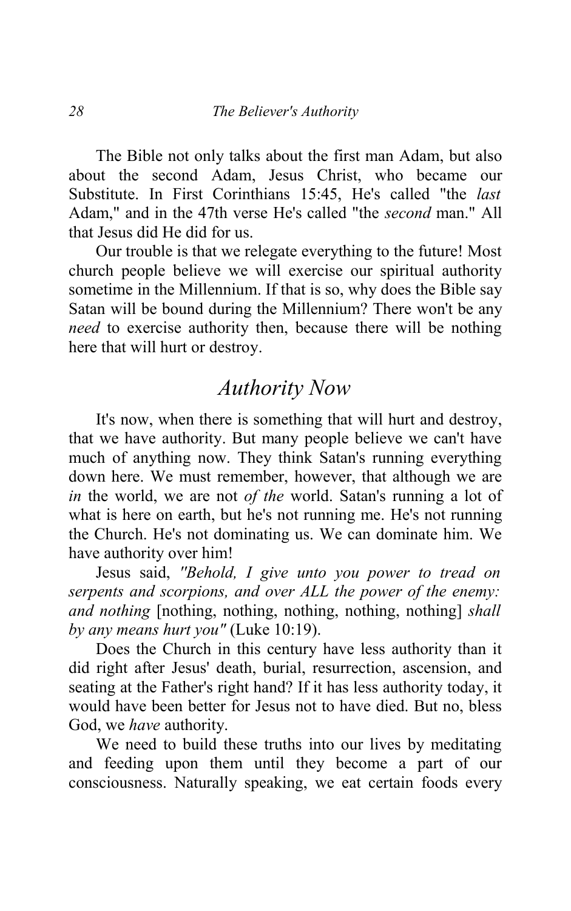The Bible not only talks about the first man Adam, but also about the second Adam, Jesus Christ, who became our Substitute. In First Corinthians 15:45, He's called "the *last* Adam," and in the 47th verse He's called "the *second* man." All that Jesus did He did for us.

Our trouble is that we relegate everything to the future! Most church people believe we will exercise our spiritual authority sometime in the Millennium. If that is so, why does the Bible say Satan will be bound during the Millennium? There won't be any *need* to exercise authority then, because there will be nothing here that will hurt or destroy.

## *Authority Now*

It's now, when there is something that will hurt and destroy, that we have authority. But many people believe we can't have much of anything now. They think Satan's running everything down here. We must remember, however, that although we are *in* the world, we are not *of the* world. Satan's running a lot of what is here on earth, but he's not running me. He's not running the Church. He's not dominating us. We can dominate him. We have authority over him!

Jesus said, *"Behold, I give unto you power to tread on serpents and scorpions, and over ALL the power of the enemy: and nothing* [nothing, nothing, nothing, nothing, nothing] *shall by any means hurt you"* (Luke 10:19).

Does the Church in this century have less authority than it did right after Jesus' death, burial, resurrection, ascension, and seating at the Father's right hand? If it has less authority today, it would have been better for Jesus not to have died. But no, bless God, we *have* authority.

We need to build these truths into our lives by meditating and feeding upon them until they become a part of our consciousness. Naturally speaking, we eat certain foods every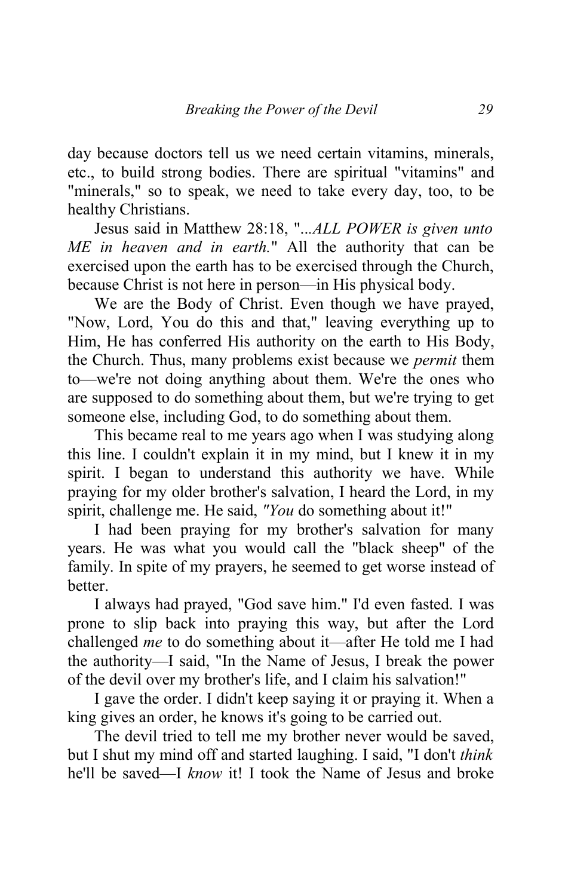day because doctors tell us we need certain vitamins, minerals, etc., to build strong bodies. There are spiritual "vitamins" and "minerals," so to speak, we need to take every day, too, to be healthy Christians.

Jesus said in Matthew 28:18, "*...ALL POWER is given unto ME in heaven and in earth.*" All the authority that can be exercised upon the earth has to be exercised through the Church, because Christ is not here in person—in His physical body.

We are the Body of Christ. Even though we have prayed, "Now, Lord, You do this and that," leaving everything up to Him, He has conferred His authority on the earth to His Body, the Church. Thus, many problems exist because we *permit* them to—we're not doing anything about them. We're the ones who are supposed to do something about them, but we're trying to get someone else, including God, to do something about them.

This became real to me years ago when I was studying along this line. I couldn't explain it in my mind, but I knew it in my spirit. I began to understand this authority we have. While praying for my older brother's salvation, I heard the Lord, in my spirit, challenge me. He said, *"You* do something about it!"

I had been praying for my brother's salvation for many years. He was what you would call the "black sheep" of the family. In spite of my prayers, he seemed to get worse instead of better.

I always had prayed, "God save him." I'd even fasted. I was prone to slip back into praying this way, but after the Lord challenged *me* to do something about it—after He told me I had the authority—I said, "In the Name of Jesus, I break the power of the devil over my brother's life, and I claim his salvation!"

I gave the order. I didn't keep saying it or praying it. When a king gives an order, he knows it's going to be carried out.

The devil tried to tell me my brother never would be saved, but I shut my mind off and started laughing. I said, "I don't *think* he'll be saved—I *know* it! I took the Name of Jesus and broke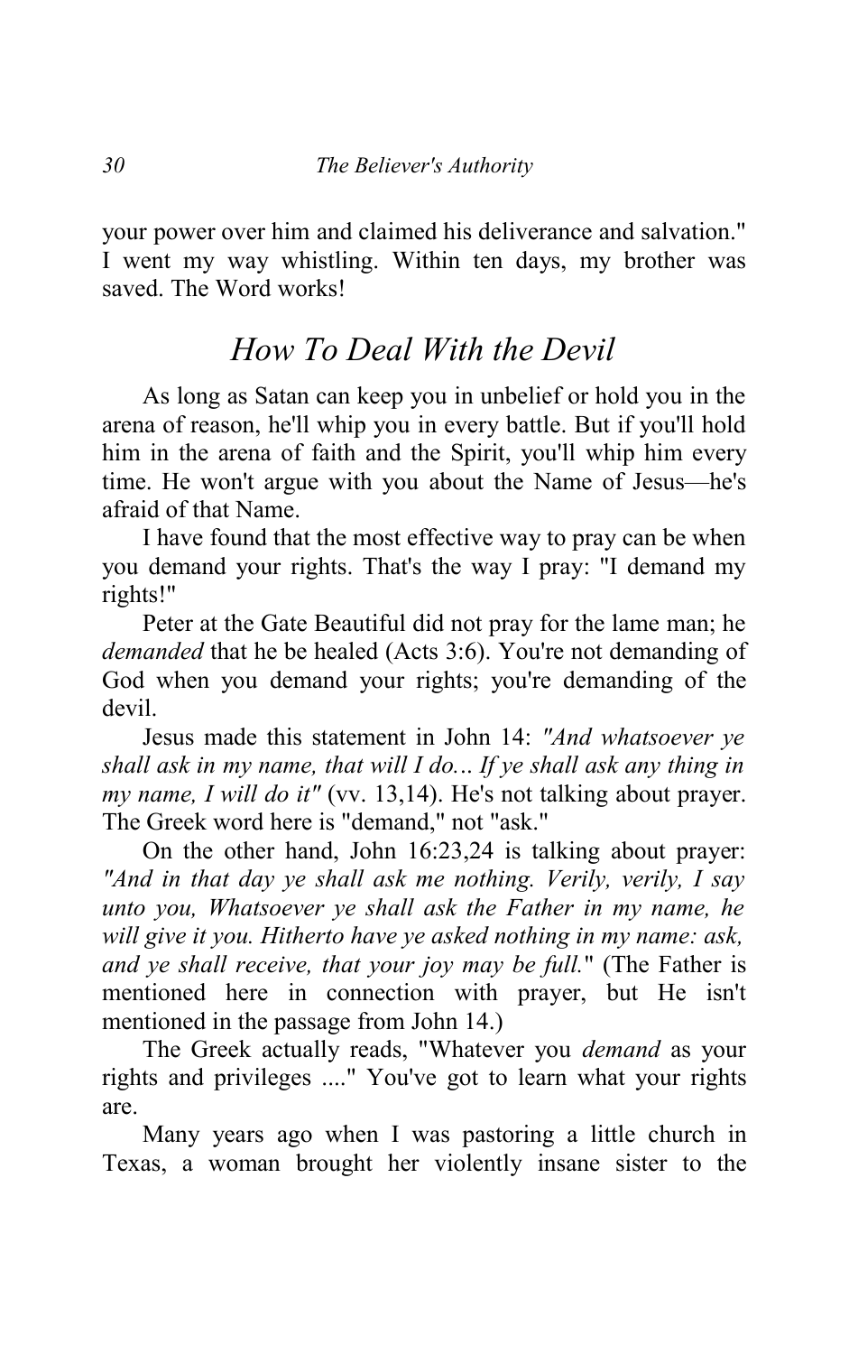your power over him and claimed his deliverance and salvation." I went my way whistling. Within ten days, my brother was saved. The Word works!

## *How To Deal With the Devil*

As long as Satan can keep you in unbelief or hold you in the arena of reason, he'll whip you in every battle. But if you'll hold him in the arena of faith and the Spirit, you'll whip him every time. He won't argue with you about the Name of Jesus—he's afraid of that Name.

I have found that the most effective way to pray can be when you demand your rights. That's the way I pray: "I demand my rights!"

Peter at the Gate Beautiful did not pray for the lame man; he *demanded* that he be healed (Acts 3:6). You're not demanding of God when you demand your rights; you're demanding of the devil.

Jesus made this statement in John 14: *"And whatsoever ye shall ask in my name, that will I do… If ye shall ask any thing in my name, I will do it"* (vv. 13,14). He's not talking about prayer. The Greek word here is "demand," not "ask."

On the other hand, John 16:23,24 is talking about prayer: *"And in that day ye shall ask me nothing. Verily, verily, I say unto you, Whatsoever ye shall ask the Father in my name, he will give it you. Hitherto have ye asked nothing in my name: ask, and ye shall receive, that your joy may be full."* (The Father is mentioned here in connection with prayer, but He isn't mentioned in the passage from John 14.)

The Greek actually reads, "Whatever you *demand* as your rights and privileges ...." You've got to learn what your rights are.

Many years ago when I was pastoring a little church in Texas, a woman brought her violently insane sister to the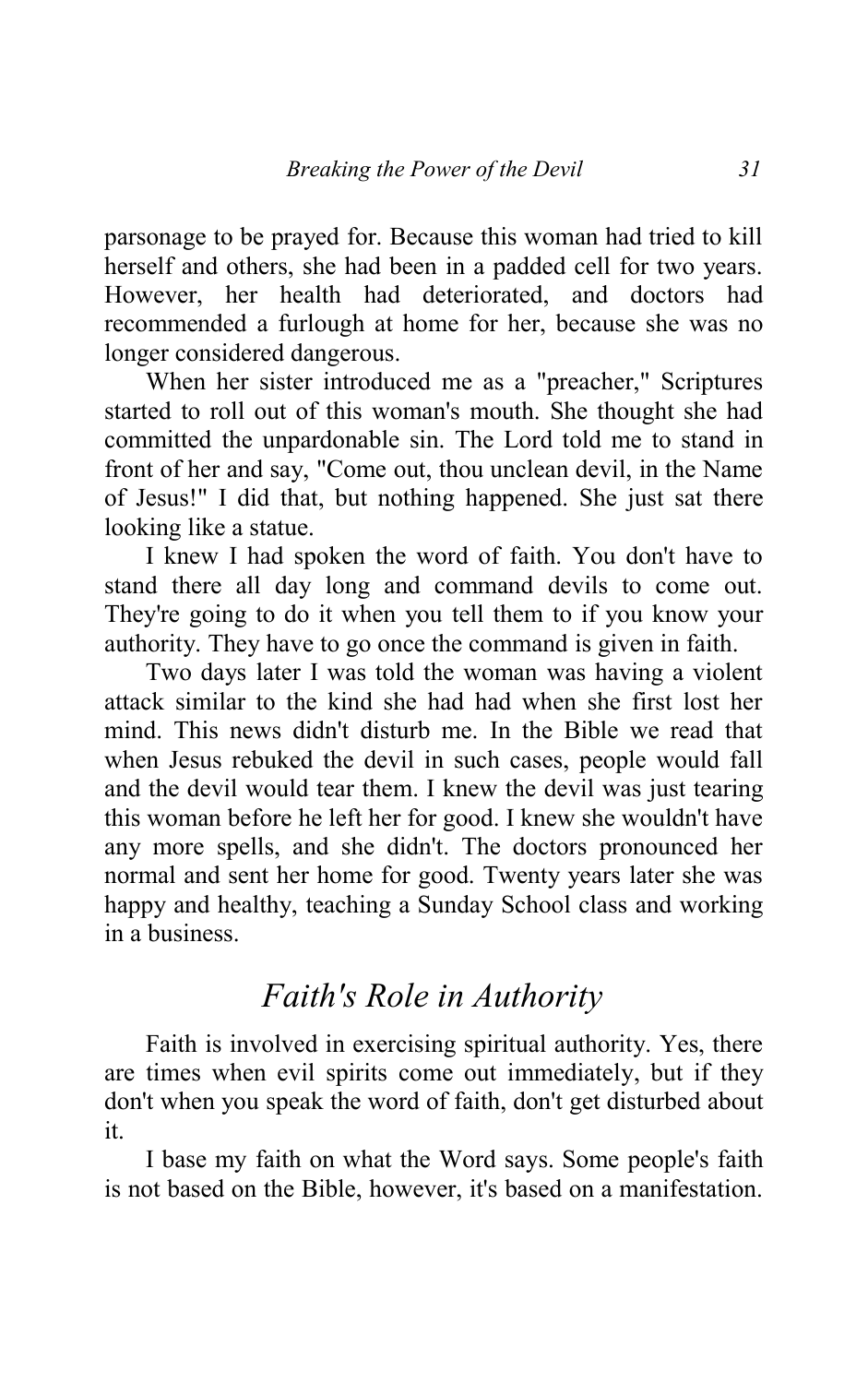parsonage to be prayed for. Because this woman had tried to kill herself and others, she had been in a padded cell for two years. However, her health had deteriorated, and doctors had recommended a furlough at home for her, because she was no longer considered dangerous.

When her sister introduced me as a "preacher," Scriptures started to roll out of this woman's mouth. She thought she had committed the unpardonable sin. The Lord told me to stand in front of her and say, "Come out, thou unclean devil, in the Name of Jesus!" I did that, but nothing happened. She just sat there looking like a statue.

I knew I had spoken the word of faith. You don't have to stand there all day long and command devils to come out. They're going to do it when you tell them to if you know your authority. They have to go once the command is given in faith.

Two days later I was told the woman was having a violent attack similar to the kind she had had when she first lost her mind. This news didn't disturb me. In the Bible we read that when Jesus rebuked the devil in such cases, people would fall and the devil would tear them. I knew the devil was just tearing this woman before he left her for good. I knew she wouldn't have any more spells, and she didn't. The doctors pronounced her normal and sent her home for good. Twenty years later she was happy and healthy, teaching a Sunday School class and working in a business.

## *Faith's Role in Authority*

Faith is involved in exercising spiritual authority. Yes, there are times when evil spirits come out immediately, but if they don't when you speak the word of faith, don't get disturbed about it.

I base my faith on what the Word says. Some people's faith is not based on the Bible, however, it's based on a manifestation.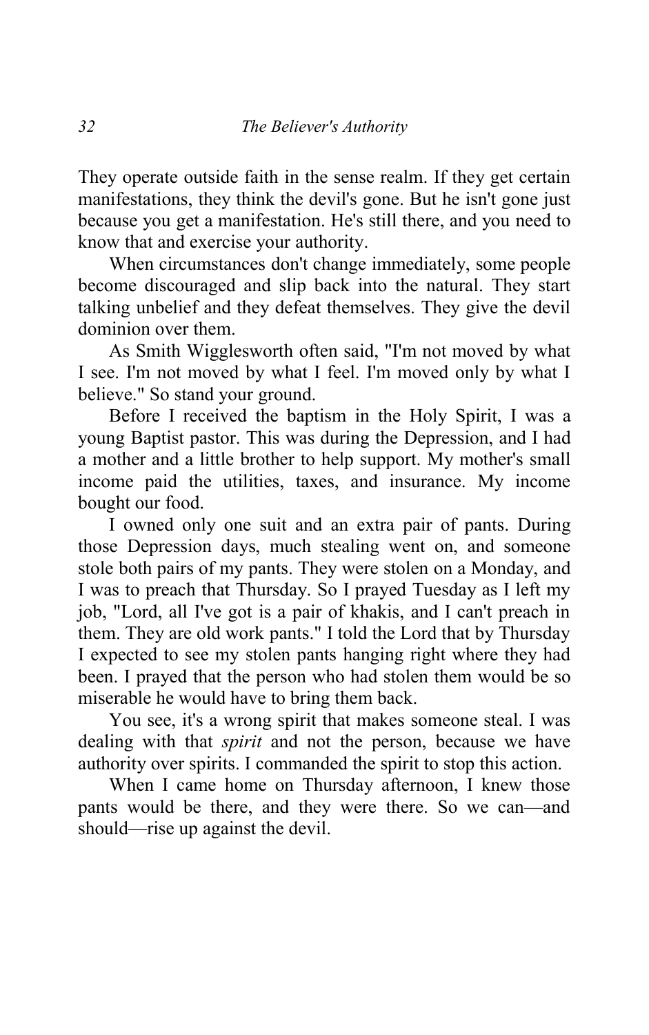They operate outside faith in the sense realm. If they get certain manifestations, they think the devil's gone. But he isn't gone just because you get a manifestation. He's still there, and you need to know that and exercise your authority.

When circumstances don't change immediately, some people become discouraged and slip back into the natural. They start talking unbelief and they defeat themselves. They give the devil dominion over them.

As Smith Wigglesworth often said, "I'm not moved by what I see. I'm not moved by what I feel. I'm moved only by what I believe." So stand your ground.

Before I received the baptism in the Holy Spirit, I was a young Baptist pastor. This was during the Depression, and I had a mother and a little brother to help support. My mother's small income paid the utilities, taxes, and insurance. My income bought our food.

I owned only one suit and an extra pair of pants. During those Depression days, much stealing went on, and someone stole both pairs of my pants. They were stolen on a Monday, and I was to preach that Thursday. So I prayed Tuesday as I left my job, "Lord, all I've got is a pair of khakis, and I can't preach in them. They are old work pants." I told the Lord that by Thursday I expected to see my stolen pants hanging right where they had been. I prayed that the person who had stolen them would be so miserable he would have to bring them back.

You see, it's a wrong spirit that makes someone steal. I was dealing with that *spirit* and not the person, because we have authority over spirits. I commanded the spirit to stop this action.

When I came home on Thursday afternoon, I knew those pants would be there, and they were there. So we can—and should—rise up against the devil.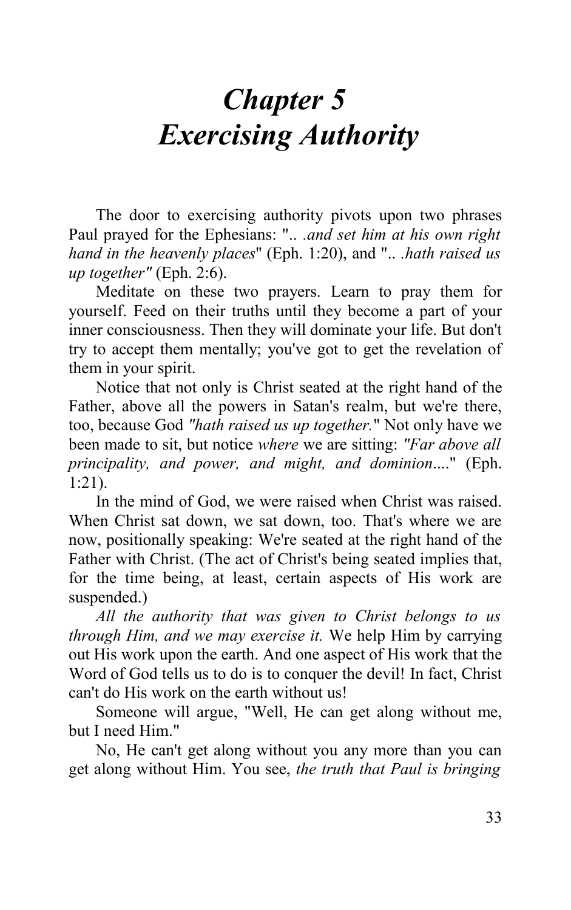# *Chapter 5*
# *Exercising Authority*

The door to exercising authority pivots upon two phrases Paul prayed for the Ephesians: ".. *.and set him at his own right hand in the heavenly places*" (Eph. 1:20), and ".. *.hath raised us up together"* (Eph. 2:6).

Meditate on these two prayers. Learn to pray them for yourself. Feed on their truths until they become a part of your inner consciousness. Then they will dominate your life. But don't try to accept them mentally; you've got to get the revelation of them in your spirit.

Notice that not only is Christ seated at the right hand of the Father, above all the powers in Satan's realm, but we're there, too, because God *"hath raised us up together."* Not only have we been made to sit, but notice *where* we are sitting: *"Far above all principality, and power, and might, and dominion*...." (Eph. 1:21).

In the mind of God, we were raised when Christ was raised. When Christ sat down, we sat down, too. That's where we are now, positionally speaking: We're seated at the right hand of the Father with Christ. (The act of Christ's being seated implies that, for the time being, at least, certain aspects of His work are suspended.)

*All the authority that was given to Christ belongs to us through Him, and we may exercise it.* We help Him by carrying out His work upon the earth. And one aspect of His work that the Word of God tells us to do is to conquer the devil! In fact, Christ can't do His work on the earth without us!

Someone will argue, "Well, He can get along without me, but I need Him."

No, He can't get along without you any more than you can get along without Him. You see, *the truth that Paul is bringing*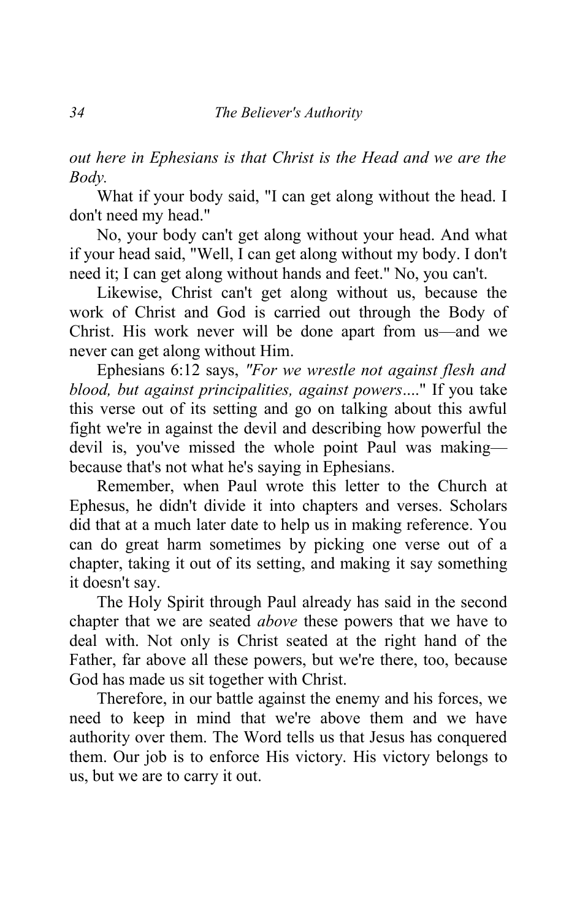*out here in Ephesians is that Christ is the Head and we are the Body.*

What if your body said, "I can get along without the head. I don't need my head."

No, your body can't get along without your head. And what if your head said, "Well, I can get along without my body. I don't need it; I can get along without hands and feet." No, you can't.

Likewise, Christ can't get along without us, because the work of Christ and God is carried out through the Body of Christ. His work never will be done apart from us—and we never can get along without Him.

Ephesians 6:12 says, *"For we wrestle not against flesh and blood, but against principalities, against powers*...." If you take this verse out of its setting and go on talking about this awful fight we're in against the devil and describing how powerful the devil is, you've missed the whole point Paul was making—because that's not what he's saying in Ephesians.

Remember, when Paul wrote this letter to the Church at Ephesus, he didn't divide it into chapters and verses. Scholars did that at a much later date to help us in making reference. You can do great harm sometimes by picking one verse out of a chapter, taking it out of its setting, and making it say something it doesn't say.

The Holy Spirit through Paul already has said in the second chapter that we are seated *above* these powers that we have to deal with. Not only is Christ seated at the right hand of the Father, far above all these powers, but we're there, too, because God has made us sit together with Christ.

Therefore, in our battle against the enemy and his forces, we need to keep in mind that we're above them and we have authority over them. The Word tells us that Jesus has conquered them. Our job is to enforce His victory. His victory belongs to us, but we are to carry it out.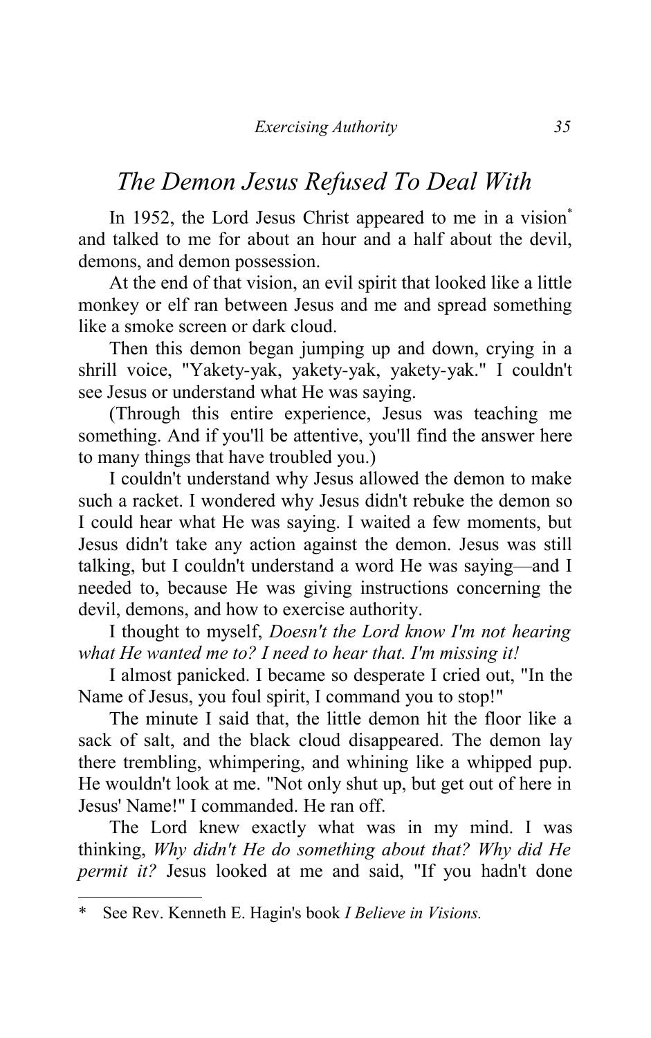## *The Demon Jesus Refused To Deal With*

In 1952, the Lord Jesus Christ appeared to me in a vision* and talked to me for about an hour and a half about the devil, demons, and demon possession.

At the end of that vision, an evil spirit that looked like a little monkey or elf ran between Jesus and me and spread something like a smoke screen or dark cloud.

Then this demon began jumping up and down, crying in a shrill voice, "Yakety-yak, yakety-yak, yakety-yak." I couldn't see Jesus or understand what He was saying.

(Through this entire experience, Jesus was teaching me something. And if you'll be attentive, you'll find the answer here to many things that have troubled you.)

I couldn't understand why Jesus allowed the demon to make such a racket. I wondered why Jesus didn't rebuke the demon so I could hear what He was saying. I waited a few moments, but Jesus didn't take any action against the demon. Jesus was still talking, but I couldn't understand a word He was saying—and I needed to, because He was giving instructions concerning the devil, demons, and how to exercise authority.

I thought to myself, *Doesn't the Lord know I'm not hearing what He wanted me to? I need to hear that. I'm missing it!*

I almost panicked. I became so desperate I cried out, "In the Name of Jesus, you foul spirit, I command you to stop!"

The minute I said that, the little demon hit the floor like a sack of salt, and the black cloud disappeared. The demon lay there trembling, whimpering, and whining like a whipped pup. He wouldn't look at me. "Not only shut up, but get out of here in Jesus' Name!" I commanded. He ran off.

The Lord knew exactly what was in my mind. I was thinking, *Why didn't He do something about that? Why did He permit it?* Jesus looked at me and said, "If you hadn't done

---

\* See Rev. Kenneth E. Hagin's book *I Believe in Visions.*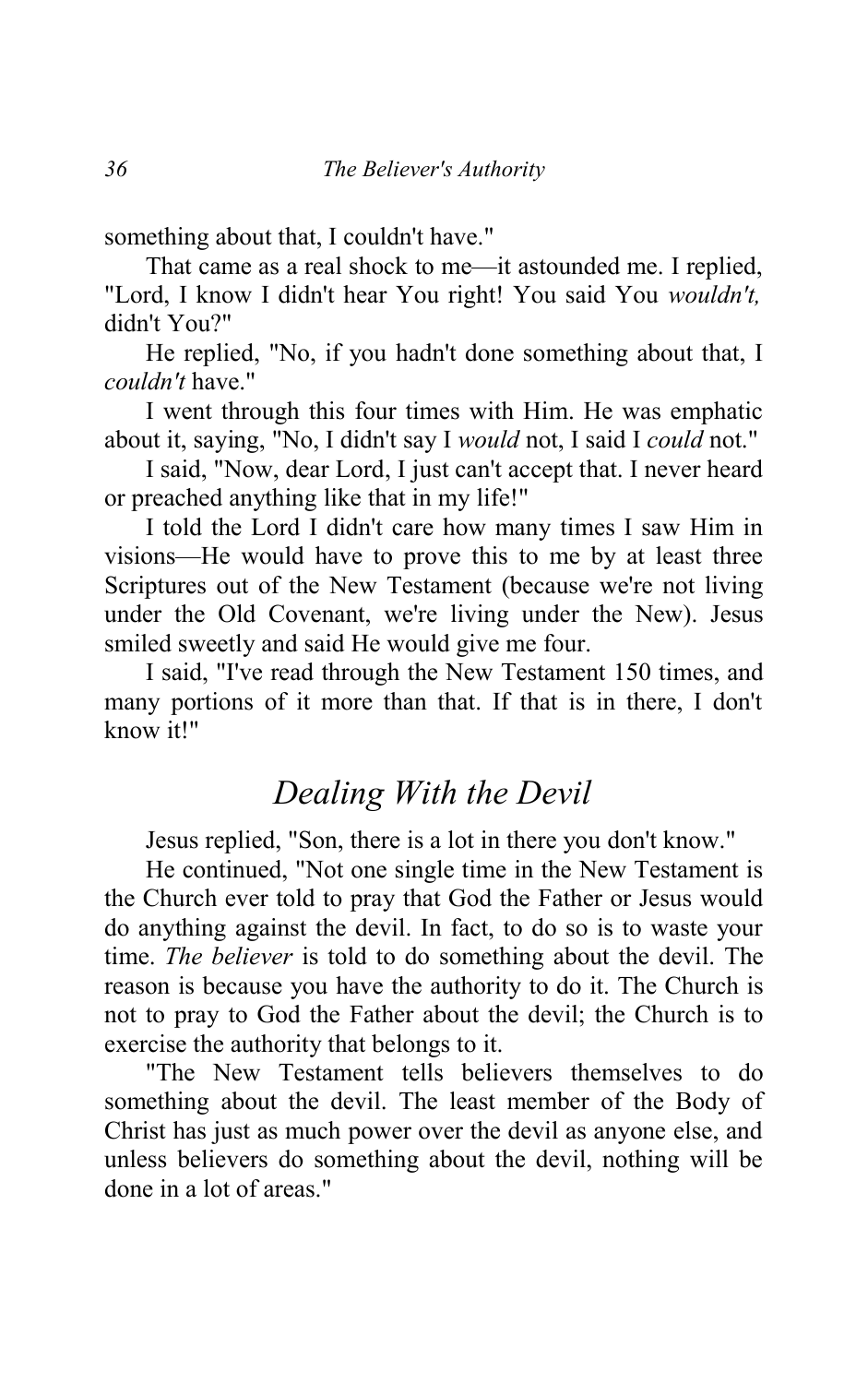something about that, I couldn't have."

That came as a real shock to me—it astounded me. I replied, "Lord, I know I didn't hear You right! You said You *wouldn't,* didn't You?"

He replied, "No, if you hadn't done something about that, I *couldn't* have."

I went through this four times with Him. He was emphatic about it, saying, "No, I didn't say I *would* not, I said I *could* not."

I said, "Now, dear Lord, I just can't accept that. I never heard or preached anything like that in my life!"

I told the Lord I didn't care how many times I saw Him in visions—He would have to prove this to me by at least three Scriptures out of the New Testament (because we're not living under the Old Covenant, we're living under the New). Jesus smiled sweetly and said He would give me four.

I said, "I've read through the New Testament 150 times, and many portions of it more than that. If that is in there, I don't know it!"

## *Dealing With the Devil*

Jesus replied, "Son, there is a lot in there you don't know."

He continued, "Not one single time in the New Testament is the Church ever told to pray that God the Father or Jesus would do anything against the devil. In fact, to do so is to waste your time. *The believer* is told to do something about the devil. The reason is because you have the authority to do it. The Church is not to pray to God the Father about the devil; the Church is to exercise the authority that belongs to it.

"The New Testament tells believers themselves to do something about the devil. The least member of the Body of Christ has just as much power over the devil as anyone else, and unless believers do something about the devil, nothing will be done in a lot of areas."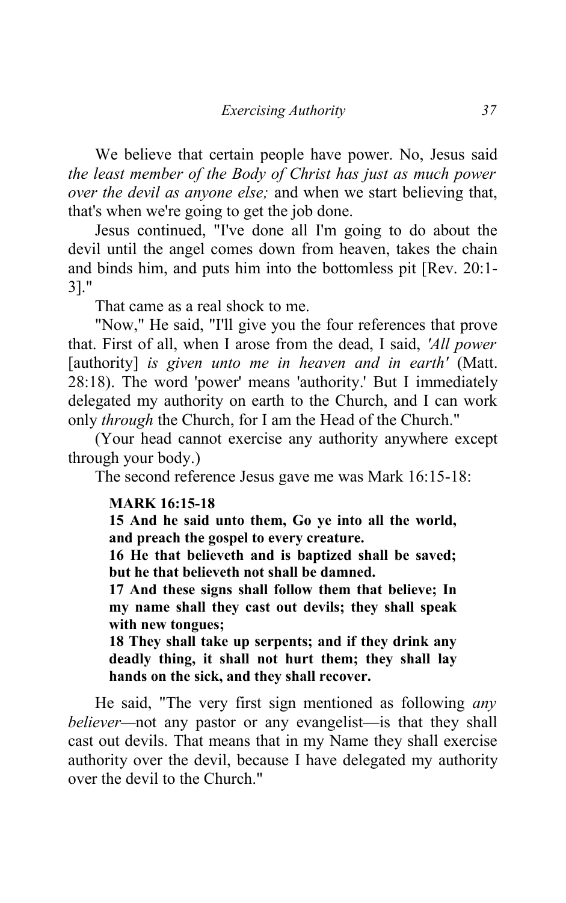We believe that certain people have power. No, Jesus said *the least member of the Body of Christ has just as much power over the devil as anyone else;* and when we start believing that, that's when we're going to get the job done.

Jesus continued, "I've done all I'm going to do about the devil until the angel comes down from heaven, takes the chain and binds him, and puts him into the bottomless pit [Rev. 20:1-3]."

That came as a real shock to me.

"Now," He said, "I'll give you the four references that prove that. First of all, when I arose from the dead, I said, *'All power* [authority] *is given unto me in heaven and in earth'* (Matt. 28:18). The word 'power' means 'authority.' But I immediately delegated my authority on earth to the Church, and I can work only *through* the Church, for I am the Head of the Church."

(Your head cannot exercise any authority anywhere except through your body.)

The second reference Jesus gave me was Mark 16:15-18:

> **MARK 16:15-18**
> **15 And he said unto them, Go ye into all the world, and preach the gospel to every creature.**
> **16 He that believeth and is baptized shall be saved; but he that believeth not shall be damned.**
> **17 And these signs shall follow them that believe; In my name shall they cast out devils; they shall speak with new tongues;**
> **18 They shall take up serpents; and if they drink any deadly thing, it shall not hurt them; they shall lay hands on the sick, and they shall recover.**

He said, "The very first sign mentioned as following *any believer*—not any pastor or any evangelist—is that they shall cast out devils. That means that in my Name they shall exercise authority over the devil, because I have delegated my authority over the devil to the Church."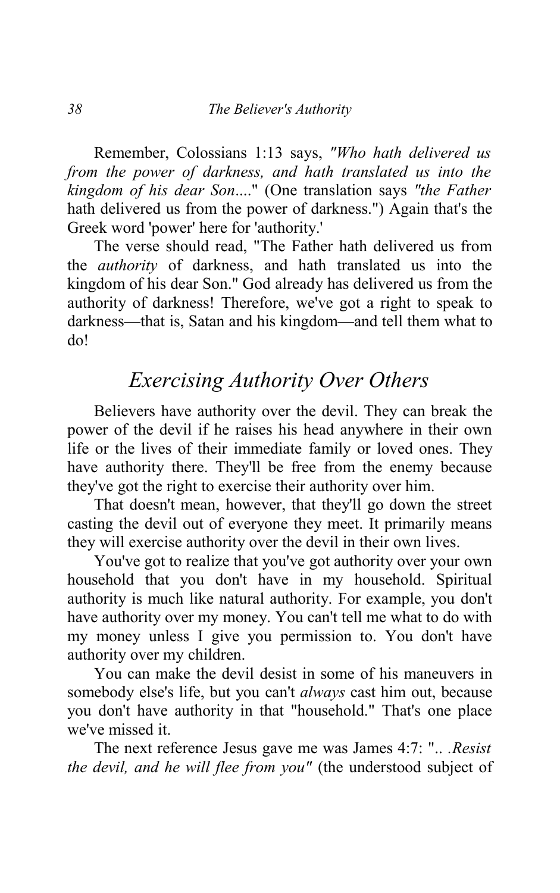Remember, Colossians 1:13 says, *"Who hath delivered us from the power of darkness, and hath translated us into the kingdom of his dear Son*...." (One translation says *"the Father* hath delivered us from the power of darkness.") Again that's the Greek word 'power' here for 'authority.'

The verse should read, "The Father hath delivered us from the *authority* of darkness, and hath translated us into the kingdom of his dear Son." God already has delivered us from the authority of darkness! Therefore, we've got a right to speak to darkness—that is, Satan and his kingdom—and tell them what to do!

## *Exercising Authority Over Others*

Believers have authority over the devil. They can break the power of the devil if he raises his head anywhere in their own life or the lives of their immediate family or loved ones. They have authority there. They'll be free from the enemy because they've got the right to exercise their authority over him.

That doesn't mean, however, that they'll go down the street casting the devil out of everyone they meet. It primarily means they will exercise authority over the devil in their own lives.

You've got to realize that you've got authority over your own household that you don't have in my household. Spiritual authority is much like natural authority. For example, you don't have authority over my money. You can't tell me what to do with my money unless I give you permission to. You don't have authority over my children.

You can make the devil desist in some of his maneuvers in somebody else's life, but you can't *always* cast him out, because you don't have authority in that "household." That's one place we've missed it.

The next reference Jesus gave me was James 4:7: ".. .*Resist the devil, and he will flee from you"* (the understood subject of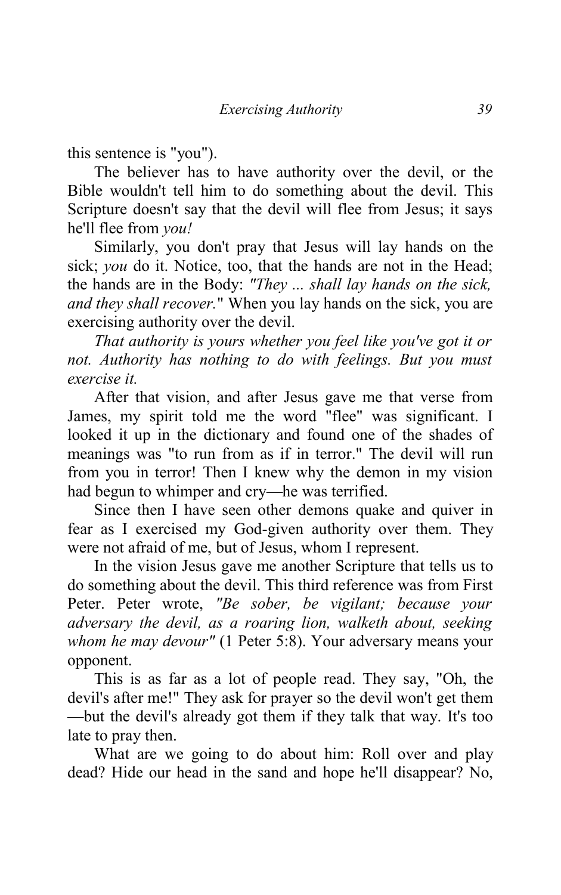this sentence is "you").

The believer has to have authority over the devil, or the Bible wouldn't tell him to do something about the devil. This Scripture doesn't say that the devil will flee from Jesus; it says he'll flee from *you!*

Similarly, you don't pray that Jesus will lay hands on the sick; *you* do it. Notice, too, that the hands are not in the Head; the hands are in the Body: *"They ... shall lay hands on the sick, and they shall recover."* When you lay hands on the sick, you are exercising authority over the devil.

*That authority is yours whether you feel like you've got it or not. Authority has nothing to do with feelings. But you must exercise it.*

After that vision, and after Jesus gave me that verse from James, my spirit told me the word "flee" was significant. I looked it up in the dictionary and found one of the shades of meanings was "to run from as if in terror." The devil will run from you in terror! Then I knew why the demon in my vision had begun to whimper and cry—he was terrified.

Since then I have seen other demons quake and quiver in fear as I exercised my God-given authority over them. They were not afraid of me, but of Jesus, whom I represent.

In the vision Jesus gave me another Scripture that tells us to do something about the devil. This third reference was from First Peter. Peter wrote, *"Be sober, be vigilant; because your adversary the devil, as a roaring lion, walketh about, seeking whom he may devour"* (1 Peter 5:8). Your adversary means your opponent.

This is as far as a lot of people read. They say, "Oh, the devil's after me!" They ask for prayer so the devil won't get them —but the devil's already got them if they talk that way. It's too late to pray then.

What are we going to do about him: Roll over and play dead? Hide our head in the sand and hope he'll disappear? No,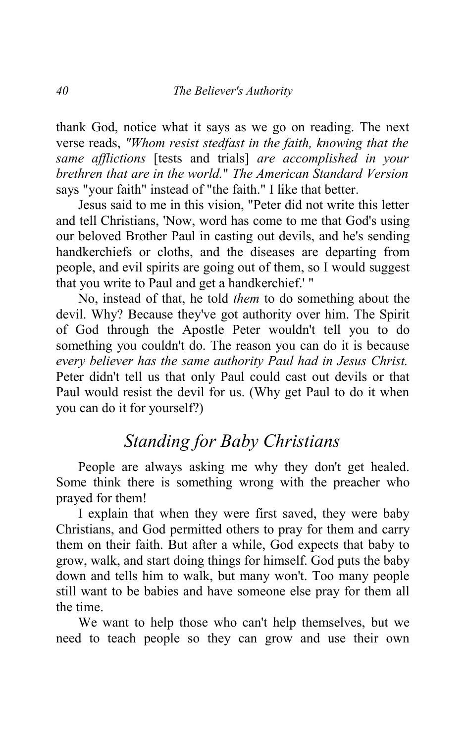thank God, notice what it says as we go on reading. The next verse reads, *"Whom resist stedfast in the faith, knowing that the same afflictions* [tests and trials] *are accomplished in your brethren that are in the world."* *The American Standard Version* says "your faith" instead of "the faith." I like that better.

Jesus said to me in this vision, "Peter did not write this letter and tell Christians, 'Now, word has come to me that God's using our beloved Brother Paul in casting out devils, and he's sending handkerchiefs or cloths, and the diseases are departing from people, and evil spirits are going out of them, so I would suggest that you write to Paul and get a handkerchief.' "

No, instead of that, he told *them* to do something about the devil. Why? Because they've got authority over him. The Spirit of God through the Apostle Peter wouldn't tell you to do something you couldn't do. The reason you can do it is because *every believer has the same authority Paul had in Jesus Christ.* Peter didn't tell us that only Paul could cast out devils or that Paul would resist the devil for us. (Why get Paul to do it when you can do it for yourself?)

## *Standing for Baby Christians*

People are always asking me why they don't get healed. Some think there is something wrong with the preacher who prayed for them!

I explain that when they were first saved, they were baby Christians, and God permitted others to pray for them and carry them on their faith. But after a while, God expects that baby to grow, walk, and start doing things for himself. God puts the baby down and tells him to walk, but many won't. Too many people still want to be babies and have someone else pray for them all the time.

We want to help those who can't help themselves, but we need to teach people so they can grow and use their own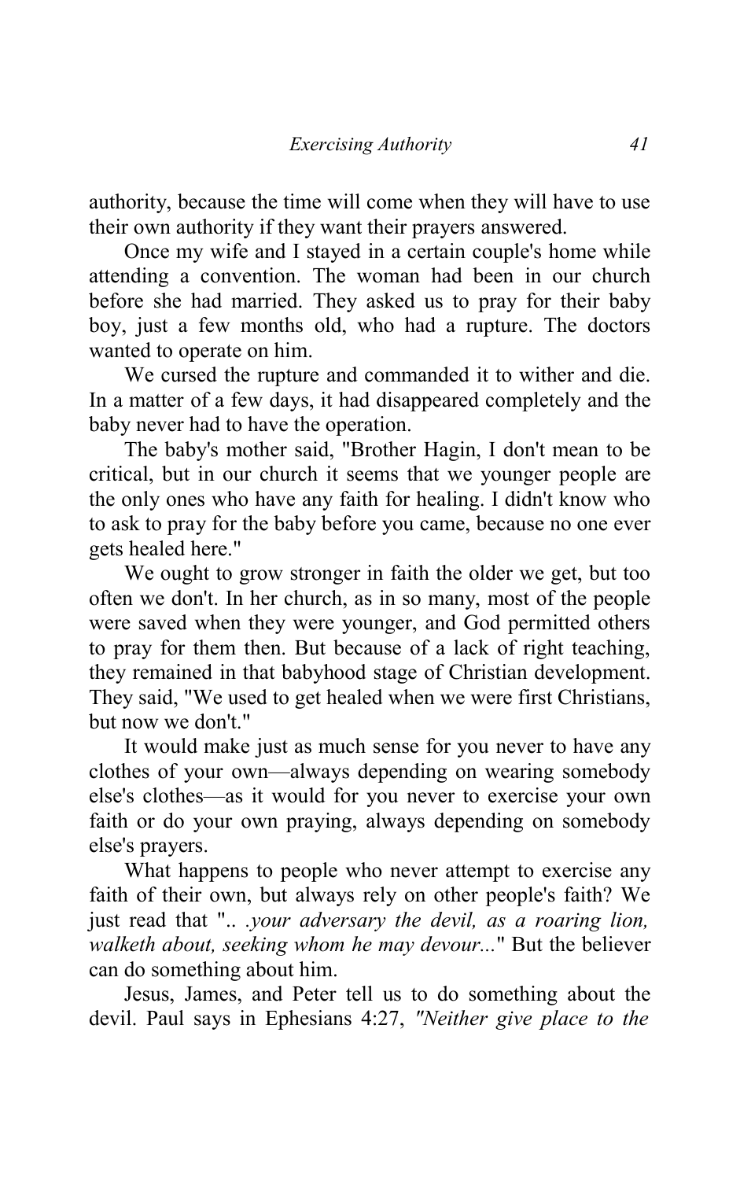authority, because the time will come when they will have to use their own authority if they want their prayers answered.

Once my wife and I stayed in a certain couple's home while attending a convention. The woman had been in our church before she had married. They asked us to pray for their baby boy, just a few months old, who had a rupture. The doctors wanted to operate on him.

We cursed the rupture and commanded it to wither and die. In a matter of a few days, it had disappeared completely and the baby never had to have the operation.

The baby's mother said, "Brother Hagin, I don't mean to be critical, but in our church it seems that we younger people are the only ones who have any faith for healing. I didn't know who to ask to pray for the baby before you came, because no one ever gets healed here."

We ought to grow stronger in faith the older we get, but too often we don't. In her church, as in so many, most of the people were saved when they were younger, and God permitted others to pray for them then. But because of a lack of right teaching, they remained in that babyhood stage of Christian development. They said, "We used to get healed when we were first Christians, but now we don't."

It would make just as much sense for you never to have any clothes of your own—always depending on wearing somebody else's clothes—as it would for you never to exercise your own faith or do your own praying, always depending on somebody else's prayers.

What happens to people who never attempt to exercise any faith of their own, but always rely on other people's faith? We just read that ".. .*your adversary the devil, as a roaring lion, walketh about, seeking whom he may devour...*" But the believer can do something about him.

Jesus, James, and Peter tell us to do something about the devil. Paul says in Ephesians 4:27, *"Neither give place to the*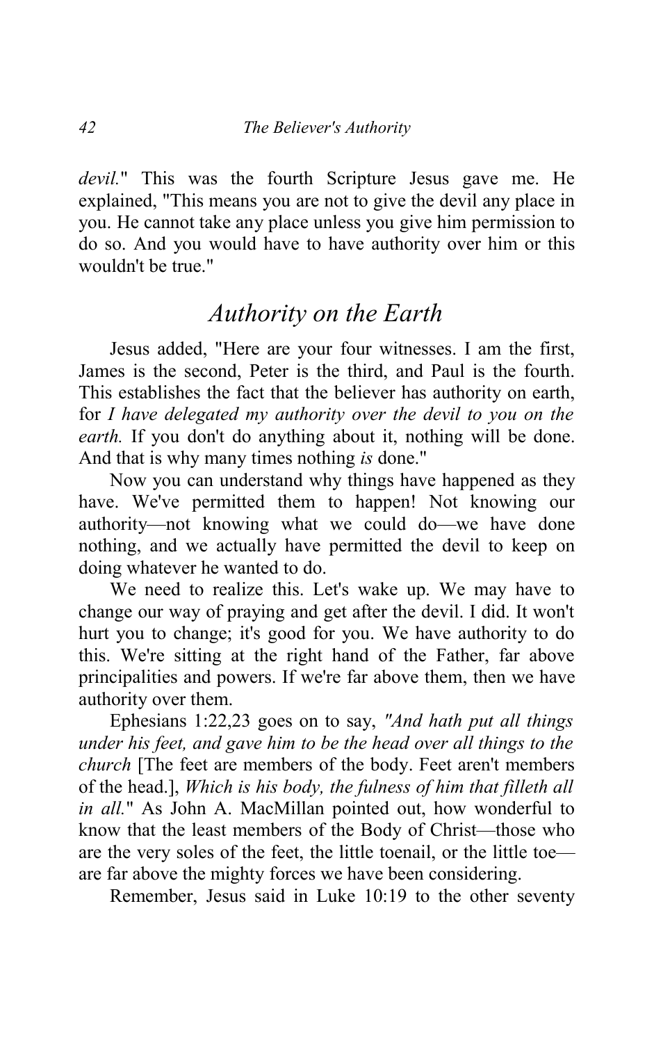*devil.*" This was the fourth Scripture Jesus gave me. He explained, "This means you are not to give the devil any place in you. He cannot take any place unless you give him permission to do so. And you would have to have authority over him or this wouldn't be true."

## *Authority on the Earth*

Jesus added, "Here are your four witnesses. I am the first, James is the second, Peter is the third, and Paul is the fourth. This establishes the fact that the believer has authority on earth, for *I have delegated my authority over the devil to you on the earth.* If you don't do anything about it, nothing will be done. And that is why many times nothing *is* done."

Now you can understand why things have happened as they have. We've permitted them to happen! Not knowing our authority—not knowing what we could do—we have done nothing, and we actually have permitted the devil to keep on doing whatever he wanted to do.

We need to realize this. Let's wake up. We may have to change our way of praying and get after the devil. I did. It won't hurt you to change; it's good for you. We have authority to do this. We're sitting at the right hand of the Father, far above principalities and powers. If we're far above them, then we have authority over them.

Ephesians 1:22,23 goes on to say, *"And hath put all things under his feet, and gave him to be the head over all things to the church* [The feet are members of the body. Feet aren't members of the head.], *Which is his body, the fulness of him that filleth all in all.*" As John A. MacMillan pointed out, how wonderful to know that the least members of the Body of Christ—those who are the very soles of the feet, the little toenail, or the little toe—are far above the mighty forces we have been considering.

Remember, Jesus said in Luke 10:19 to the other seventy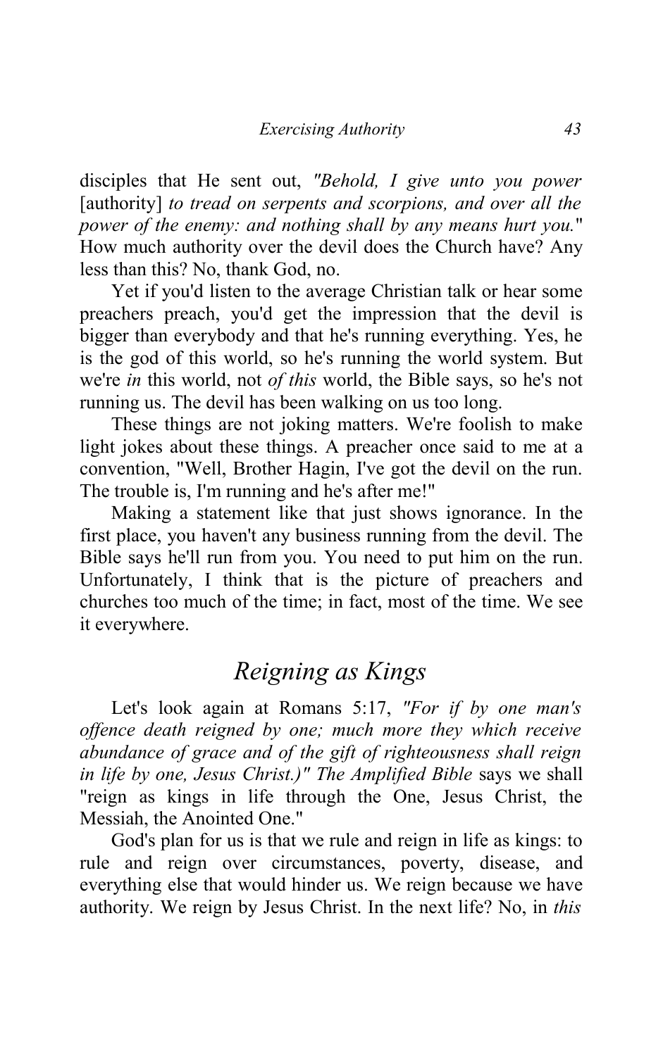disciples that He sent out, *"Behold, I give unto you power* [authority] *to tread on serpents and scorpions, and over all the power of the enemy: and nothing shall by any means hurt you.*" How much authority over the devil does the Church have? Any less than this? No, thank God, no.

Yet if you'd listen to the average Christian talk or hear some preachers preach, you'd get the impression that the devil is bigger than everybody and that he's running everything. Yes, he is the god of this world, so he's running the world system. But we're *in* this world, not *of this* world, the Bible says, so he's not running us. The devil has been walking on us too long.

These things are not joking matters. We're foolish to make light jokes about these things. A preacher once said to me at a convention, "Well, Brother Hagin, I've got the devil on the run. The trouble is, I'm running and he's after me!"

Making a statement like that just shows ignorance. In the first place, you haven't any business running from the devil. The Bible says he'll run from you. You need to put him on the run. Unfortunately, I think that is the picture of preachers and churches too much of the time; in fact, most of the time. We see it everywhere.

## Reigning as Kings

Let's look again at Romans 5:17, *"For if by one man's offence death reigned by one; much more they which receive abundance of grace and of the gift of righteousness shall reign in life by one, Jesus Christ.)"* *The Amplified Bible* says we shall "reign as kings in life through the One, Jesus Christ, the Messiah, the Anointed One."

God's plan for us is that we rule and reign in life as kings: to rule and reign over circumstances, poverty, disease, and everything else that would hinder us. We reign because we have authority. We reign by Jesus Christ. In the next life? No, in *this*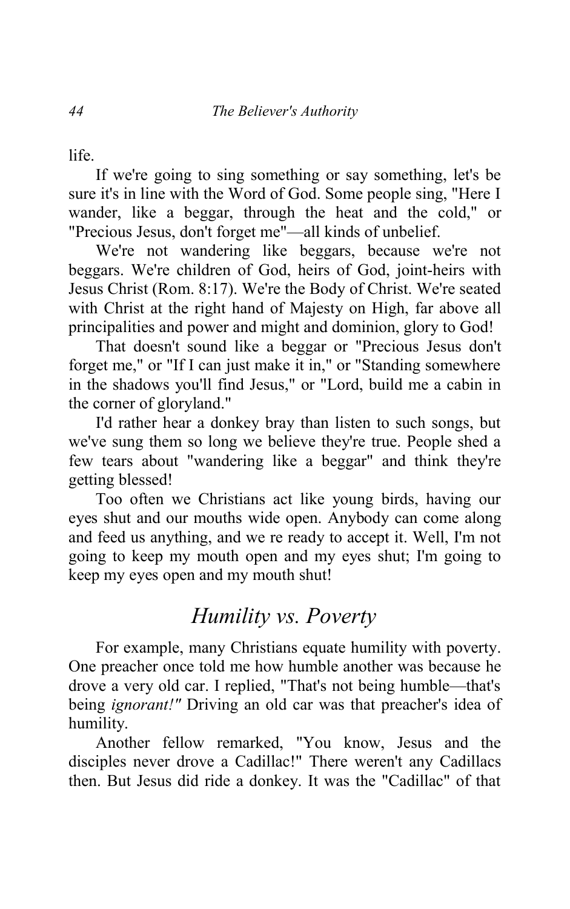life.

If we're going to sing something or say something, let's be sure it's in line with the Word of God. Some people sing, "Here I wander, like a beggar, through the heat and the cold," or "Precious Jesus, don't forget me"—all kinds of unbelief.

We're not wandering like beggars, because we're not beggars. We're children of God, heirs of God, joint-heirs with Jesus Christ (Rom. 8:17). We're the Body of Christ. We're seated with Christ at the right hand of Majesty on High, far above all principalities and power and might and dominion, glory to God!

That doesn't sound like a beggar or "Precious Jesus don't forget me," or "If I can just make it in," or "Standing somewhere in the shadows you'll find Jesus," or "Lord, build me a cabin in the corner of gloryland."

I'd rather hear a donkey bray than listen to such songs, but we've sung them so long we believe they're true. People shed a few tears about "wandering like a beggar" and think they're getting blessed!

Too often we Christians act like young birds, having our eyes shut and our mouths wide open. Anybody can come along and feed us anything, and we re ready to accept it. Well, I'm not going to keep my mouth open and my eyes shut; I'm going to keep my eyes open and my mouth shut!

## *Humility vs. Poverty*

For example, many Christians equate humility with poverty. One preacher once told me how humble another was because he drove a very old car. I replied, "That's not being humble—that's being *ignorant!"* Driving an old car was that preacher's idea of humility.

Another fellow remarked, "You know, Jesus and the disciples never drove a Cadillac!" There weren't any Cadillacs then. But Jesus did ride a donkey. It was the "Cadillac" of that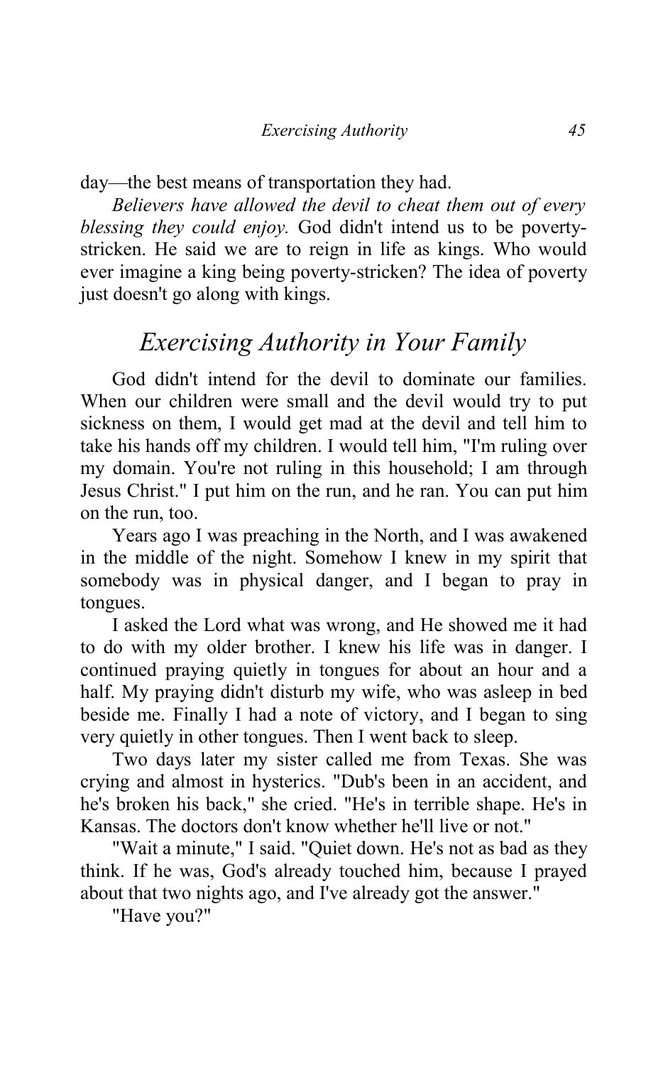day—the best means of transportation they had.

*Believers have allowed the devil to cheat them out of every blessing they could enjoy.* God didn't intend us to be poverty-stricken. He said we are to reign in life as kings. Who would ever imagine a king being poverty-stricken? The idea of poverty just doesn't go along with kings.

## *Exercising Authority in Your Family*

God didn't intend for the devil to dominate our families. When our children were small and the devil would try to put sickness on them, I would get mad at the devil and tell him to take his hands off my children. I would tell him, "I'm ruling over my domain. You're not ruling in this household; I am through Jesus Christ." I put him on the run, and he ran. You can put him on the run, too.

Years ago I was preaching in the North, and I was awakened in the middle of the night. Somehow I knew in my spirit that somebody was in physical danger, and I began to pray in tongues.

I asked the Lord what was wrong, and He showed me it had to do with my older brother. I knew his life was in danger. I continued praying quietly in tongues for about an hour and a half. My praying didn't disturb my wife, who was asleep in bed beside me. Finally I had a note of victory, and I began to sing very quietly in other tongues. Then I went back to sleep.

Two days later my sister called me from Texas. She was crying and almost in hysterics. "Dub's been in an accident, and he's broken his back," she cried. "He's in terrible shape. He's in Kansas. The doctors don't know whether he'll live or not."

"Wait a minute," I said. "Quiet down. He's not as bad as they think. If he was, God's already touched him, because I prayed about that two nights ago, and I've already got the answer."

"Have you?"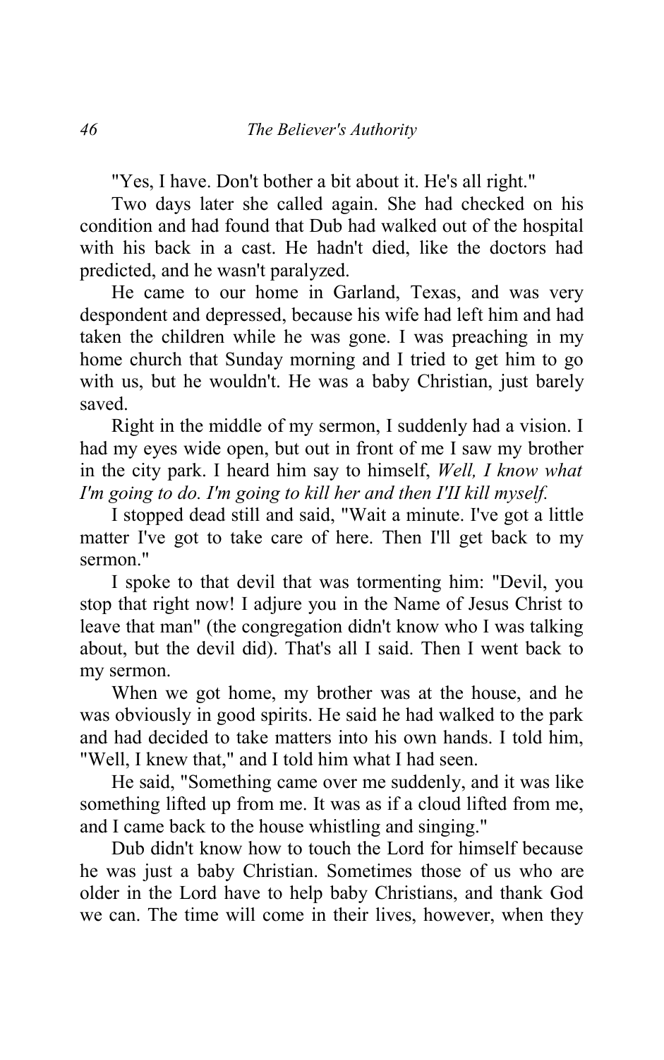"Yes, I have. Don't bother a bit about it. He's all right."

Two days later she called again. She had checked on his condition and had found that Dub had walked out of the hospital with his back in a cast. He hadn't died, like the doctors had predicted, and he wasn't paralyzed.

He came to our home in Garland, Texas, and was very despondent and depressed, because his wife had left him and had taken the children while he was gone. I was preaching in my home church that Sunday morning and I tried to get him to go with us, but he wouldn't. He was a baby Christian, just barely saved.

Right in the middle of my sermon, I suddenly had a vision. I had my eyes wide open, but out in front of me I saw my brother in the city park. I heard him say to himself, *Well, I know what I'm going to do. I'm going to kill her and then I'II kill myself.*

I stopped dead still and said, "Wait a minute. I've got a little matter I've got to take care of here. Then I'll get back to my sermon."

I spoke to that devil that was tormenting him: "Devil, you stop that right now! I adjure you in the Name of Jesus Christ to leave that man" (the congregation didn't know who I was talking about, but the devil did). That's all I said. Then I went back to my sermon.

When we got home, my brother was at the house, and he was obviously in good spirits. He said he had walked to the park and had decided to take matters into his own hands. I told him, "Well, I knew that," and I told him what I had seen.

He said, "Something came over me suddenly, and it was like something lifted up from me. It was as if a cloud lifted from me, and I came back to the house whistling and singing."

Dub didn't know how to touch the Lord for himself because he was just a baby Christian. Sometimes those of us who are older in the Lord have to help baby Christians, and thank God we can. The time will come in their lives, however, when they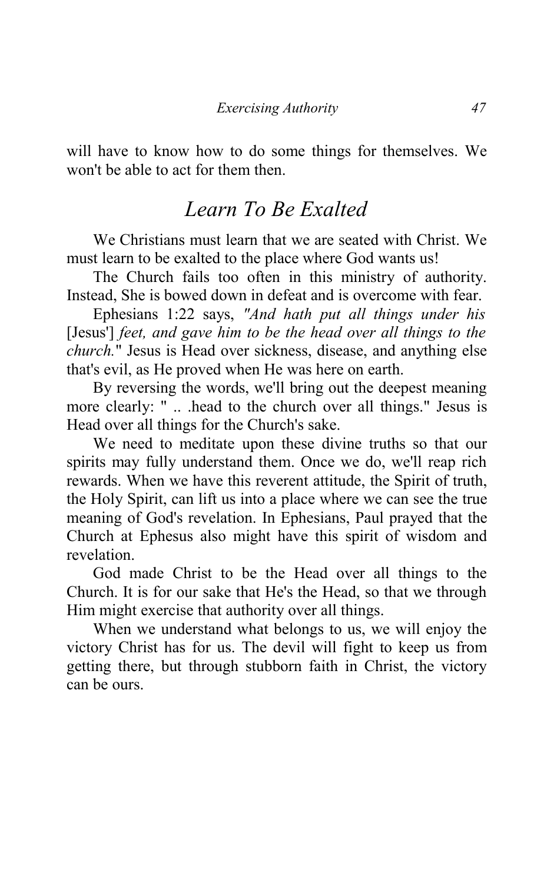will have to know how to do some things for themselves. We won't be able to act for them then.

## *Learn To Be Exalted*

We Christians must learn that we are seated with Christ. We must learn to be exalted to the place where God wants us!

The Church fails too often in this ministry of authority. Instead, She is bowed down in defeat and is overcome with fear.

Ephesians 1:22 says, *"And hath put all things under his* [Jesus'] *feet, and gave him to be the head over all things to the church."* Jesus is Head over sickness, disease, and anything else that's evil, as He proved when He was here on earth.

By reversing the words, we'll bring out the deepest meaning more clearly: " .. .head to the church over all things." Jesus is Head over all things for the Church's sake.

We need to meditate upon these divine truths so that our spirits may fully understand them. Once we do, we'll reap rich rewards. When we have this reverent attitude, the Spirit of truth, the Holy Spirit, can lift us into a place where we can see the true meaning of God's revelation. In Ephesians, Paul prayed that the Church at Ephesus also might have this spirit of wisdom and revelation.

God made Christ to be the Head over all things to the Church. It is for our sake that He's the Head, so that we through Him might exercise that authority over all things.

When we understand what belongs to us, we will enjoy the victory Christ has for us. The devil will fight to keep us from getting there, but through stubborn faith in Christ, the victory can be ours.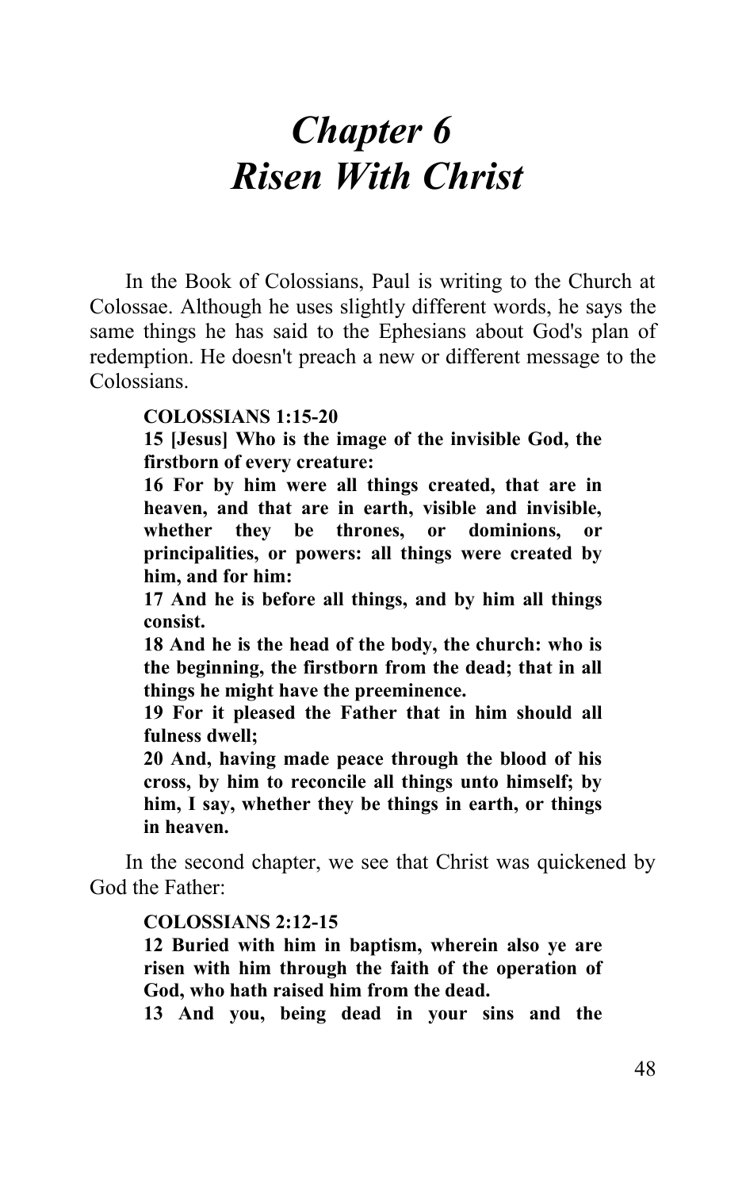# *Chapter 6*
# *Risen With Christ*

In the Book of Colossians, Paul is writing to the Church at Colossae. Although he uses slightly different words, he says the same things he has said to the Ephesians about God's plan of redemption. He doesn't preach a new or different message to the Colossians.

> **COLOSSIANS 1:15-20**
> **15 [Jesus] Who is the image of the invisible God, the firstborn of every creature:**
> **16 For by him were all things created, that are in heaven, and that are in earth, visible and invisible, whether they be thrones, or dominions, or principalities, or powers: all things were created by him, and for him:**
> **17 And he is before all things, and by him all things consist.**
> **18 And he is the head of the body, the church: who is the beginning, the firstborn from the dead; that in all things he might have the preeminence.**
> **19 For it pleased the Father that in him should all fulness dwell;**
> **20 And, having made peace through the blood of his cross, by him to reconcile all things unto himself; by him, I say, whether they be things in earth, or things in heaven.**

In the second chapter, we see that Christ was quickened by God the Father:

> **COLOSSIANS 2:12-15**
> **12 Buried with him in baptism, wherein also ye are risen with him through the faith of the operation of God, who hath raised him from the dead.**
> **13 And you, being dead in your sins and the**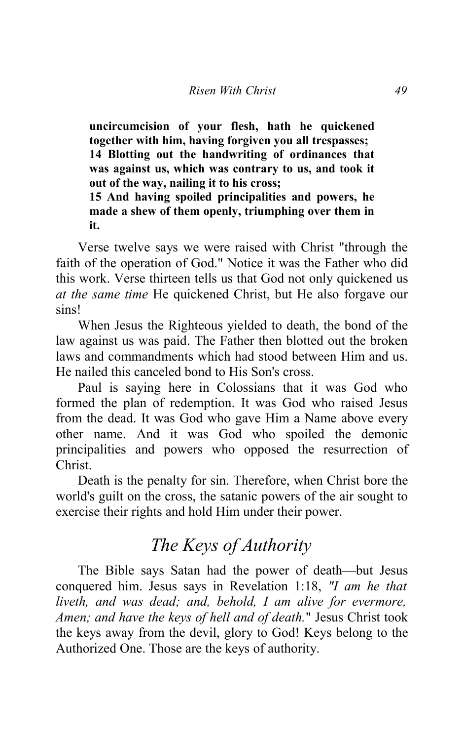**uncircumcision of your flesh, hath he quickened together with him, having forgiven you all trespasses;**
**14 Blotting out the handwriting of ordinances that was against us, which was contrary to us, and took it out of the way, nailing it to his cross;**
**15 And having spoiled principalities and powers, he made a shew of them openly, triumphing over them in it.**

Verse twelve says we were raised with Christ "through the faith of the operation of God." Notice it was the Father who did this work. Verse thirteen tells us that God not only quickened us *at the same time* He quickened Christ, but He also forgave our sins!

When Jesus the Righteous yielded to death, the bond of the law against us was paid. The Father then blotted out the broken laws and commandments which had stood between Him and us. He nailed this canceled bond to His Son's cross.

Paul is saying here in Colossians that it was God who formed the plan of redemption. It was God who raised Jesus from the dead. It was God who gave Him a Name above every other name. And it was God who spoiled the demonic principalities and powers who opposed the resurrection of Christ.

Death is the penalty for sin. Therefore, when Christ bore the world's guilt on the cross, the satanic powers of the air sought to exercise their rights and hold Him under their power.

## *The Keys of Authority*

The Bible says Satan had the power of death—but Jesus conquered him. Jesus says in Revelation 1:18, *"I am he that liveth, and was dead; and, behold, I am alive for evermore, Amen; and have the keys of hell and of death."* Jesus Christ took the keys away from the devil, glory to God! Keys belong to the Authorized One. Those are the keys of authority.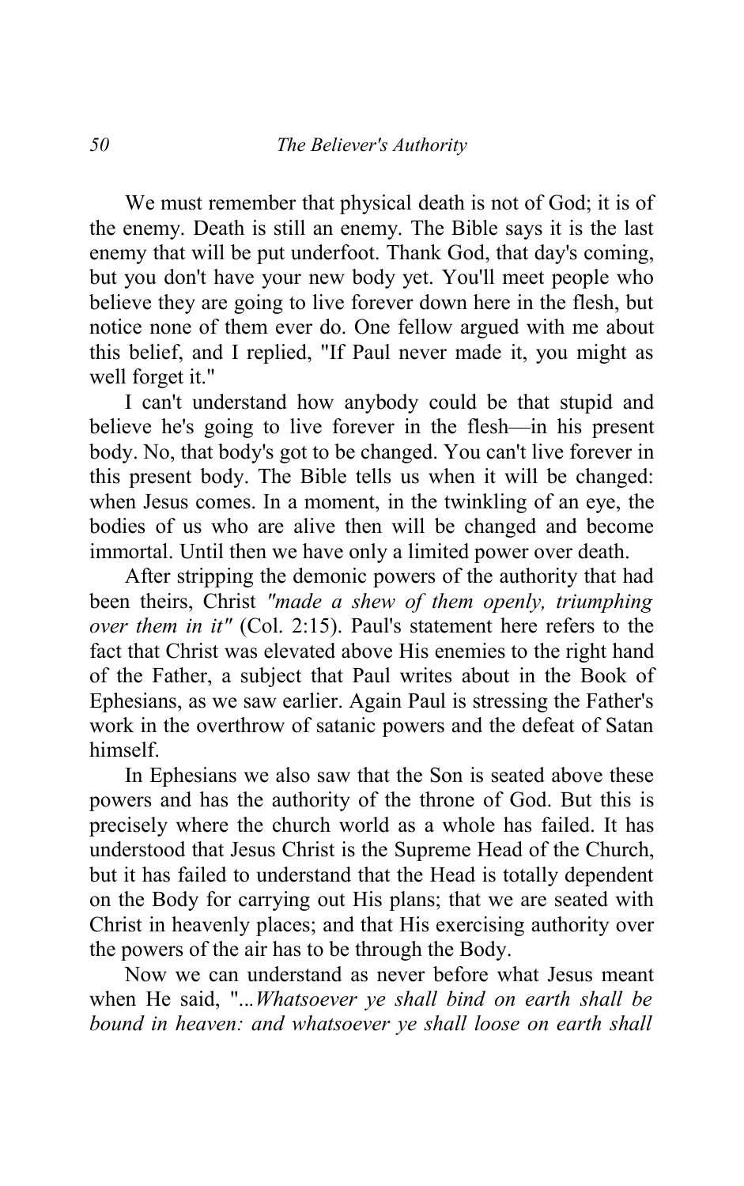We must remember that physical death is not of God; it is of the enemy. Death is still an enemy. The Bible says it is the last enemy that will be put underfoot. Thank God, that day's coming, but you don't have your new body yet. You'll meet people who believe they are going to live forever down here in the flesh, but notice none of them ever do. One fellow argued with me about this belief, and I replied, "If Paul never made it, you might as well forget it."

I can't understand how anybody could be that stupid and believe he's going to live forever in the flesh—in his present body. No, that body's got to be changed. You can't live forever in this present body. The Bible tells us when it will be changed: when Jesus comes. In a moment, in the twinkling of an eye, the bodies of us who are alive then will be changed and become immortal. Until then we have only a limited power over death.

After stripping the demonic powers of the authority that had been theirs, Christ *"made a shew of them openly, triumphing over them in it"* (Col. 2:15). Paul's statement here refers to the fact that Christ was elevated above His enemies to the right hand of the Father, a subject that Paul writes about in the Book of Ephesians, as we saw earlier. Again Paul is stressing the Father's work in the overthrow of satanic powers and the defeat of Satan himself.

In Ephesians we also saw that the Son is seated above these powers and has the authority of the throne of God. But this is precisely where the church world as a whole has failed. It has understood that Jesus Christ is the Supreme Head of the Church, but it has failed to understand that the Head is totally dependent on the Body for carrying out His plans; that we are seated with Christ in heavenly places; and that His exercising authority over the powers of the air has to be through the Body.

Now we can understand as never before what Jesus meant when He said, "*...Whatsoever ye shall bind on earth shall be bound in heaven: and whatsoever ye shall loose on earth shall*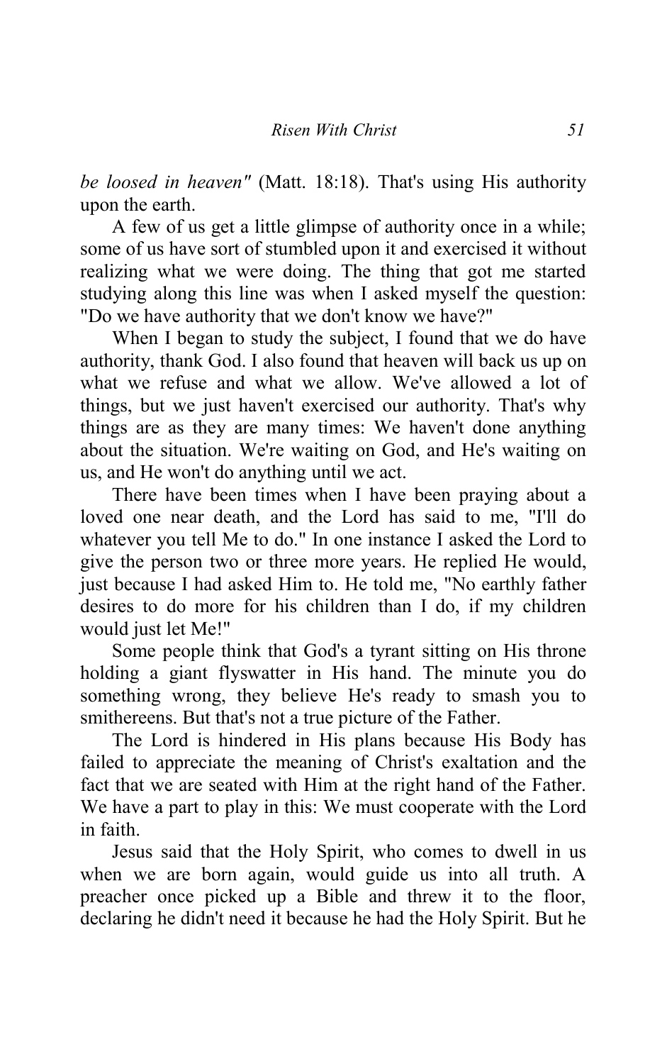*be loosed in heaven"* (Matt. 18:18). That's using His authority upon the earth.

A few of us get a little glimpse of authority once in a while; some of us have sort of stumbled upon it and exercised it without realizing what we were doing. The thing that got me started studying along this line was when I asked myself the question: "Do we have authority that we don't know we have?"

When I began to study the subject, I found that we do have authority, thank God. I also found that heaven will back us up on what we refuse and what we allow. We've allowed a lot of things, but we just haven't exercised our authority. That's why things are as they are many times: We haven't done anything about the situation. We're waiting on God, and He's waiting on us, and He won't do anything until we act.

There have been times when I have been praying about a loved one near death, and the Lord has said to me, "I'll do whatever you tell Me to do." In one instance I asked the Lord to give the person two or three more years. He replied He would, just because I had asked Him to. He told me, "No earthly father desires to do more for his children than I do, if my children would just let Me!"

Some people think that God's a tyrant sitting on His throne holding a giant flyswatter in His hand. The minute you do something wrong, they believe He's ready to smash you to smithereens. But that's not a true picture of the Father.

The Lord is hindered in His plans because His Body has failed to appreciate the meaning of Christ's exaltation and the fact that we are seated with Him at the right hand of the Father. We have a part to play in this: We must cooperate with the Lord in faith.

Jesus said that the Holy Spirit, who comes to dwell in us when we are born again, would guide us into all truth. A preacher once picked up a Bible and threw it to the floor, declaring he didn't need it because he had the Holy Spirit. But he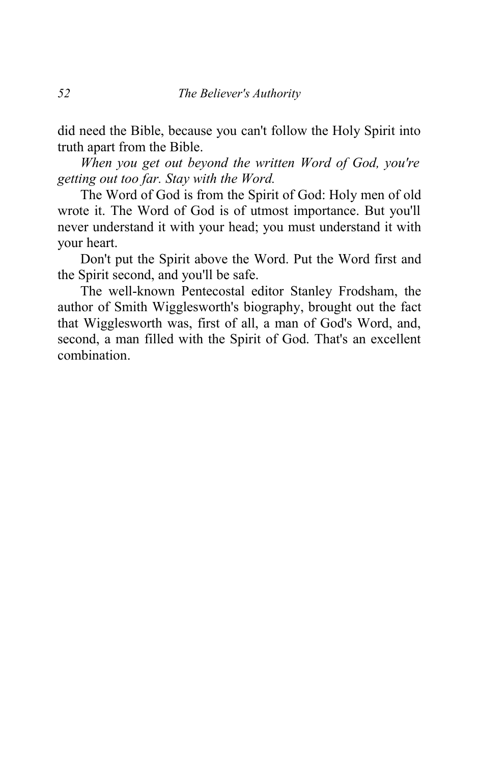did need the Bible, because you can't follow the Holy Spirit into truth apart from the Bible.

*When you get out beyond the written Word of God, you're getting out too far. Stay with the Word.*

The Word of God is from the Spirit of God: Holy men of old wrote it. The Word of God is of utmost importance. But you'll never understand it with your head; you must understand it with your heart.

Don't put the Spirit above the Word. Put the Word first and the Spirit second, and you'll be safe.

The well-known Pentecostal editor Stanley Frodsham, the author of Smith Wigglesworth's biography, brought out the fact that Wigglesworth was, first of all, a man of God's Word, and, second, a man filled with the Spirit of God. That's an excellent combination.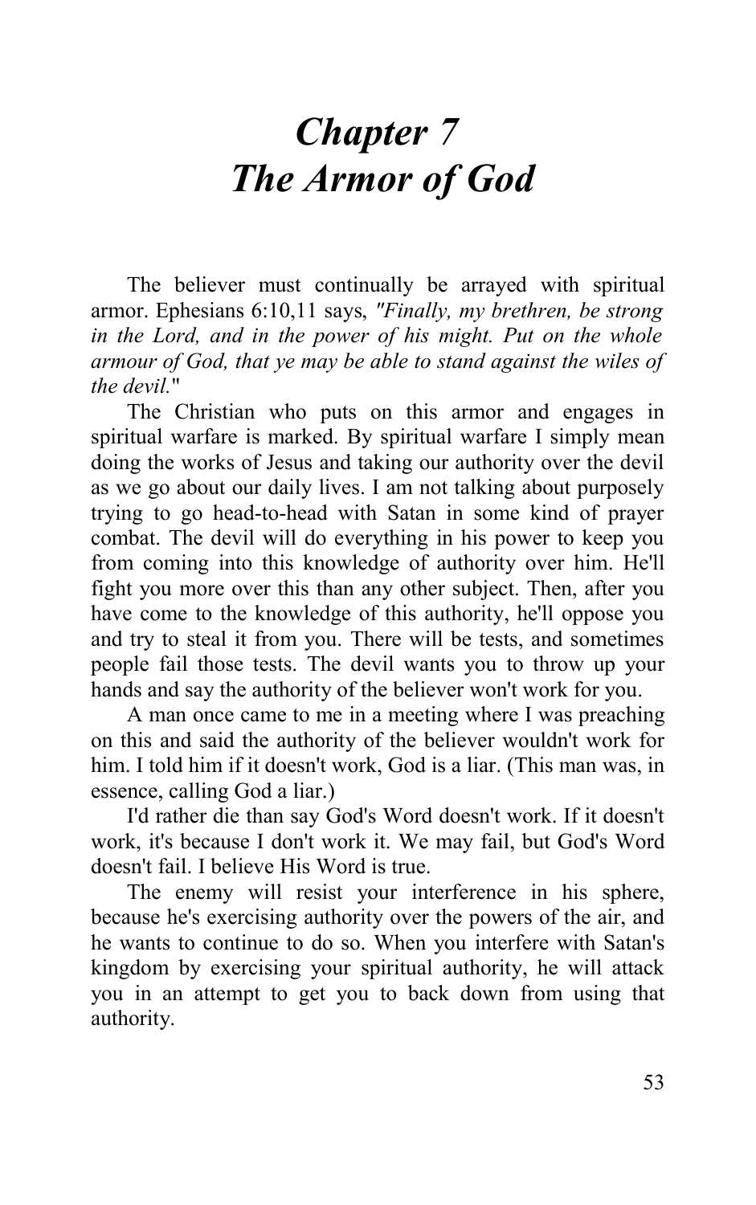# *Chapter 7*
# *The Armor of God*

The believer must continually be arrayed with spiritual armor. Ephesians 6:10,11 says, *"Finally, my brethren, be strong in the Lord, and in the power of his might. Put on the whole armour of God, that ye may be able to stand against the wiles of the devil."*

The Christian who puts on this armor and engages in spiritual warfare is marked. By spiritual warfare I simply mean doing the works of Jesus and taking our authority over the devil as we go about our daily lives. I am not talking about purposely trying to go head-to-head with Satan in some kind of prayer combat. The devil will do everything in his power to keep you from coming into this knowledge of authority over him. He'll fight you more over this than any other subject. Then, after you have come to the knowledge of this authority, he'll oppose you and try to steal it from you. There will be tests, and sometimes people fail those tests. The devil wants you to throw up your hands and say the authority of the believer won't work for you.

A man once came to me in a meeting where I was preaching on this and said the authority of the believer wouldn't work for him. I told him if it doesn't work, God is a liar. (This man was, in essence, calling God a liar.)

I'd rather die than say God's Word doesn't work. If it doesn't work, it's because I don't work it. We may fail, but God's Word doesn't fail. I believe His Word is true.

The enemy will resist your interference in his sphere, because he's exercising authority over the powers of the air, and he wants to continue to do so. When you interfere with Satan's kingdom by exercising your spiritual authority, he will attack you in an attempt to get you to back down from using that authority.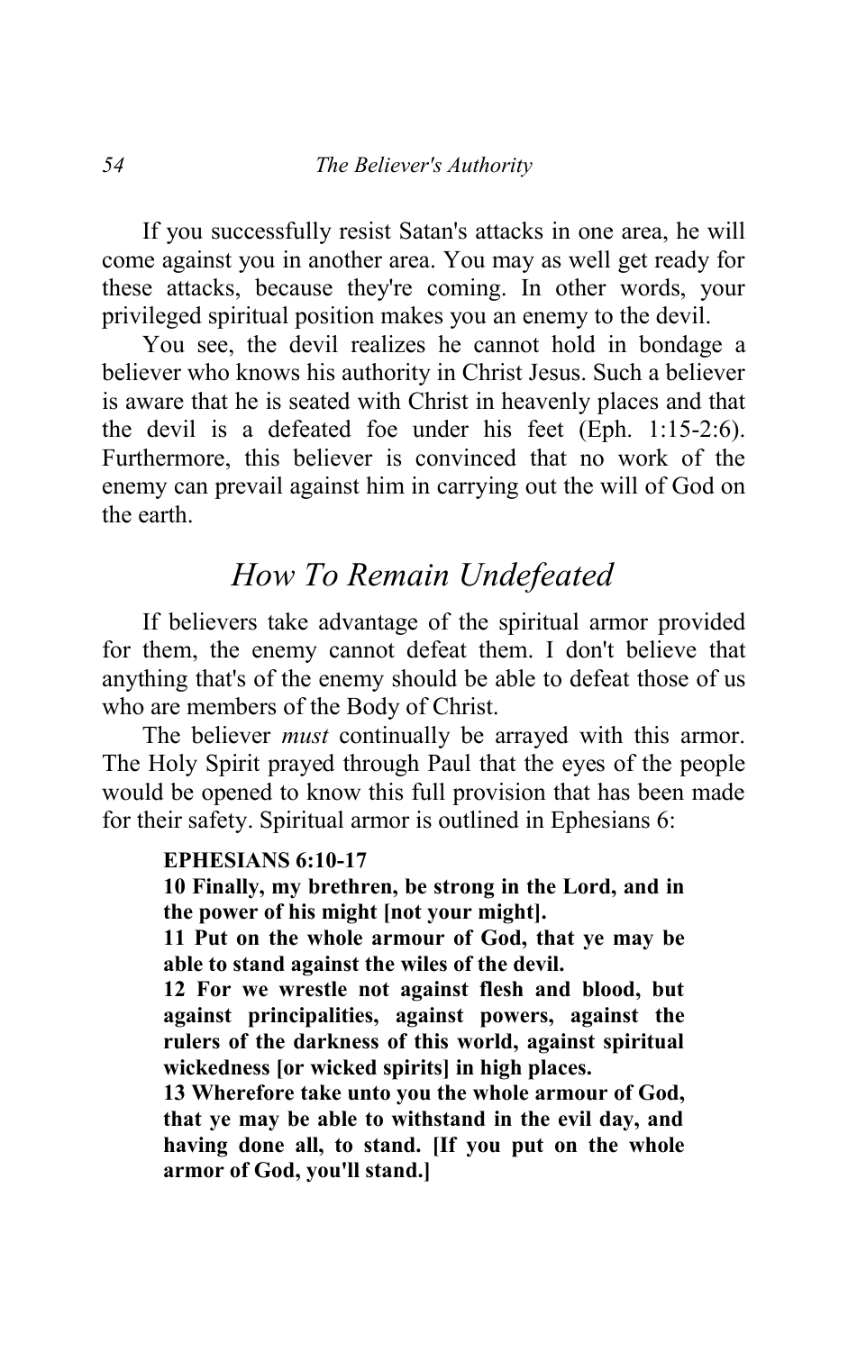If you successfully resist Satan's attacks in one area, he will come against you in another area. You may as well get ready for these attacks, because they're coming. In other words, your privileged spiritual position makes you an enemy to the devil.

You see, the devil realizes he cannot hold in bondage a believer who knows his authority in Christ Jesus. Such a believer is aware that he is seated with Christ in heavenly places and that the devil is a defeated foe under his feet (Eph. 1:15-2:6). Furthermore, this believer is convinced that no work of the enemy can prevail against him in carrying out the will of God on the earth.

## *How To Remain Undefeated*

If believers take advantage of the spiritual armor provided for them, the enemy cannot defeat them. I don't believe that anything that's of the enemy should be able to defeat those of us who are members of the Body of Christ.

The believer *must* continually be arrayed with this armor. The Holy Spirit prayed through Paul that the eyes of the people would be opened to know this full provision that has been made for their safety. Spiritual armor is outlined in Ephesians 6:

**EPHESIANS 6:10-17**
**10 Finally, my brethren, be strong in the Lord, and in the power of his might [not your might].**
**11 Put on the whole armour of God, that ye may be able to stand against the wiles of the devil.**
**12 For we wrestle not against flesh and blood, but against principalities, against powers, against the rulers of the darkness of this world, against spiritual wickedness [or wicked spirits] in high places.**
**13 Wherefore take unto you the whole armour of God, that ye may be able to withstand in the evil day, and having done all, to stand. [If you put on the whole armor of God, you'll stand.]**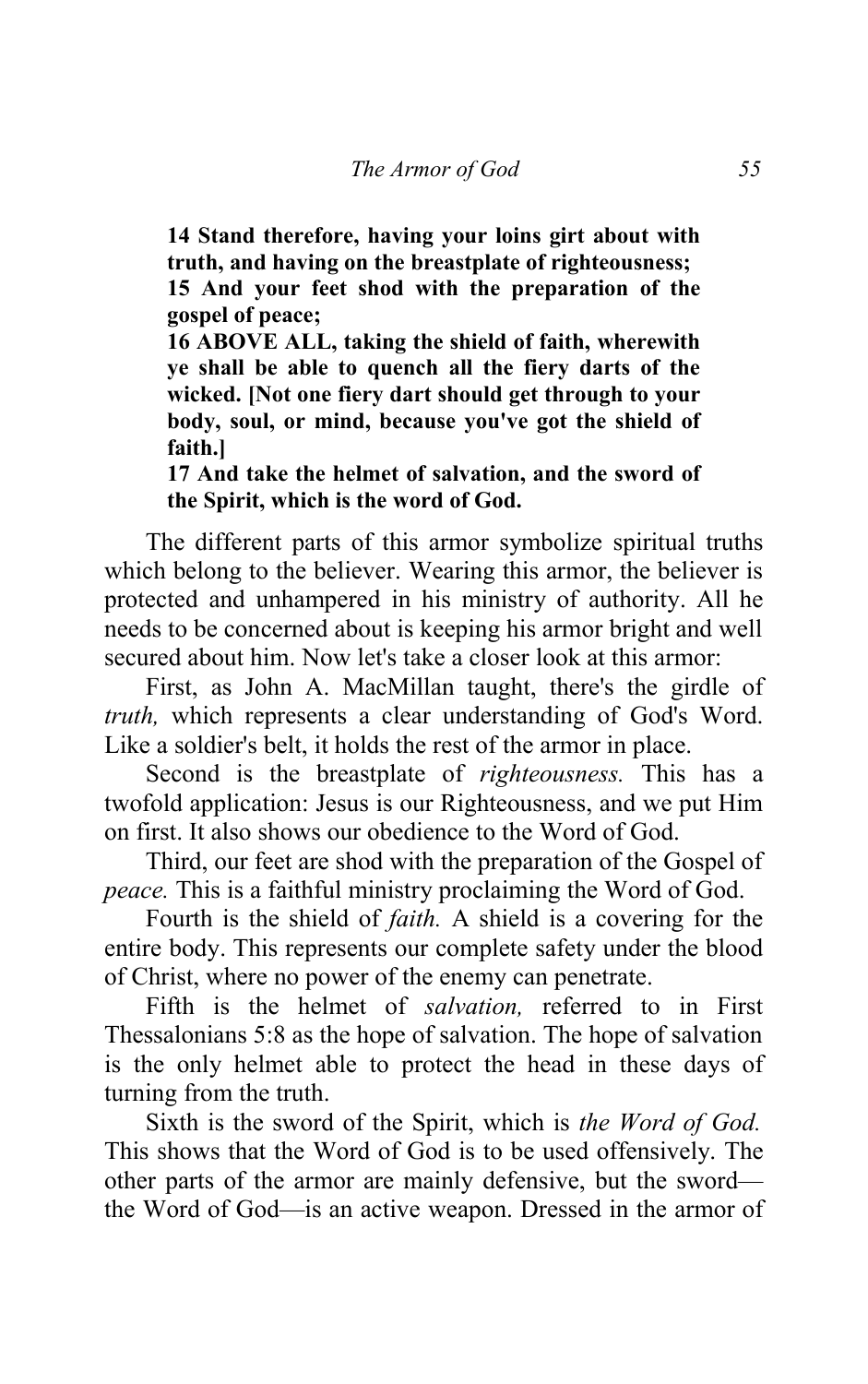**14 Stand therefore, having your loins girt about with truth, and having on the breastplate of righteousness;**
**15 And your feet shod with the preparation of the gospel of peace;**
**16 ABOVE ALL, taking the shield of faith, wherewith ye shall be able to quench all the fiery darts of the wicked. [Not one fiery dart should get through to your body, soul, or mind, because you've got the shield of faith.]**
**17 And take the helmet of salvation, and the sword of the Spirit, which is the word of God.**

The different parts of this armor symbolize spiritual truths which belong to the believer. Wearing this armor, the believer is protected and unhampered in his ministry of authority. All he needs to be concerned about is keeping his armor bright and well secured about him. Now let's take a closer look at this armor:

First, as John A. MacMillan taught, there's the girdle of *truth,* which represents a clear understanding of God's Word. Like a soldier's belt, it holds the rest of the armor in place.

Second is the breastplate of *righteousness.* This has a twofold application: Jesus is our Righteousness, and we put Him on first. It also shows our obedience to the Word of God.

Third, our feet are shod with the preparation of the Gospel of *peace.* This is a faithful ministry proclaiming the Word of God.

Fourth is the shield of *faith.* A shield is a covering for the entire body. This represents our complete safety under the blood of Christ, where no power of the enemy can penetrate.

Fifth is the helmet of *salvation,* referred to in First Thessalonians 5:8 as the hope of salvation. The hope of salvation is the only helmet able to protect the head in these days of turning from the truth.

Sixth is the sword of the Spirit, which is *the Word of God.* This shows that the Word of God is to be used offensively. The other parts of the armor are mainly defensive, but the sword—the Word of God—is an active weapon. Dressed in the armor of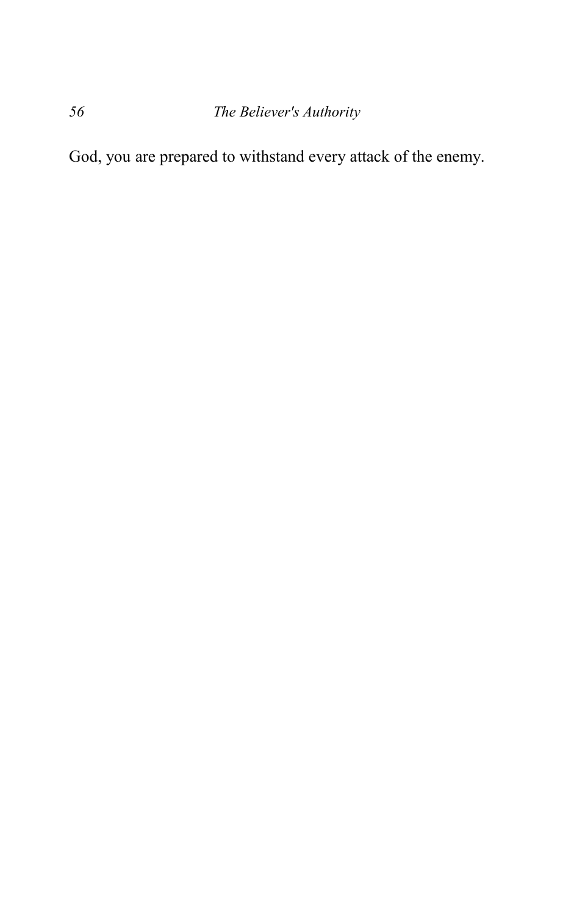God, you are prepared to withstand every attack of the enemy.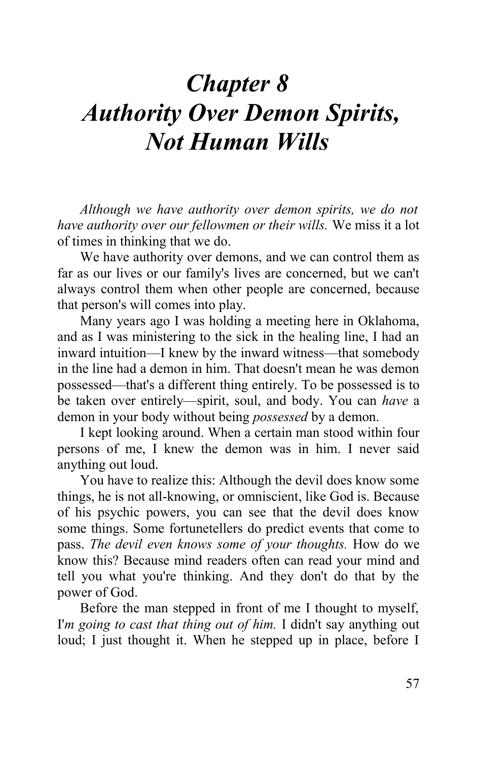# *Chapter 8*
# *Authority Over Demon Spirits, Not Human Wills*

*Although we have authority over demon spirits, we do not have authority over our fellowmen or their wills.* We miss it a lot of times in thinking that we do.

We have authority over demons, and we can control them as far as our lives or our family's lives are concerned, but we can't always control them when other people are concerned, because that person's will comes into play.

Many years ago I was holding a meeting here in Oklahoma, and as I was ministering to the sick in the healing line, I had an inward intuition—I knew by the inward witness—that somebody in the line had a demon in him. That doesn't mean he was demon possessed—that's a different thing entirely. To be possessed is to be taken over entirely—spirit, soul, and body. You can *have* a demon in your body without being *possessed* by a demon.

I kept looking around. When a certain man stood within four persons of me, I knew the demon was in him. I never said anything out loud.

You have to realize this: Although the devil does know some things, he is not all-knowing, or omniscient, like God is. Because of his psychic powers, you can see that the devil does know some things. Some fortunetellers do predict events that come to pass. *The devil even knows some of your thoughts.* How do we know this? Because mind readers often can read your mind and tell you what you're thinking. And they don't do that by the power of God.

Before the man stepped in front of me I thought to myself, I'*m going to cast that thing out of him.* I didn't say anything out loud; I just thought it. When he stepped up in place, before I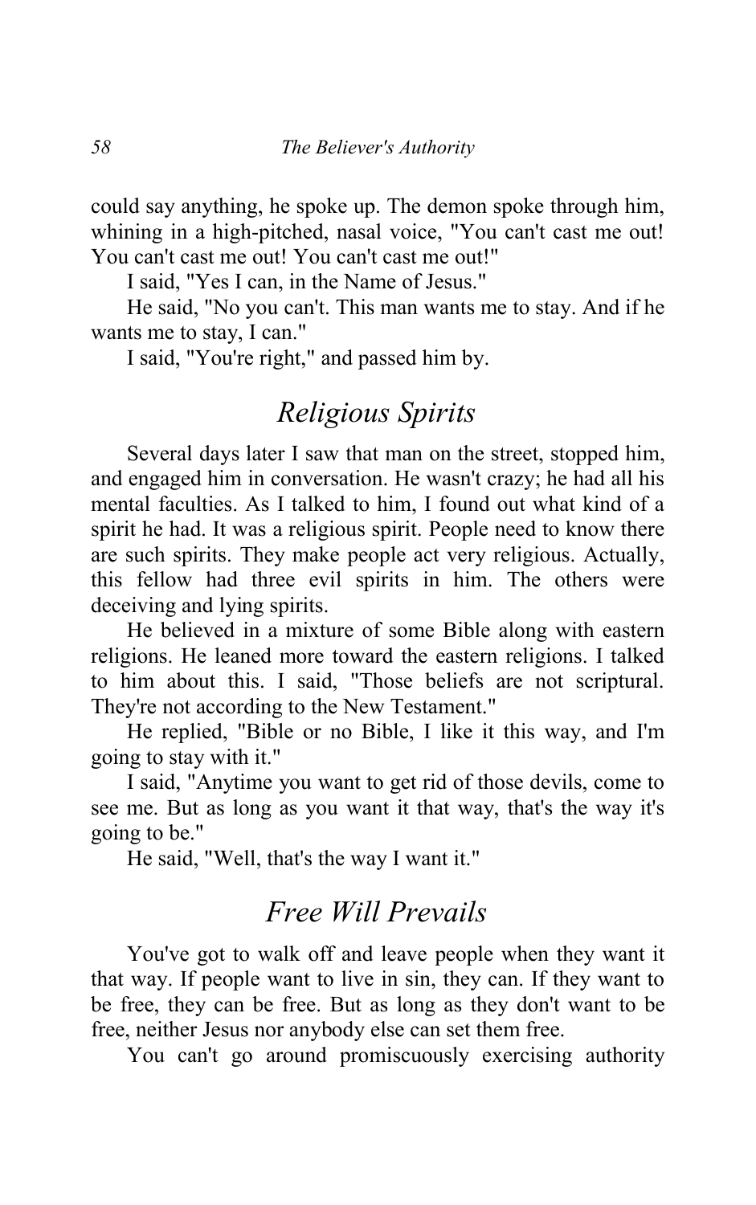could say anything, he spoke up. The demon spoke through him, whining in a high-pitched, nasal voice, "You can't cast me out! You can't cast me out! You can't cast me out!"

I said, "Yes I can, in the Name of Jesus."

He said, "No you can't. This man wants me to stay. And if he wants me to stay, I can."

I said, "You're right," and passed him by.

## *Religious Spirits*

Several days later I saw that man on the street, stopped him, and engaged him in conversation. He wasn't crazy; he had all his mental faculties. As I talked to him, I found out what kind of a spirit he had. It was a religious spirit. People need to know there are such spirits. They make people act very religious. Actually, this fellow had three evil spirits in him. The others were deceiving and lying spirits.

He believed in a mixture of some Bible along with eastern religions. He leaned more toward the eastern religions. I talked to him about this. I said, "Those beliefs are not scriptural. They're not according to the New Testament."

He replied, "Bible or no Bible, I like it this way, and I'm going to stay with it."

I said, "Anytime you want to get rid of those devils, come to see me. But as long as you want it that way, that's the way it's going to be."

He said, "Well, that's the way I want it."

## *Free Will Prevails*

You've got to walk off and leave people when they want it that way. If people want to live in sin, they can. If they want to be free, they can be free. But as long as they don't want to be free, neither Jesus nor anybody else can set them free.

You can't go around promiscuously exercising authority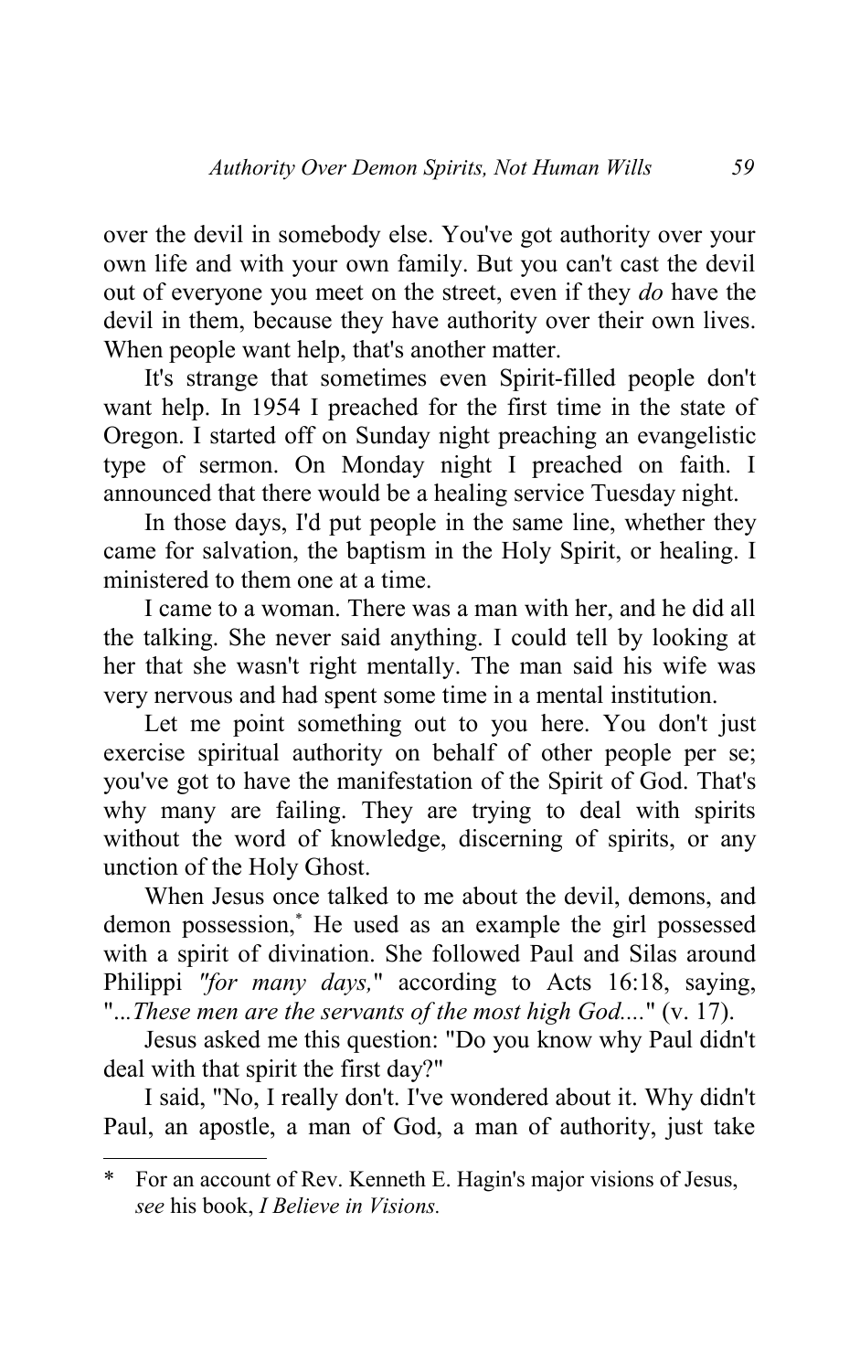over the devil in somebody else. You've got authority over your own life and with your own family. But you can't cast the devil out of everyone you meet on the street, even if they *do* have the devil in them, because they have authority over their own lives. When people want help, that's another matter.

It's strange that sometimes even Spirit-filled people don't want help. In 1954 I preached for the first time in the state of Oregon. I started off on Sunday night preaching an evangelistic type of sermon. On Monday night I preached on faith. I announced that there would be a healing service Tuesday night.

In those days, I'd put people in the same line, whether they came for salvation, the baptism in the Holy Spirit, or healing. I ministered to them one at a time.

I came to a woman. There was a man with her, and he did all the talking. She never said anything. I could tell by looking at her that she wasn't right mentally. The man said his wife was very nervous and had spent some time in a mental institution.

Let me point something out to you here. You don't just exercise spiritual authority on behalf of other people per se; you've got to have the manifestation of the Spirit of God. That's why many are failing. They are trying to deal with spirits without the word of knowledge, discerning of spirits, or any unction of the Holy Ghost.

When Jesus once talked to me about the devil, demons, and demon possession,* He used as an example the girl possessed with a spirit of divination. She followed Paul and Silas around Philippi *"for many days,"* according to Acts 16:18, saying, "*...These men are the servants of the most high God....*" (v. 17).

Jesus asked me this question: "Do you know why Paul didn't deal with that spirit the first day?"

I said, "No, I really don't. I've wondered about it. Why didn't Paul, an apostle, a man of God, a man of authority, just take

---

\* For an account of Rev. Kenneth E. Hagin's major visions of Jesus, *see* his book, *I Believe in Visions.*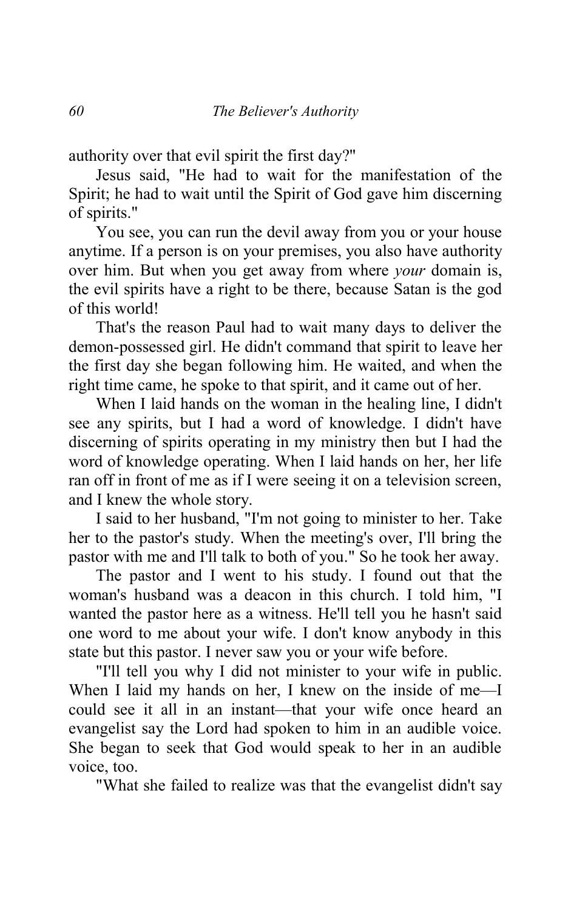authority over that evil spirit the first day?"

Jesus said, "He had to wait for the manifestation of the Spirit; he had to wait until the Spirit of God gave him discerning of spirits."

You see, you can run the devil away from you or your house anytime. If a person is on your premises, you also have authority over him. But when you get away from where *your* domain is, the evil spirits have a right to be there, because Satan is the god of this world!

That's the reason Paul had to wait many days to deliver the demon-possessed girl. He didn't command that spirit to leave her the first day she began following him. He waited, and when the right time came, he spoke to that spirit, and it came out of her.

When I laid hands on the woman in the healing line, I didn't see any spirits, but I had a word of knowledge. I didn't have discerning of spirits operating in my ministry then but I had the word of knowledge operating. When I laid hands on her, her life ran off in front of me as if I were seeing it on a television screen, and I knew the whole story.

I said to her husband, "I'm not going to minister to her. Take her to the pastor's study. When the meeting's over, I'll bring the pastor with me and I'll talk to both of you." So he took her away.

The pastor and I went to his study. I found out that the woman's husband was a deacon in this church. I told him, "I wanted the pastor here as a witness. He'll tell you he hasn't said one word to me about your wife. I don't know anybody in this state but this pastor. I never saw you or your wife before.

"I'll tell you why I did not minister to your wife in public. When I laid my hands on her, I knew on the inside of me—I could see it all in an instant—that your wife once heard an evangelist say the Lord had spoken to him in an audible voice. She began to seek that God would speak to her in an audible voice, too.

"What she failed to realize was that the evangelist didn't say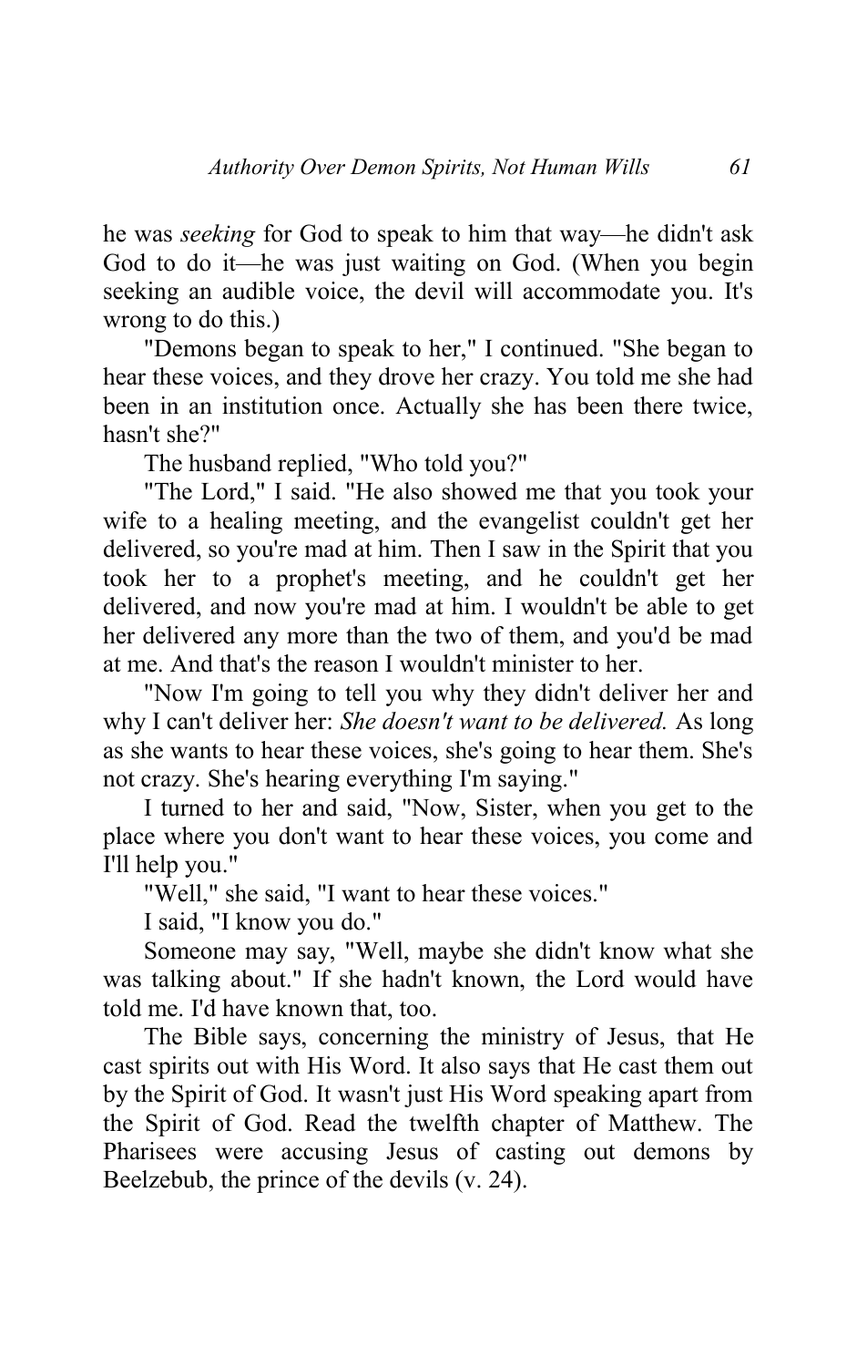he was *seeking* for God to speak to him that way—he didn't ask God to do it—he was just waiting on God. (When you begin seeking an audible voice, the devil will accommodate you. It's wrong to do this.)

"Demons began to speak to her," I continued. "She began to hear these voices, and they drove her crazy. You told me she had been in an institution once. Actually she has been there twice, hasn't she?"

The husband replied, "Who told you?"

"The Lord," I said. "He also showed me that you took your wife to a healing meeting, and the evangelist couldn't get her delivered, so you're mad at him. Then I saw in the Spirit that you took her to a prophet's meeting, and he couldn't get her delivered, and now you're mad at him. I wouldn't be able to get her delivered any more than the two of them, and you'd be mad at me. And that's the reason I wouldn't minister to her.

"Now I'm going to tell you why they didn't deliver her and why I can't deliver her: *She doesn't want to be delivered.* As long as she wants to hear these voices, she's going to hear them. She's not crazy. She's hearing everything I'm saying."

I turned to her and said, "Now, Sister, when you get to the place where you don't want to hear these voices, you come and I'll help you."

"Well," she said, "I want to hear these voices."

I said, "I know you do."

Someone may say, "Well, maybe she didn't know what she was talking about." If she hadn't known, the Lord would have told me. I'd have known that, too.

The Bible says, concerning the ministry of Jesus, that He cast spirits out with His Word. It also says that He cast them out by the Spirit of God. It wasn't just His Word speaking apart from the Spirit of God. Read the twelfth chapter of Matthew. The Pharisees were accusing Jesus of casting out demons by Beelzebub, the prince of the devils (v. 24).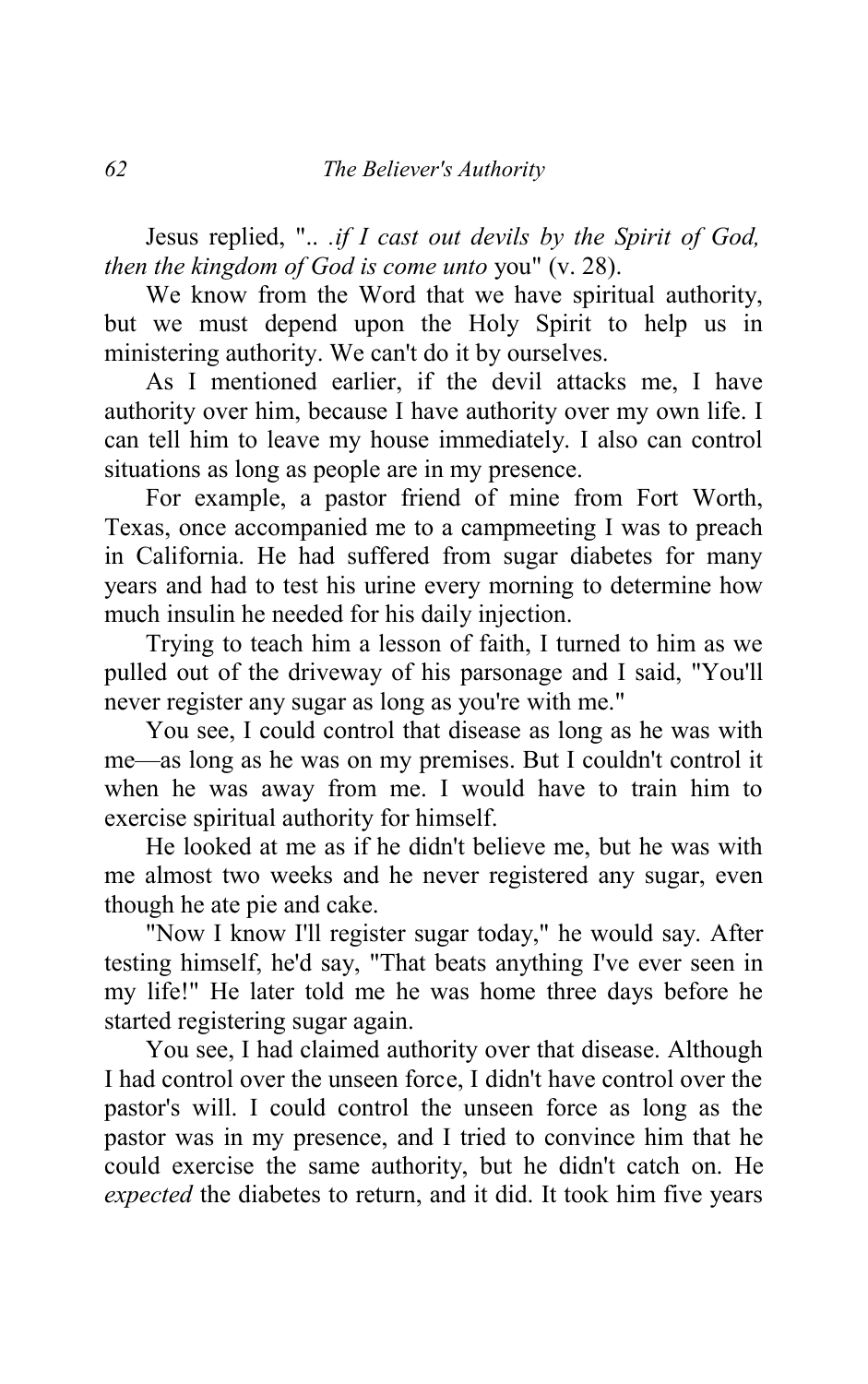Jesus replied, "*.. .if I cast out devils by the Spirit of God, then the kingdom of God is come unto* you" (v. 28).

We know from the Word that we have spiritual authority, but we must depend upon the Holy Spirit to help us in ministering authority. We can't do it by ourselves.

As I mentioned earlier, if the devil attacks me, I have authority over him, because I have authority over my own life. I can tell him to leave my house immediately. I also can control situations as long as people are in my presence.

For example, a pastor friend of mine from Fort Worth, Texas, once accompanied me to a campmeeting I was to preach in California. He had suffered from sugar diabetes for many years and had to test his urine every morning to determine how much insulin he needed for his daily injection.

Trying to teach him a lesson of faith, I turned to him as we pulled out of the driveway of his parsonage and I said, "You'll never register any sugar as long as you're with me."

You see, I could control that disease as long as he was with me—as long as he was on my premises. But I couldn't control it when he was away from me. I would have to train him to exercise spiritual authority for himself.

He looked at me as if he didn't believe me, but he was with me almost two weeks and he never registered any sugar, even though he ate pie and cake.

"Now I know I'll register sugar today," he would say. After testing himself, he'd say, "That beats anything I've ever seen in my life!" He later told me he was home three days before he started registering sugar again.

You see, I had claimed authority over that disease. Although I had control over the unseen force, I didn't have control over the pastor's will. I could control the unseen force as long as the pastor was in my presence, and I tried to convince him that he could exercise the same authority, but he didn't catch on. He *expected* the diabetes to return, and it did. It took him five years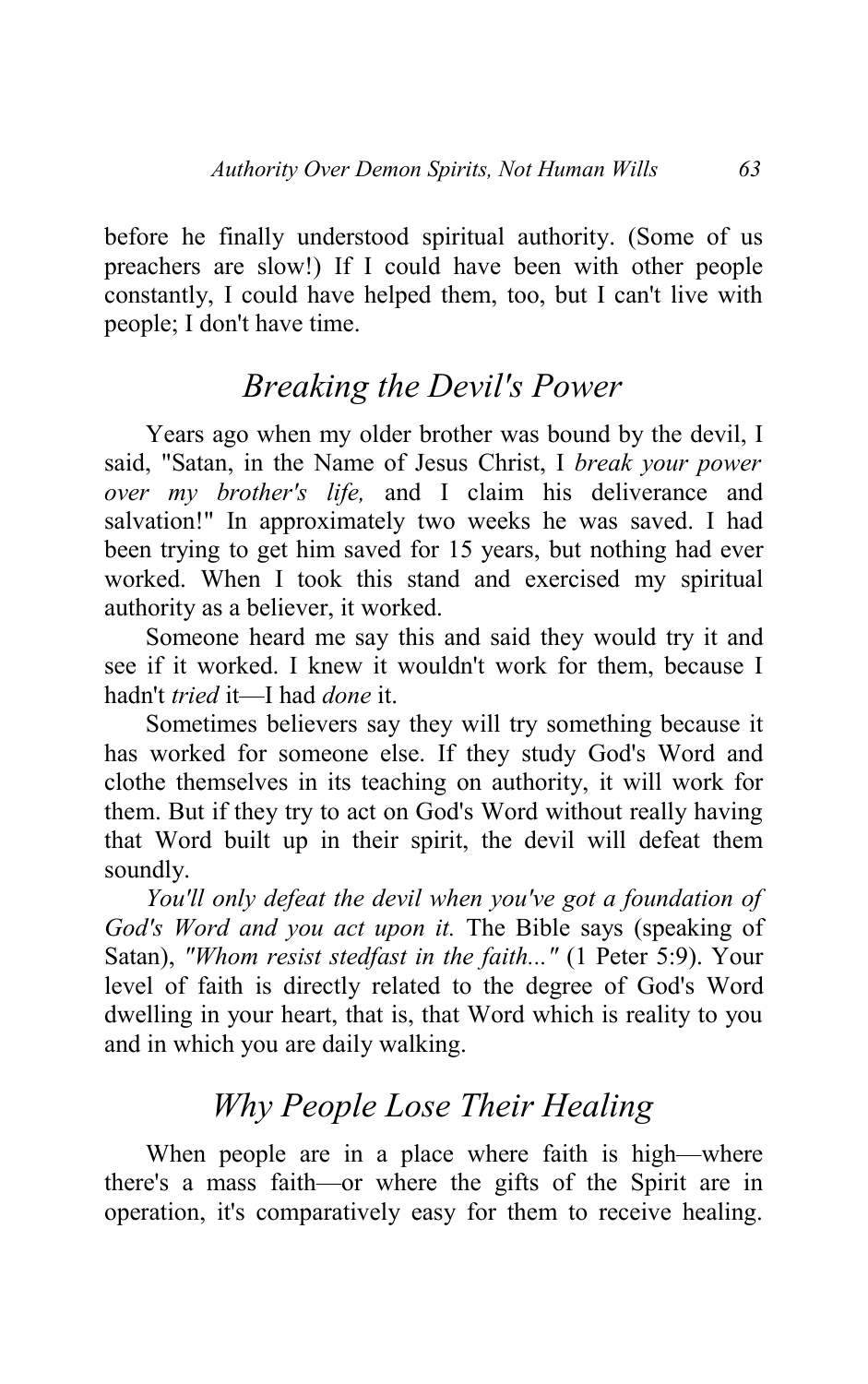before he finally understood spiritual authority. (Some of us preachers are slow!) If I could have been with other people constantly, I could have helped them, too, but I can't live with people; I don't have time.

## *Breaking the Devil's Power*

Years ago when my older brother was bound by the devil, I said, "Satan, in the Name of Jesus Christ, I *break your power over my brother's life,* and I claim his deliverance and salvation!" In approximately two weeks he was saved. I had been trying to get him saved for 15 years, but nothing had ever worked. When I took this stand and exercised my spiritual authority as a believer, it worked.

Someone heard me say this and said they would try it and see if it worked. I knew it wouldn't work for them, because I hadn't *tried* it—I had *done* it.

Sometimes believers say they will try something because it has worked for someone else. If they study God's Word and clothe themselves in its teaching on authority, it will work for them. But if they try to act on God's Word without really having that Word built up in their spirit, the devil will defeat them soundly.

*You'll only defeat the devil when you've got a foundation of God's Word and you act upon it.* The Bible says (speaking of Satan), *"Whom resist stedfast in the faith..."* (1 Peter 5:9). Your level of faith is directly related to the degree of God's Word dwelling in your heart, that is, that Word which is reality to you and in which you are daily walking.

## *Why People Lose Their Healing*

When people are in a place where faith is high—where there's a mass faith—or where the gifts of the Spirit are in operation, it's comparatively easy for them to receive healing.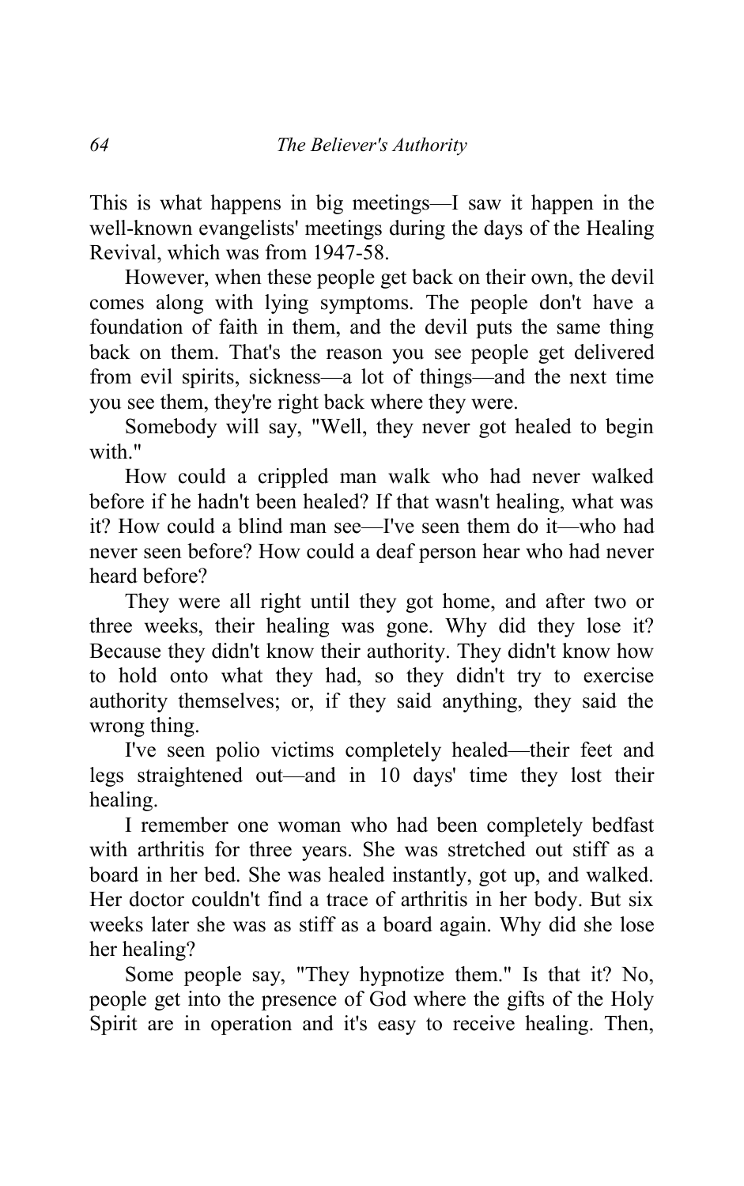This is what happens in big meetings—I saw it happen in the well-known evangelists' meetings during the days of the Healing Revival, which was from 1947-58.

However, when these people get back on their own, the devil comes along with lying symptoms. The people don't have a foundation of faith in them, and the devil puts the same thing back on them. That's the reason you see people get delivered from evil spirits, sickness—a lot of things—and the next time you see them, they're right back where they were.

Somebody will say, "Well, they never got healed to begin with."

How could a crippled man walk who had never walked before if he hadn't been healed? If that wasn't healing, what was it? How could a blind man see—I've seen them do it—who had never seen before? How could a deaf person hear who had never heard before?

They were all right until they got home, and after two or three weeks, their healing was gone. Why did they lose it? Because they didn't know their authority. They didn't know how to hold onto what they had, so they didn't try to exercise authority themselves; or, if they said anything, they said the wrong thing.

I've seen polio victims completely healed—their feet and legs straightened out—and in 10 days' time they lost their healing.

I remember one woman who had been completely bedfast with arthritis for three years. She was stretched out stiff as a board in her bed. She was healed instantly, got up, and walked. Her doctor couldn't find a trace of arthritis in her body. But six weeks later she was as stiff as a board again. Why did she lose her healing?

Some people say, "They hypnotize them." Is that it? No, people get into the presence of God where the gifts of the Holy Spirit are in operation and it's easy to receive healing. Then,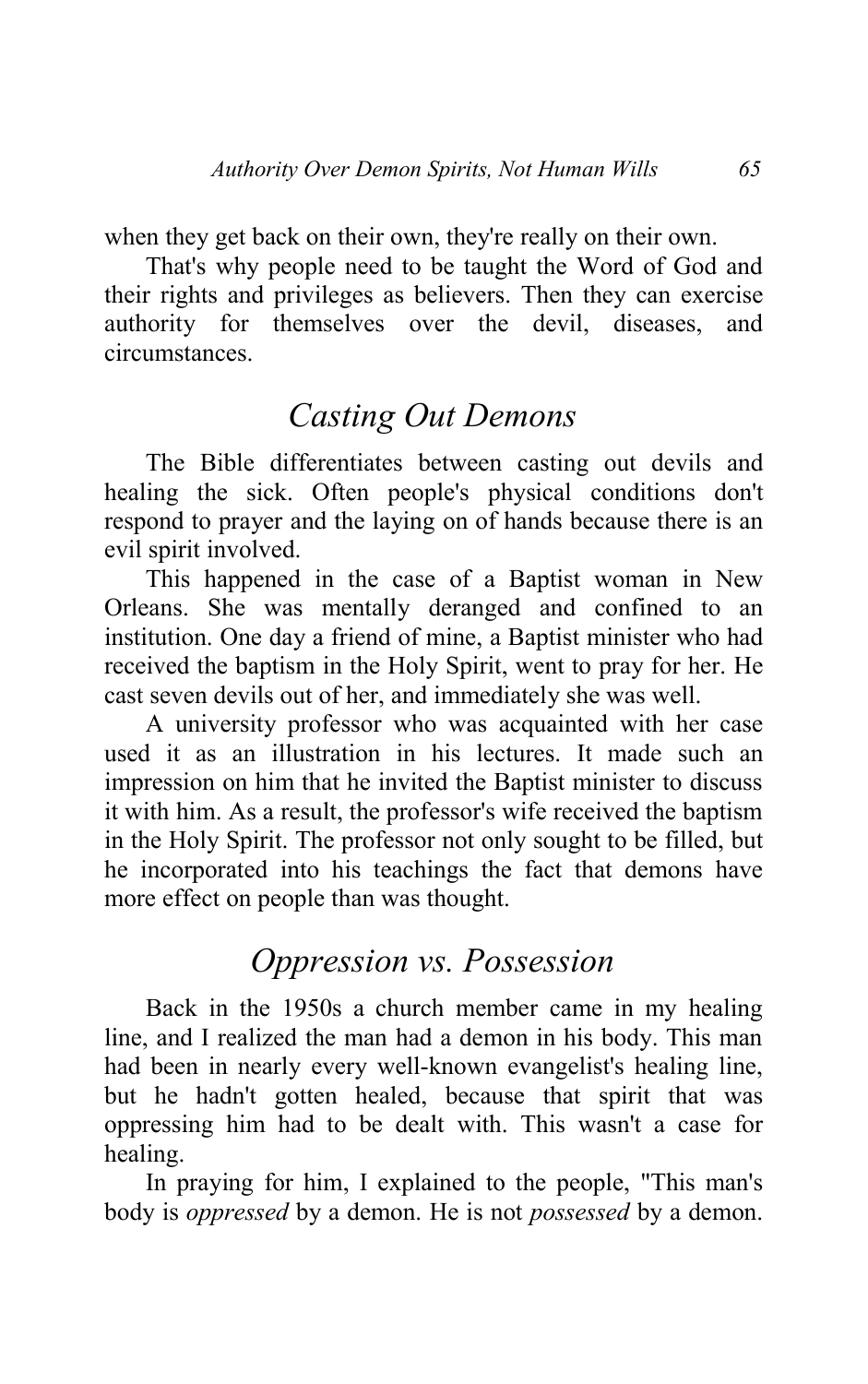when they get back on their own, they're really on their own.

That's why people need to be taught the Word of God and their rights and privileges as believers. Then they can exercise authority for themselves over the devil, diseases, and circumstances.

## *Casting Out Demons*

The Bible differentiates between casting out devils and healing the sick. Often people's physical conditions don't respond to prayer and the laying on of hands because there is an evil spirit involved.

This happened in the case of a Baptist woman in New Orleans. She was mentally deranged and confined to an institution. One day a friend of mine, a Baptist minister who had received the baptism in the Holy Spirit, went to pray for her. He cast seven devils out of her, and immediately she was well.

A university professor who was acquainted with her case used it as an illustration in his lectures. It made such an impression on him that he invited the Baptist minister to discuss it with him. As a result, the professor's wife received the baptism in the Holy Spirit. The professor not only sought to be filled, but he incorporated into his teachings the fact that demons have more effect on people than was thought.

## *Oppression vs. Possession*

Back in the 1950s a church member came in my healing line, and I realized the man had a demon in his body. This man had been in nearly every well-known evangelist's healing line, but he hadn't gotten healed, because that spirit that was oppressing him had to be dealt with. This wasn't a case for healing.

In praying for him, I explained to the people, "This man's body is *oppressed* by a demon. He is not *possessed* by a demon.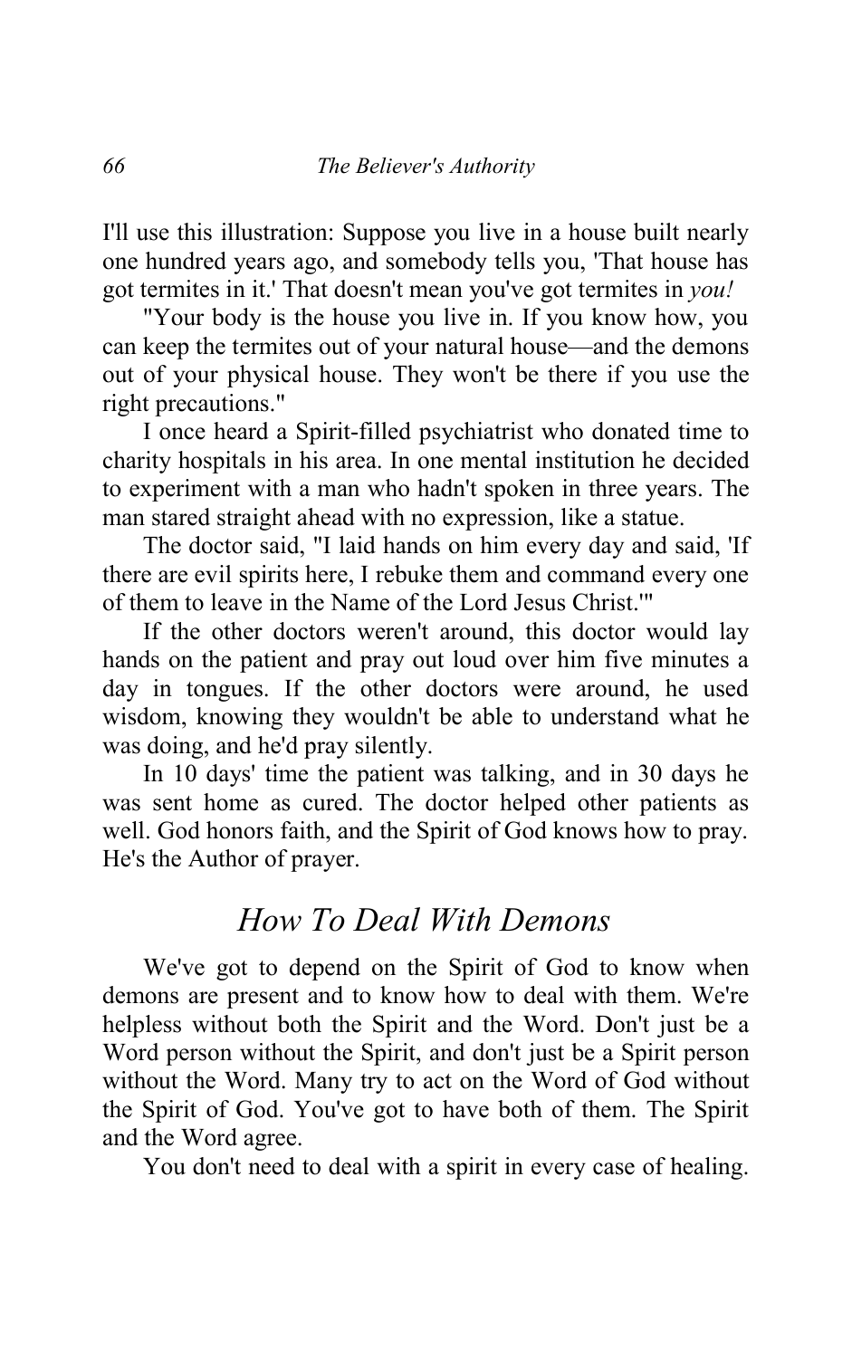I'll use this illustration: Suppose you live in a house built nearly one hundred years ago, and somebody tells you, 'That house has got termites in it.' That doesn't mean you've got termites in *you!*

"Your body is the house you live in. If you know how, you can keep the termites out of your natural house—and the demons out of your physical house. They won't be there if you use the right precautions."

I once heard a Spirit-filled psychiatrist who donated time to charity hospitals in his area. In one mental institution he decided to experiment with a man who hadn't spoken in three years. The man stared straight ahead with no expression, like a statue.

The doctor said, "I laid hands on him every day and said, 'If there are evil spirits here, I rebuke them and command every one of them to leave in the Name of the Lord Jesus Christ.'"

If the other doctors weren't around, this doctor would lay hands on the patient and pray out loud over him five minutes a day in tongues. If the other doctors were around, he used wisdom, knowing they wouldn't be able to understand what he was doing, and he'd pray silently.

In 10 days' time the patient was talking, and in 30 days he was sent home as cured. The doctor helped other patients as well. God honors faith, and the Spirit of God knows how to pray. He's the Author of prayer.

## *How To Deal With Demons*

We've got to depend on the Spirit of God to know when demons are present and to know how to deal with them. We're helpless without both the Spirit and the Word. Don't just be a Word person without the Spirit, and don't just be a Spirit person without the Word. Many try to act on the Word of God without the Spirit of God. You've got to have both of them. The Spirit and the Word agree.

You don't need to deal with a spirit in every case of healing.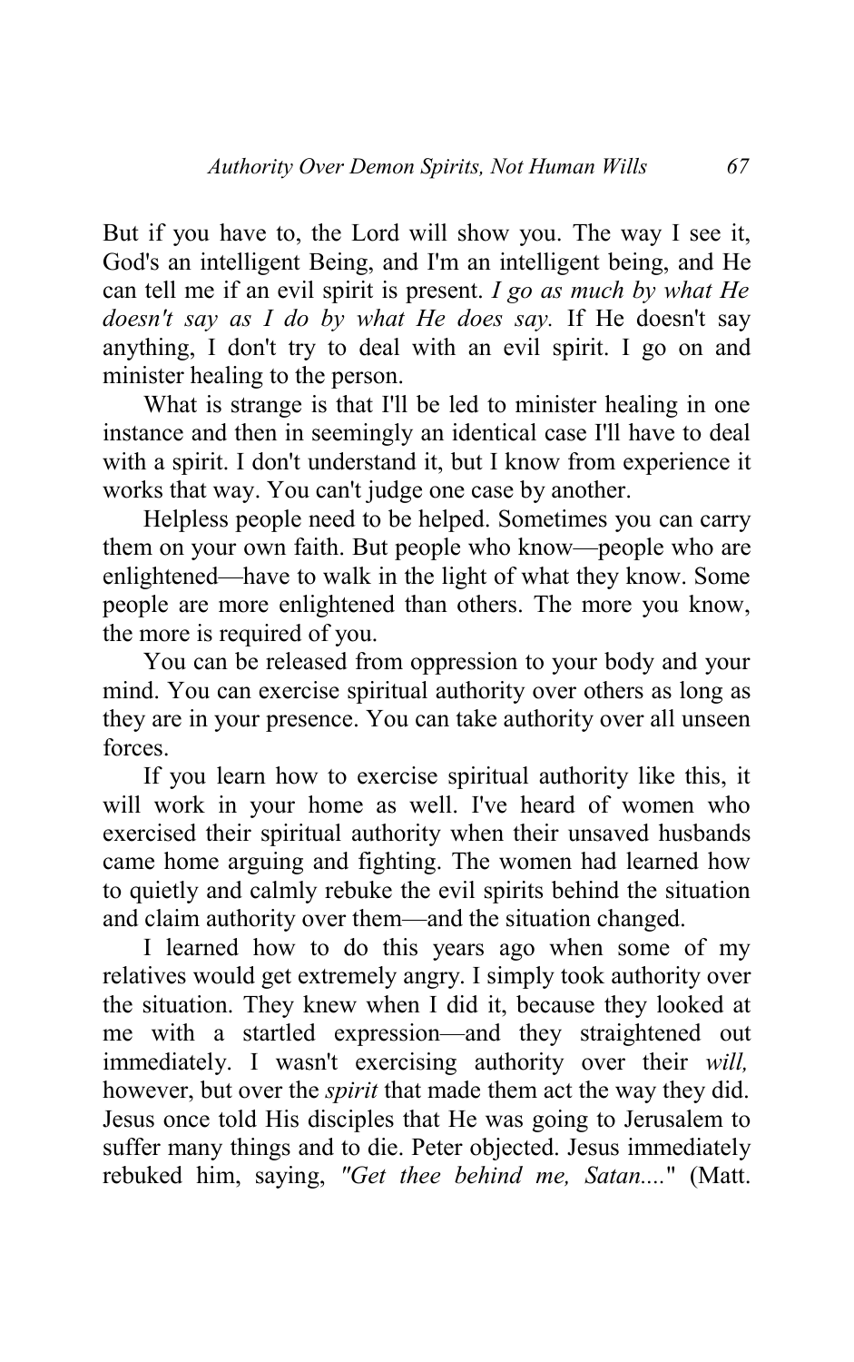But if you have to, the Lord will show you. The way I see it, God's an intelligent Being, and I'm an intelligent being, and He can tell me if an evil spirit is present. *I go as much by what He doesn't say as I do by what He does say.* If He doesn't say anything, I don't try to deal with an evil spirit. I go on and minister healing to the person.

What is strange is that I'll be led to minister healing in one instance and then in seemingly an identical case I'll have to deal with a spirit. I don't understand it, but I know from experience it works that way. You can't judge one case by another.

Helpless people need to be helped. Sometimes you can carry them on your own faith. But people who know—people who are enlightened—have to walk in the light of what they know. Some people are more enlightened than others. The more you know, the more is required of you.

You can be released from oppression to your body and your mind. You can exercise spiritual authority over others as long as they are in your presence. You can take authority over all unseen forces.

If you learn how to exercise spiritual authority like this, it will work in your home as well. I've heard of women who exercised their spiritual authority when their unsaved husbands came home arguing and fighting. The women had learned how to quietly and calmly rebuke the evil spirits behind the situation and claim authority over them—and the situation changed.

I learned how to do this years ago when some of my relatives would get extremely angry. I simply took authority over the situation. They knew when I did it, because they looked at me with a startled expression—and they straightened out immediately. I wasn't exercising authority over their *will,* however, but over the *spirit* that made them act the way they did. Jesus once told His disciples that He was going to Jerusalem to suffer many things and to die. Peter objected. Jesus immediately rebuked him, saying, *"Get thee behind me, Satan....*" (Matt.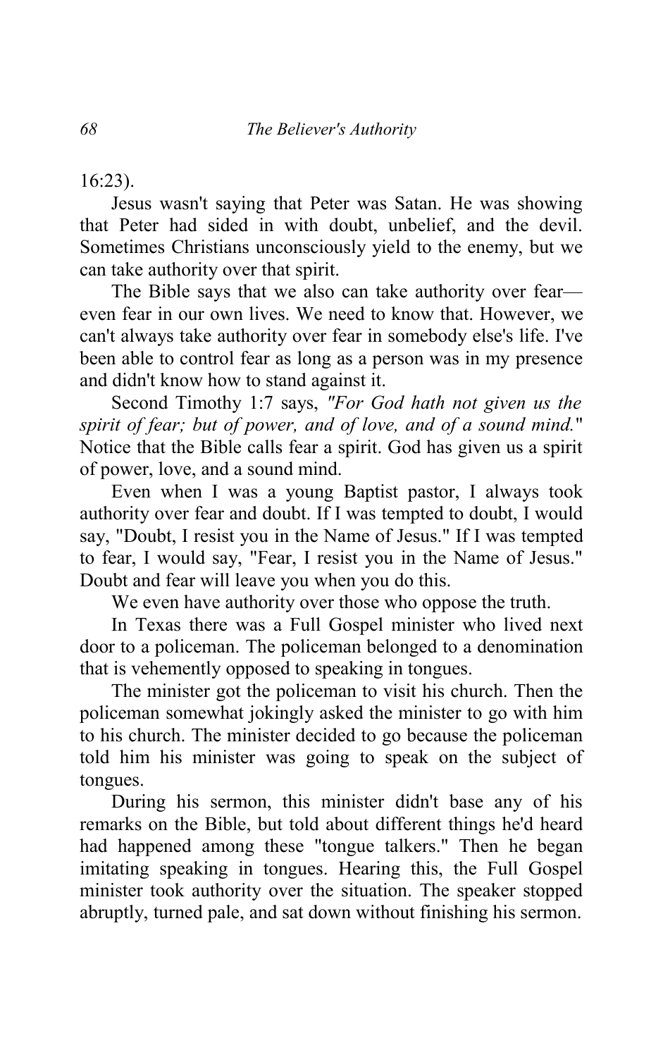16:23).

Jesus wasn't saying that Peter was Satan. He was showing that Peter had sided in with doubt, unbelief, and the devil. Sometimes Christians unconsciously yield to the enemy, but we can take authority over that spirit.

The Bible says that we also can take authority over fear—even fear in our own lives. We need to know that. However, we can't always take authority over fear in somebody else's life. I've been able to control fear as long as a person was in my presence and didn't know how to stand against it.

Second Timothy 1:7 says, *"For God hath not given us the spirit of fear; but of power, and of love, and of a sound mind."* Notice that the Bible calls fear a spirit. God has given us a spirit of power, love, and a sound mind.

Even when I was a young Baptist pastor, I always took authority over fear and doubt. If I was tempted to doubt, I would say, "Doubt, I resist you in the Name of Jesus." If I was tempted to fear, I would say, "Fear, I resist you in the Name of Jesus." Doubt and fear will leave you when you do this.

We even have authority over those who oppose the truth.

In Texas there was a Full Gospel minister who lived next door to a policeman. The policeman belonged to a denomination that is vehemently opposed to speaking in tongues.

The minister got the policeman to visit his church. Then the policeman somewhat jokingly asked the minister to go with him to his church. The minister decided to go because the policeman told him his minister was going to speak on the subject of tongues.

During his sermon, this minister didn't base any of his remarks on the Bible, but told about different things he'd heard had happened among these "tongue talkers." Then he began imitating speaking in tongues. Hearing this, the Full Gospel minister took authority over the situation. The speaker stopped abruptly, turned pale, and sat down without finishing his sermon.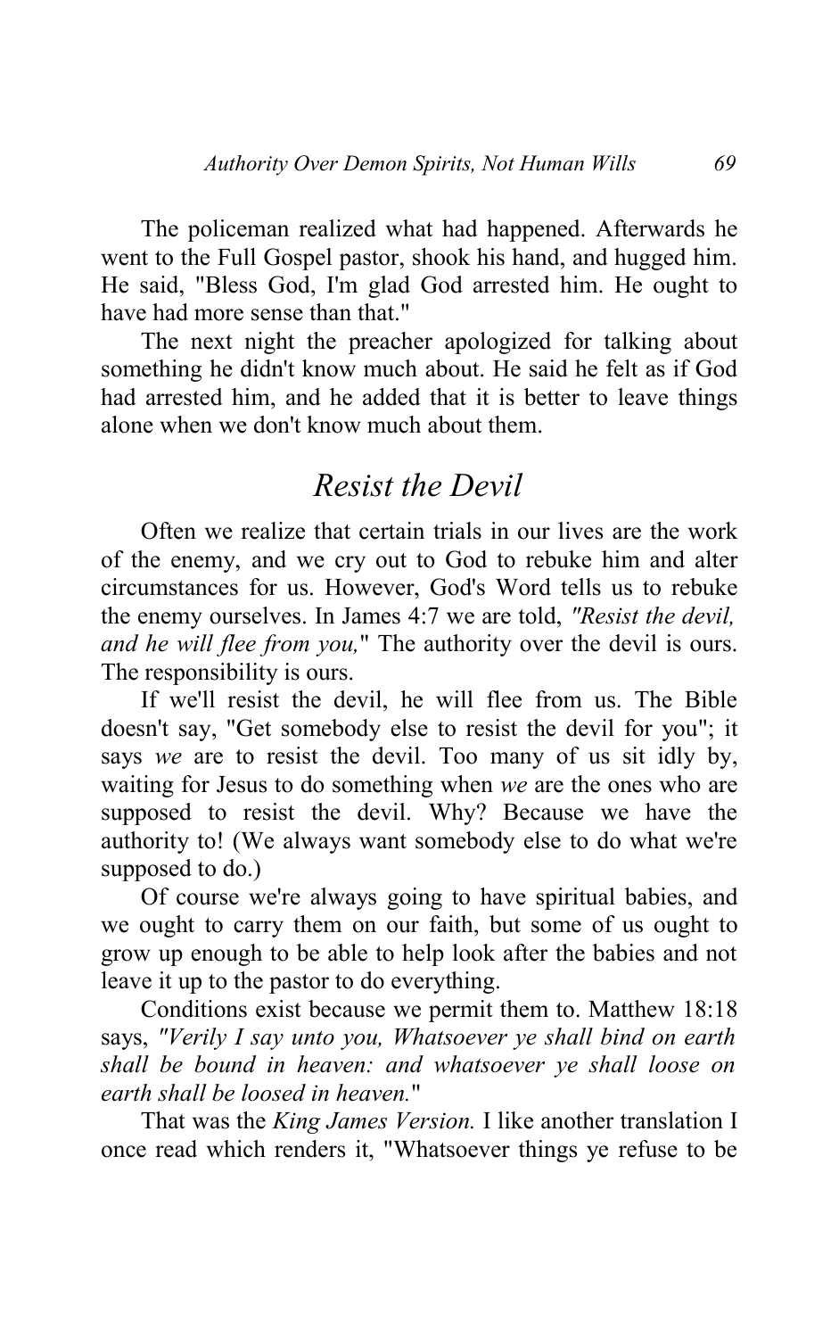The policeman realized what had happened. Afterwards he went to the Full Gospel pastor, shook his hand, and hugged him. He said, "Bless God, I'm glad God arrested him. He ought to have had more sense than that."

The next night the preacher apologized for talking about something he didn't know much about. He said he felt as if God had arrested him, and he added that it is better to leave things alone when we don't know much about them.

## *Resist the Devil*

Often we realize that certain trials in our lives are the work of the enemy, and we cry out to God to rebuke him and alter circumstances for us. However, God's Word tells us to rebuke the enemy ourselves. In James 4:7 we are told, *"Resist the devil, and he will flee from you,"* The authority over the devil is ours. The responsibility is ours.

If we'll resist the devil, he will flee from us. The Bible doesn't say, "Get somebody else to resist the devil for you"; it says *we* are to resist the devil. Too many of us sit idly by, waiting for Jesus to do something when *we* are the ones who are supposed to resist the devil. Why? Because we have the authority to! (We always want somebody else to do what we're supposed to do.)

Of course we're always going to have spiritual babies, and we ought to carry them on our faith, but some of us ought to grow up enough to be able to help look after the babies and not leave it up to the pastor to do everything.

Conditions exist because we permit them to. Matthew 18:18 says, *"Verily I say unto you, Whatsoever ye shall bind on earth shall be bound in heaven: and whatsoever ye shall loose on earth shall be loosed in heaven."*

That was the *King James Version.* I like another translation I once read which renders it, "Whatsoever things ye refuse to be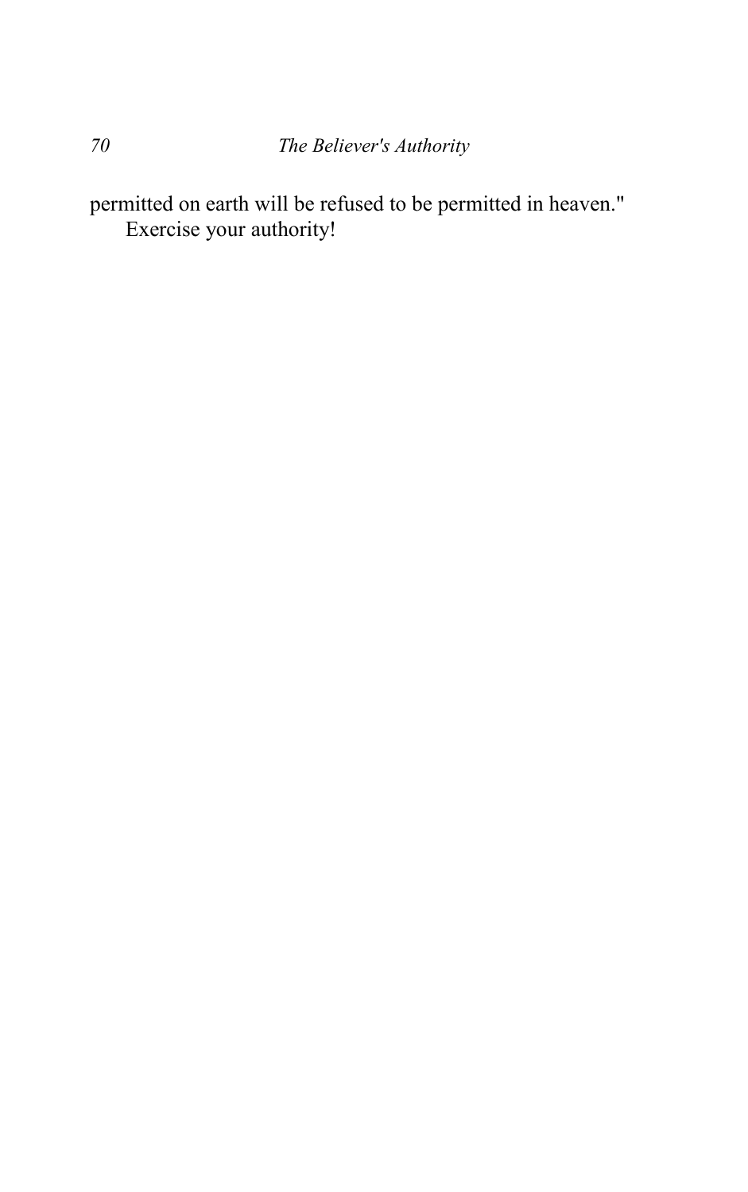permitted on earth will be refused to be permitted in heaven."

Exercise your authority!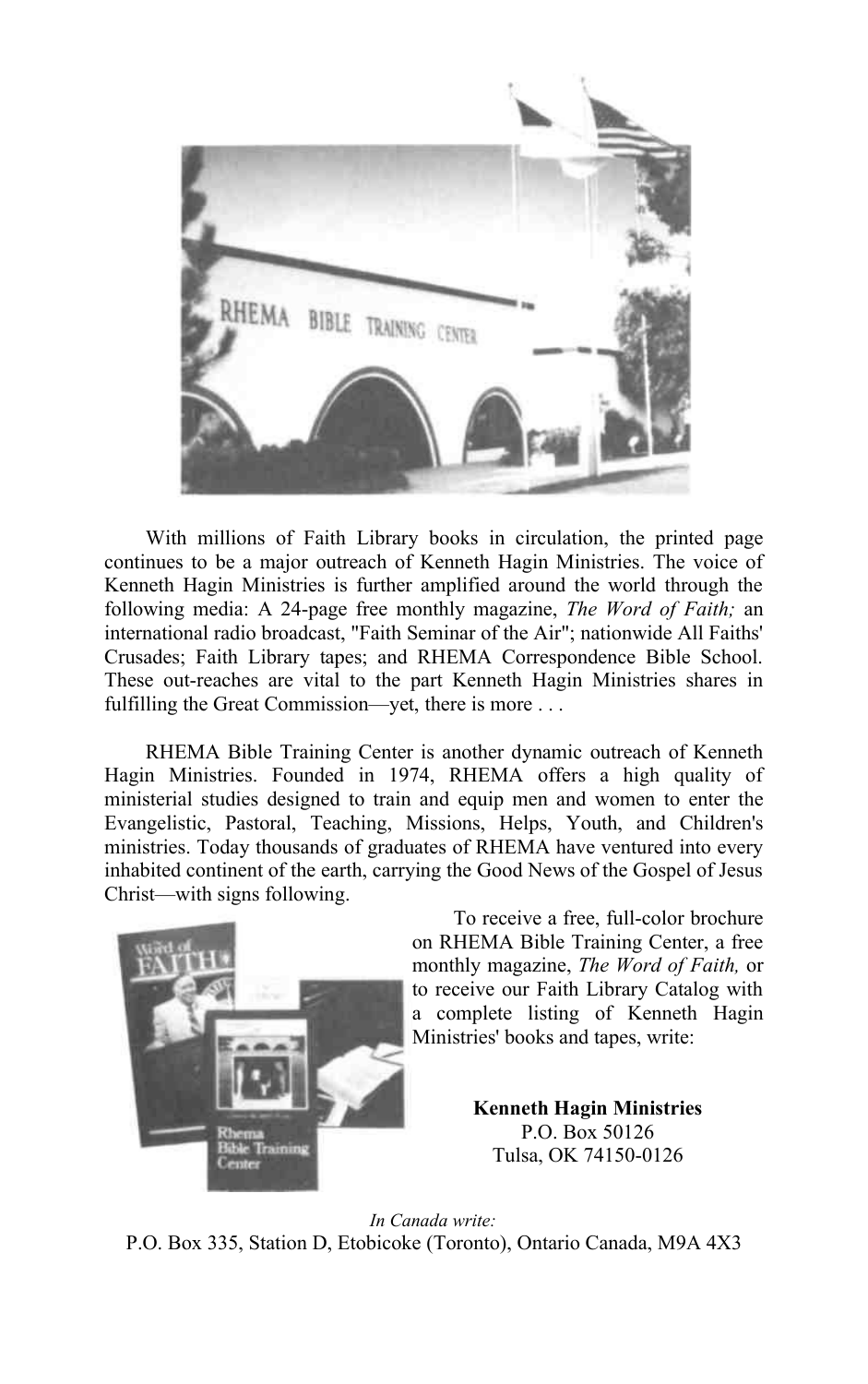With millions of Faith Library books in circulation, the printed page continues to be a major outreach of Kenneth Hagin Ministries. The voice of Kenneth Hagin Ministries is further amplified around the world through the following media: A 24-page free monthly magazine, *The Word of Faith;* an international radio broadcast, "Faith Seminar of the Air"; nationwide All Faiths' Crusades; Faith Library tapes; and RHEMA Correspondence Bible School. These out-reaches are vital to the part Kenneth Hagin Ministries shares in fulfilling the Great Commission—yet, there is more . . .

RHEMA Bible Training Center is another dynamic outreach of Kenneth Hagin Ministries. Founded in 1974, RHEMA offers a high quality of ministerial studies designed to train and equip men and women to enter the Evangelistic, Pastoral, Teaching, Missions, Helps, Youth, and Children's ministries. Today thousands of graduates of RHEMA have ventured into every inhabited continent of the earth, carrying the Good News of the Gospel of Jesus Christ—with signs following.

To receive a free, full-color brochure on RHEMA Bible Training Center, a free monthly magazine, *The Word of Faith,* or to receive our Faith Library Catalog with a complete listing of Kenneth Hagin Ministries' books and tapes, write:

**Kenneth Hagin Ministries**
P.O. Box 50126
Tulsa, OK 74150-0126

*In Canada write:*
P.O. Box 335, Station D, Etobicoke (Toronto), Ontario Canada, M9A 4X3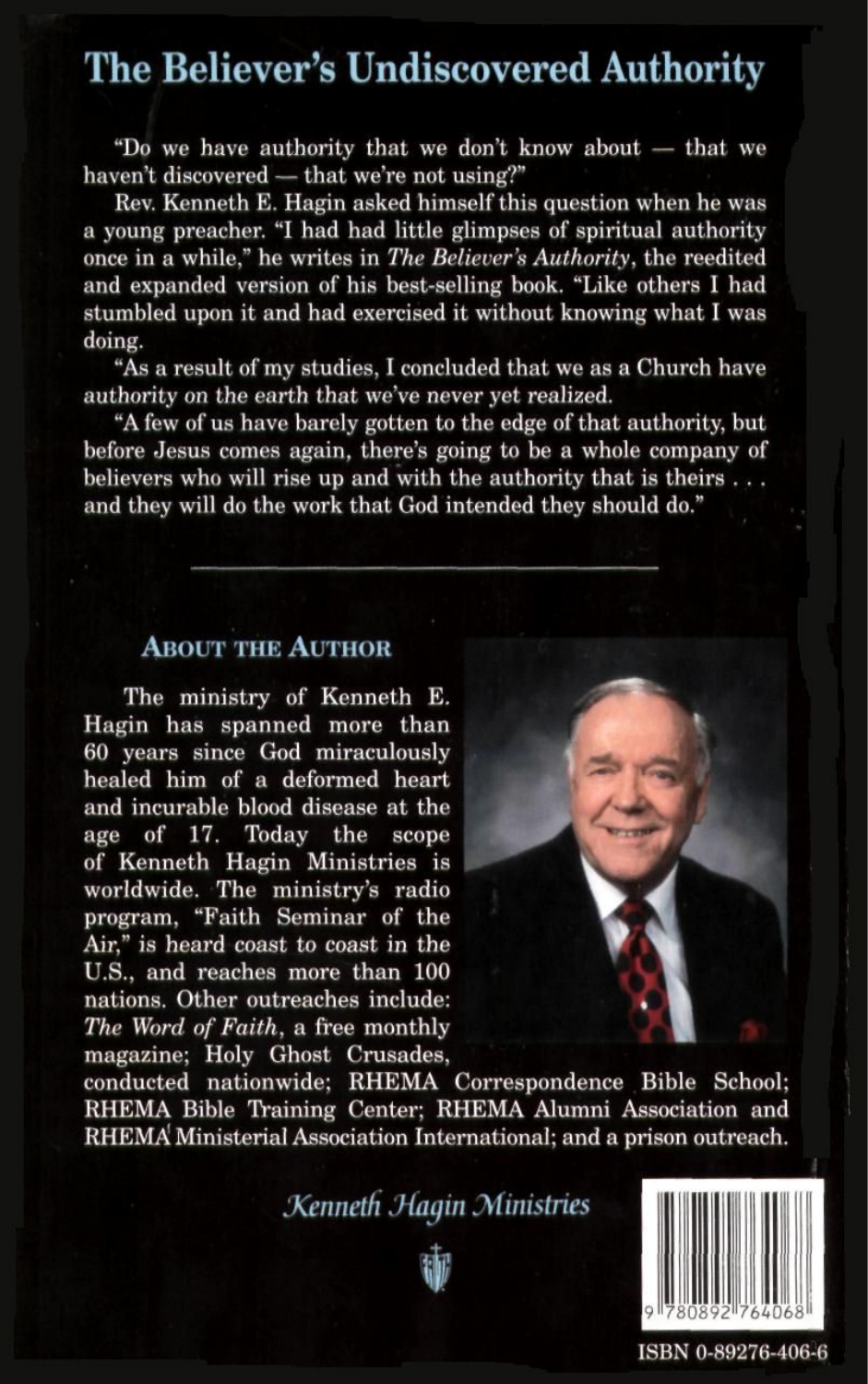# The Believer's Undiscovered Authority

"Do we have authority that we don't know about — that we haven't discovered — that we're not using?"

Rev. Kenneth E. Hagin asked himself this question when he was a young preacher. "I had had little glimpses of spiritual authority once in a while," he writes in *The Believer's Authority*, the reedited and expanded version of his best-selling book. "Like others I had stumbled upon it and had exercised it without knowing what I was doing.

"As a result of my studies, I concluded that we as a Church have authority on the earth that we've never yet realized.

"A few of us have barely gotten to the edge of that authority, but before Jesus comes again, there's going to be a whole company of believers who will rise up and with the authority that is theirs . . . and they will do the work that God intended they should do."

---

## About the Author

The ministry of Kenneth E. Hagin has spanned more than 60 years since God miraculously healed him of a deformed heart and incurable blood disease at the age of 17. Today the scope of Kenneth Hagin Ministries is worldwide. The ministry's radio program, "Faith Seminar of the Air," is heard coast to coast in the U.S., and reaches more than 100 nations. Other outreaches include: *The Word of Faith*, a free monthly magazine; Holy Ghost Crusades, conducted nationwide; RHEMA Correspondence Bible School; RHEMA Bible Training Center; RHEMA Alumni Association and RHEMA Ministerial Association International; and a prison outreach.

*Kenneth Hagin Ministries*

9 780892 764068

ISBN 0-89276-406-6